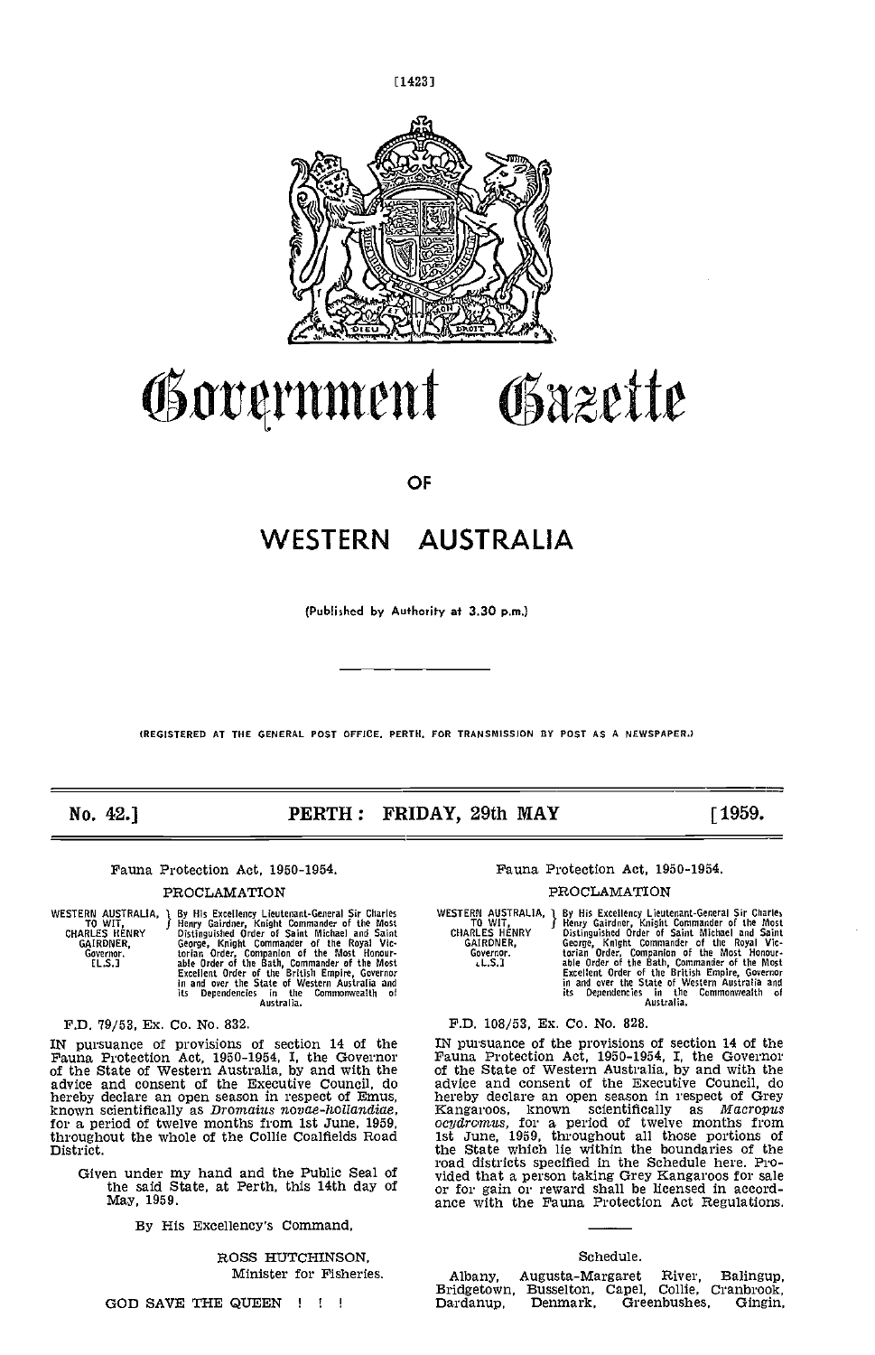# Government Gazette

OF

# WESTERN AUSTRALIA

(Published by Authority at 3.30 p.m.)

(REGISTERED AT THE GENERAL POST OFFICE, PERTH, FOR TRANSMISSION BY POST AS A NEWSPAPER.)

**No. 42.] PERTH: FRIDAY, 29th MAY [1959.**

---

Fauna Protection Act, 1950-1954.

PROCLAMATION

WESTERN AUSTRALIA, TO WIT, CHARLES HENRY GAIRDNER, Governor. [L.S.] } By His Excellency Lieutenant-General Sir Charles Henry Gairdner, Knight Commander of the Most Distinguished Order of Saint Michael and Saint George, Knight Commander of the Royal Victorian Order, Companion of the Most Honourable Order of the Bath, Commander of the Most Excellent Order of the British Empire, Governor in and over the State of Western Australia and its Dependencies in the Commonwealth of Australia.

F.D. 79/53, Ex. Co. No. 832.

IN pursuance of provisions of section 14 of the Fauna Protection Act, 1950-1954, I, the Governor of the State of Western Australia, by and with the advice and consent of the Executive Council, do hereby declare an open season in respect of Emus, known scientifically as *Dromaius novae-hollandiae*, for a period of twelve months from 1st June, 1959, throughout the whole of the Collie Coalfields Road District.

Given under my hand and the Public Seal of the said State, at Perth, this 14th day of May, 1959.

By His Excellency's Command,

ROSS HUTCHINSON,
Minister for Fisheries.

GOD SAVE THE QUEEN ! ! !

---

Fauna Protection Act, 1950-1954.

PROCLAMATION

WESTERN AUSTRALIA, TO WIT, CHARLES HENRY GAIRDNER, Governor. [L.S.] } By His Excellency Lieutenant-General Sir Charles Henry Gairdner, Knight Commander of the Most Distinguished Order of Saint Michael and Saint George, Knight Commander of the Royal Victorian Order, Companion of the Most Honourable Order of the Bath, Commander of the Most Excellent Order of the British Empire, Governor in and over the State of Western Australia and its Dependencies in the Commonwealth of Australia.

F.D. 108/53, Ex. Co. No. 828.

IN pursuance of the provisions of section 14 of the Fauna Protection Act, 1950-1954, I, the Governor of the State of Western Australia, by and with the advice and consent of the Executive Council, do hereby declare an open season in respect of Grey Kangaroos, known scientifically as *Macropus ocydromus*, for a period of twelve months from 1st June, 1959, throughout all those portions of the State which lie within the boundaries of the road districts specified in the Schedule here. Provided that a person taking Grey Kangaroos for sale or for gain or reward shall be licensed in accordance with the Fauna Protection Act Regulations.

Schedule.

Albany, Augusta-Margaret River, Balingup, Bridgetown, Busselton, Capel, Collie, Cranbrook, Dardanup, Denmark, Greenbushes, Gingin,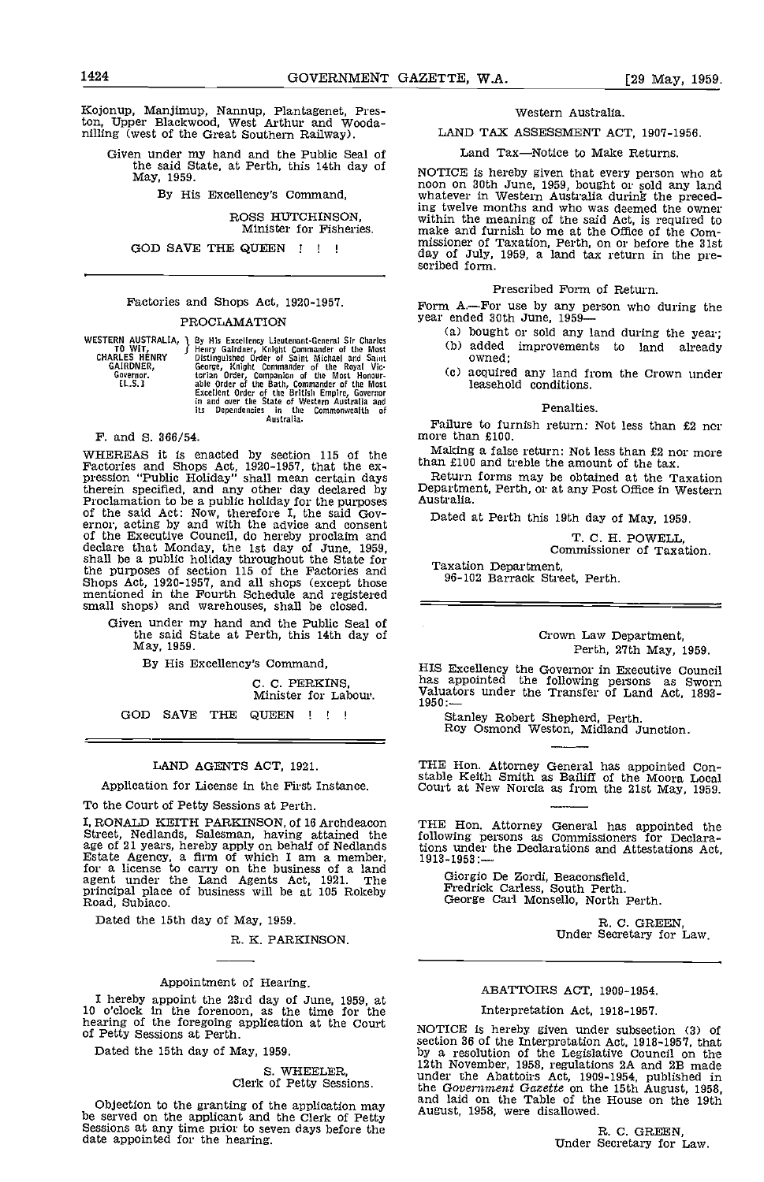Kojonup, Manjimup, Nannup, Plantagenet, Preston, Upper Blackwood, West Arthur and Wodanilling (west of the Great Southern Railway).

Given under my hand and the Public Seal of the said State, at Perth, this 14th day of May, 1959.

By His Excellency's Command,

ROSS HUTCHINSON,
Minister for Fisheries.

GOD SAVE THE QUEEN ! ! !

---

Factories and Shops Act, 1920-1957.

## PROCLAMATION

WESTERN AUSTRALIA, TO WIT, CHARLES HENRY GAIRDNER, Governor. [L.S.] } By His Excellency Lieutenant-General Sir Charles Henry Gairdner, Knight Commander of the Most Distinguished Order of Saint Michael and Saint George, Knight Commander of the Royal Victorian Order, Companion of the Most Honourable Order of the Bath, Commander of the Most Excellent Order of the British Empire, Governor in and over the State of Western Australia and its Dependencies in the Commonwealth of Australia.

F. and S. 366/54.

WHEREAS it is enacted by section 115 of the Factories and Shops Act, 1920-1957, that the expression "Public Holiday" shall mean certain days therein specified, and any other day declared by Proclamation to be a public holiday for the purposes of the said Act: Now, therefore I, the said Governor, acting by and with the advice and consent of the Executive Council, do hereby proclaim and declare that Monday, the 1st day of June, 1959, shall be a public holiday throughout the State for the purposes of section 115 of the Factories and Shops Act, 1920-1957, and all shops (except those mentioned in the Fourth Schedule and registered small shops) and warehouses, shall be closed.

Given under my hand and the Public Seal of the said State at Perth, this 14th day of May, 1959.

By His Excellency's Command,

C. C. PERKINS,
Minister for Labour.

GOD SAVE THE QUEEN ! ! !

---

LAND AGENTS ACT, 1921.

Application for License in the First Instance.

To the Court of Petty Sessions at Perth.

I, RONALD KEITH PARKINSON, of 16 Archdeacon Street, Nedlands, Salesman, having attained the age of 21 years, hereby apply on behalf of Nedlands Estate Agency, a firm of which I am a member, for a license to carry on the business of a land agent under the Land Agents Act, 1921. The principal place of business will be at 105 Rokeby Road, Subiaco.

Dated the 15th day of May, 1959.

R. K. PARKINSON.

---

Appointment of Hearing.

I hereby appoint the 23rd day of June, 1959, at 10 o'clock in the forenoon, as the time for the hearing of the foregoing application at the Court of Petty Sessions at Perth.

Dated the 15th day of May, 1959.

S. WHEELER,
Clerk of Petty Sessions.

Objection to the granting of the application may be served on the applicant and the Clerk of Petty Sessions at any time prior to seven days before the date appointed for the hearing.

---

Western Australia.

LAND TAX ASSESSMENT ACT, 1907-1956.

Land Tax—Notice to Make Returns.

NOTICE is hereby given that every person who at noon on 30th June, 1959, bought or sold any land whatever in Western Australia during the preceding twelve months and who was deemed the owner within the meaning of the said Act, is required to make and furnish to me at the Office of the Commissioner of Taxation, Perth, on or before the 31st day of July, 1959, a land tax return in the prescribed form.

Prescribed Form of Return.

Form A.—For use by any person who during the year ended 30th June, 1959—

(a) bought or sold any land during the year;
(b) added improvements to land already owned;
(c) acquired any land from the Crown under leasehold conditions.

Penalties.

Failure to furnish return: Not less than £2 nor more than £100.

Making a false return: Not less than £2 nor more than £100 and treble the amount of the tax.

Return forms may be obtained at the Taxation Department, Perth, or at any Post Office in Western Australia.

Dated at Perth this 19th day of May, 1959.

T. C. H. POWELL,
Commissioner of Taxation.

Taxation Department,
96-102 Barrack Street, Perth.

---

Crown Law Department,
Perth, 27th May, 1959.

HIS Excellency the Governor in Executive Council has appointed the following persons as Sworn Valuators under the Transfer of Land Act, 1893-1950:—

Stanley Robert Shepherd, Perth.
Roy Osmond Weston, Midland Junction.

---

THE Hon. Attorney General has appointed Constable Keith Smith as Bailiff of the Moora Local Court at New Norcia as from the 21st May, 1959.

---

THE Hon. Attorney General has appointed the following persons as Commissioners for Declarations under the Declarations and Attestations Act, 1913-1953:—

Giorgio De Zordi, Beaconsfield.
Fredrick Carless, South Perth.
George Carl Monsello, North Perth.

R. C. GREEN,
Under Secretary for Law.

---

ABATTOIRS ACT, 1909-1954.

Interpretation Act, 1918-1957.

NOTICE is hereby given under subsection (3) of section 36 of the Interpretation Act, 1918-1957, that by a resolution of the Legislative Council on the 12th November, 1958, regulations 2A and 2B made under the Abattoirs Act, 1909-1954, published in the *Government Gazette* on the 15th August, 1958, and laid on the Table of the House on the 19th August, 1958, were disallowed.

R. C. GREEN,
Under Secretary for Law.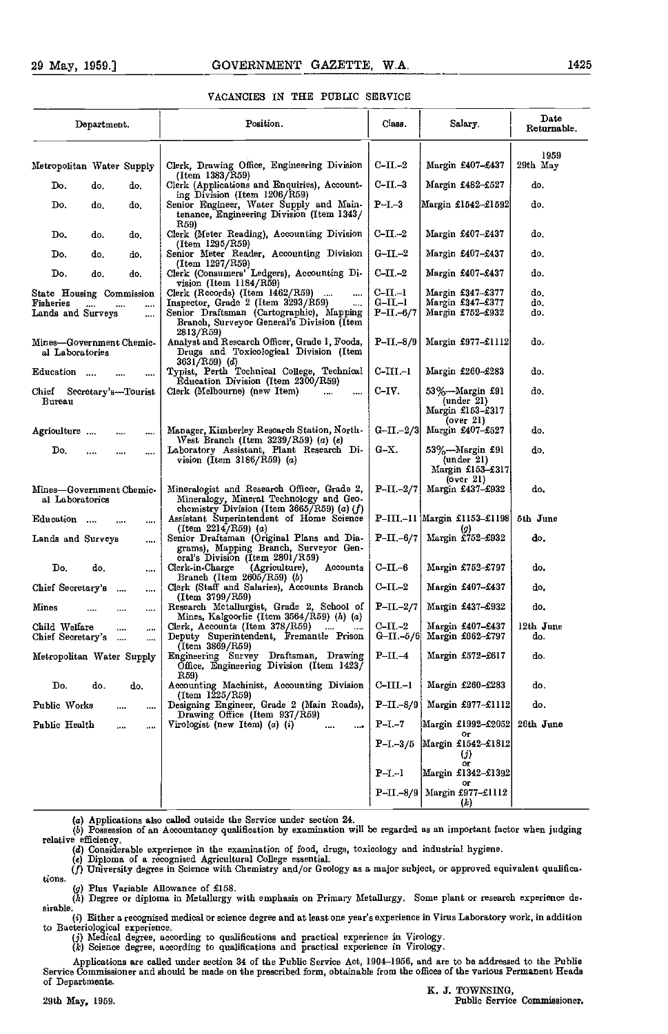## VACANCIES IN THE PUBLIC SERVICE

| Department. | Position. | Class. | Salary. | Date Returnable. |
|---|---|---|---|---|
| | | | | 1959 |
| Metropolitan Water Supply | Clerk, Drawing Office, Engineering Division (Item 1383/R59) | C-II.-2 | Margin £407-£437 | 29th May |
| Do. do. do. | Clerk (Applications and Enquiries), Accounting Division (Item 1206/R59) | C-II.-3 | Margin £482-£527 | do. |
| Do. do. do. | Senior Engineer, Water Supply and Maintenance, Engineering Division (Item 1343/R59) | P-I.-3 | Margin £1542-£1592 | do. |
| Do. do. do. | Clerk (Meter Reading), Accounting Division (Item 1295/R59) | C-II.-2 | Margin £407-£437 | do. |
| Do. do. do. | Senior Meter Reader, Accounting Division (Item 1297/R59) | G-II.-2 | Margin £407-£437 | do. |
| Do. do. do. | Clerk (Consumers' Ledgers), Accounting Division (Item 1184/R59) | C-II.-2 | Margin £407-£437 | do. |
| State Housing Commission | Clerk (Records) (Item 1462/R59) | C-II.-1 | Margin £347-£377 | do. |
| Fisheries | Inspector, Grade 2 (Item 3293/R59) | G-II.-1 | Margin £347-£377 | do. |
| Lands and Surveys | Senior Draftsman (Cartographic), Mapping Branch, Surveyor General's Division (Item 2813/R59) | P-II.-6/7 | Margin £752-£932 | do. |
| Mines—Government Chemical Laboratories | Analyst and Research Officer, Grade 1, Foods, Drugs and Toxicological Division (Item 3631/R59) (d) | P-II.-8/9 | Margin £977-£1112 | do. |
| Education | Typist, Perth Technical College, Technical Education Division (Item 2300/R59) | C-III.-1 | Margin £260-£283 | do. |
| Chief Secretary's—Tourist Bureau | Clerk (Melbourne) (new Item) | C-IV. | 53%—Margin £91 (under 21) Margin £153-£317 (over 21) | do. |
| Agriculture | Manager, Kimberley Research Station, North-West Branch (Item 3239/R59) (a) (e) | G-II.-2/3 | Margin £407-£527 | do. |
| Do. | Laboratory Assistant, Plant Research Division (Item 3186/R59) (a) | G-X. | 53%—Margin £91 (under 21) Margin £153-£317 (over 21) | do. |
| Mines—Government Chemical Laboratories | Mineralogist and Research Officer, Grade 2, Mineralogy, Mineral Technology and Geochemistry Division (Item 3665/R59) (a) (f) | P-II.-2/7 | Margin £437-£932 | do. |
| Education | Assistant Superintendent of Home Science (Item 2214/R59) (a) | P-III.-11 | Margin £1153-£1198 (g) | 5th June |
| Lands and Surveys | Senior Draftsman (Original Plans and Diagrams), Mapping Branch, Surveyor General's Division (Item 2801/R59) | P-II.-6/7 | Margin £752-£932 | do. |
| Do. do. | Clerk-in-Charge (Agriculture), Accounts Branch (Item 2605/R59) (b) | C-II.-6 | Margin £752-£797 | do. |
| Chief Secretary's | Clerk (Staff and Salaries), Accounts Branch (Item 3799/R59) | C-II.-2 | Margin £407-£437 | do. |
| Mines | Research Metallurgist, Grade 2, School of Mines, Kalgoorlie (Item 3564/R59) (h) (a) | P-II.-2/7 | Margin £437-£932 | do. |
| Child Welfare | Clerk, Accounts (Item 378/R59) | C-II.-2 | Margin £407-£437 | 12th June |
| Chief Secretary's | Deputy Superintendent, Fremantle Prison (Item 3869/R59) | G-II.-5/6 | Margin £662-£797 | do. |
| Metropolitan Water Supply | Engineering Survey Draftsman, Drawing Office, Engineering Division (Item 1423/R59) | P-II.-4 | Margin £572-£617 | do. |
| Do. do. do. | Accounting Machinist, Accounting Division (Item 1225/R59) | C-III.-1 | Margin £260-£283 | do. |
| Public Works | Designing Engineer, Grade 2 (Main Roads), Drawing Office (Item 937/R59) | P-II.-8/9 | Margin £977-£1112 | do. |
| Public Health | Virologist (new Item) (a) (i) | P-I.-7 | Margin £1992-£2052 or | 26th June |
| | | P-I.-3/5 | Margin £1542-£1812 (j) or | |
| | | P-I.-1 | Margin £1342-£1392 or | |
| | | P-II.-8/9 | Margin £977-£1112 (k) | |

(a) Applications also called outside the Service under section 24.

(b) Possession of an Accountancy qualification by examination will be regarded as an important factor when judging relative efficiency.

(d) Considerable experience in the examination of food, drugs, toxicology and industrial hygiene.

(e) Diploma of a recognised Agricultural College essential.

(f) University degree in Science with Chemistry and/or Geology as a major subject, or approved equivalent qualifications.

(g) Plus Variable Allowance of £158.

(h) Degree or diploma in Metallurgy with emphasis on Primary Metallurgy. Some plant or research experience desirable.

(i) Either a recognised medical or science degree and at least one year's experience in Virus Laboratory work, in addition to Bacteriological experience.

(j) Medical degree, according to qualifications and practical experience in Virology.

(k) Science degree, according to qualifications and practical experience in Virology.

Applications are called under section 34 of the Public Service Act, 1904-1956, and are to be addressed to the Public Service Commissioner and should be made on the prescribed form, obtainable from the offices of the various Permanent Heads of Departments.

K. J. TOWNSING,
Public Service Commissioner.

29th May, 1959.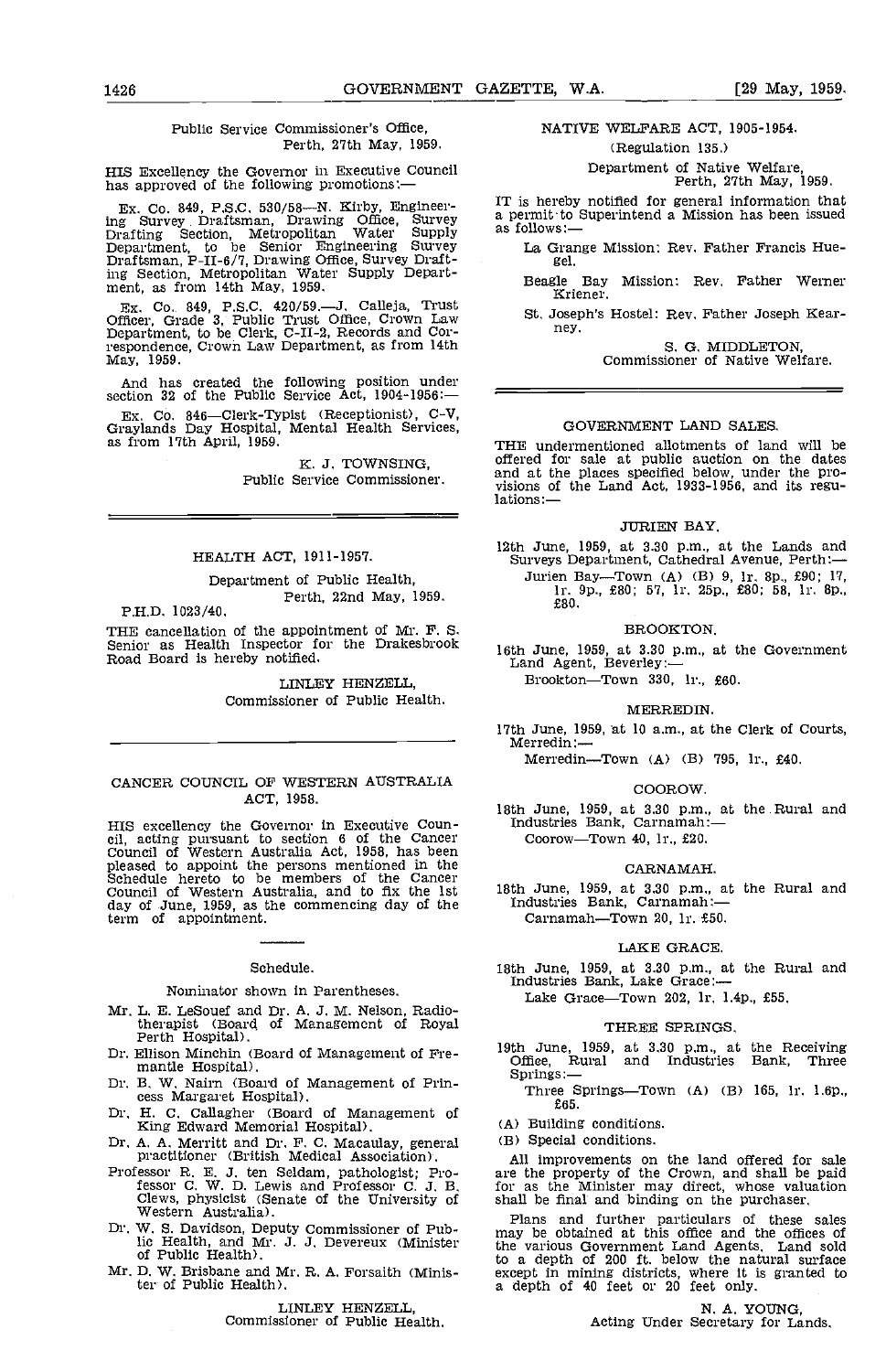Public Service Commissioner's Office,
Perth, 27th May, 1959.

HIS Excellency the Governor in Executive Council has approved of the following promotions:—

Ex. Co. 849, P.S.C. 530/58—N. Kirby, Engineering Survey Draftsman, Drawing Office, Survey Drafting Section, Metropolitan Water Supply Department, to be Senior Engineering Survey Draftsman, P-II-6/7, Drawing Office, Survey Drafting Section, Metropolitan Water Supply Department, as from 14th May, 1959.

Ex. Co. 849, P.S.C. 420/59.—J. Calleja, Trust Officer, Grade 3, Public Trust Office, Crown Law Department, to be Clerk, C-II-2, Records and Correspondence, Crown Law Department, as from 14th May, 1959.

And has created the following position under section 32 of the Public Service Act, 1904-1956:—

Ex. Co. 846—Clerk-Typist (Receptionist), C-V, Graylands Day Hospital, Mental Health Services, as from 17th April, 1959.

K. J. TOWNSING,
Public Service Commissioner.

---

## HEALTH ACT, 1911-1957.

Department of Public Health,
Perth, 22nd May, 1959.

P.H.D. 1023/40.

THE cancellation of the appointment of Mr. F. S. Senior as Health Inspector for the Drakesbrook Road Board is hereby notified.

LINLEY HENZELL,
Commissioner of Public Health.

---

## CANCER COUNCIL OF WESTERN AUSTRALIA ACT, 1958.

HIS excellency the Governor in Executive Council, acting pursuant to section 6 of the Cancer Council of Western Australia Act, 1958, has been pleased to appoint the persons mentioned in the Schedule hereto to be members of the Cancer Council of Western Australia, and to fix the 1st day of June, 1959, as the commencing day of the term of appointment.

### Schedule.

Nominator shown in Parentheses.

- Mr. L. E. LeSouef and Dr. A. J. M. Nelson, Radiotherapist (Board of Management of Royal Perth Hospital).
- Dr. Ellison Minchin (Board of Management of Fremantle Hospital).
- Dr. B. W. Nairn (Board of Management of Princess Margaret Hospital).
- Dr. H. C. Callagher (Board of Management of King Edward Memorial Hospital).
- Dr. A. A. Merritt and Dr. F. C. Macaulay, general practitioner (British Medical Association).
- Professor R. E. J. ten Seldam, pathologist; Professor C. W. D. Lewis and Professor C. J. B. Clews, physicist (Senate of the University of Western Australia).
- Dr. W. S. Davidson, Deputy Commissioner of Public Health, and Mr. J. J. Devereux (Minister of Public Health).
- Mr. D. W. Brisbane and Mr. R. A. Forsaith (Minister of Public Health).

LINLEY HENZELL,
Commissioner of Public Health.

---

## NATIVE WELFARE ACT, 1905-1954.

(Regulation 135.)

Department of Native Welfare,
Perth, 27th May, 1959.

IT is hereby notified for general information that a permit to Superintend a Mission has been issued as follows:—

- La Grange Mission: Rev. Father Francis Huegel.
- Beagle Bay Mission: Rev. Father Werner Kriener.
- St. Joseph's Hostel: Rev. Father Joseph Kearney.

S. G. MIDDLETON,
Commissioner of Native Welfare.

---

## GOVERNMENT LAND SALES.

THE undermentioned allotments of land will be offered for sale at public auction on the dates and at the places specified below, under the provisions of the Land Act, 1933-1956, and its regulations:—

### JURIEN BAY.

12th June, 1959, at 3.30 p.m., at the Lands and Surveys Department, Cathedral Avenue, Perth:—

Jurien Bay—Town (A) (B) 9, 1r. 8p., £90; 17, 1r. 9p., £80; 57, 1r. 25p., £80; 58, 1r. 8p., £80.

### BROOKTON.

16th June, 1959, at 3.30 p.m., at the Government Land Agent, Beverley:—

Brookton—Town 330, 1r., £60.

### MERREDIN.

17th June, 1959, at 10 a.m., at the Clerk of Courts, Merredin:—

Merredin—Town (A) (B) 795, 1r., £40.

### COOROW.

18th June, 1959, at 3.30 p.m., at the Rural and Industries Bank, Carnamah:—

Coorow—Town 40, 1r., £20.

### CARNAMAH.

18th June, 1959, at 3.30 p.m., at the Rural and Industries Bank, Carnamah:—

Carnamah—Town 20, 1r. £50.

### LAKE GRACE.

18th June, 1959, at 3.30 p.m., at the Rural and Industries Bank, Lake Grace:—

Lake Grace—Town 202, 1r. 1.4p., £55.

### THREE SPRINGS.

19th June, 1959, at 3.30 p.m., at the Receiving Office, Rural and Industries Bank, Three Springs:—

Three Springs—Town (A) (B) 165, 1r. 1.6p., £65.

(A) Building conditions.
(B) Special conditions.

All improvements on the land offered for sale are the property of the Crown, and shall be paid for as the Minister may direct, whose valuation shall be final and binding on the purchaser.

Plans and further particulars of these sales may be obtained at this office and the offices of the various Government Land Agents. Land sold to a depth of 200 ft. below the natural surface except in mining districts, where it is granted to a depth of 40 feet or 20 feet only.

N. A. YOUNG,
Acting Under Secretary for Lands.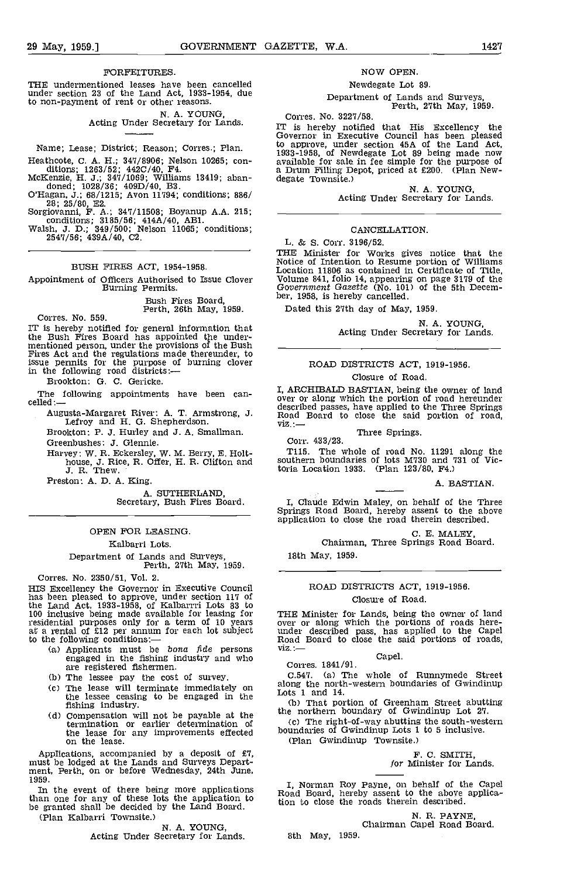## FORFEITURES.

THE undermentioned leases have been cancelled under section 23 of the Land Act, 1933-1954, due to non-payment of rent or other reasons.

N. A. YOUNG,
Acting Under Secretary for Lands.

Name; Lease; District; Reason; Corres.; Plan.

Heathcote, C. A. H.; 347/8906; Nelson 10265; conditions; 1263/52; 442C/40, F4.
McKenzie, H. J.; 347/1069; Williams 13419; abandoned; 1028/36; 409D/40, B3.
O'Hagan, J.; 68/1215; Avon 11794; conditions; 886/28; 25/80, E2.
Sorgiovanni, F. A.; 347/11508; Boyanup A.A. 215; conditions; 3185/56; 414A/40, AB1.
Walsh, J. D.; 349/500; Nelson 11065; conditions; 2547/56; 439A/40, C2.

## BUSH FIRES ACT, 1954-1958.

Appointment of Officers Authorised to Issue Clover Burning Permits.

Bush Fires Board,
Perth, 26th May, 1959.

Corres. No. 559.

IT is hereby notified for general information that the Bush Fires Board has appointed the undermentioned person, under the provisions of the Bush Fires Act and the regulations made thereunder, to issue permits for the purpose of burning clover in the following road districts:—

Brookton: G. C. Gericke.

The following appointments have been cancelled:—

Augusta-Margaret River: A. T. Armstrong, J. Lefroy and H. G. Shepherdson.

Brookton: P. J. Hurley and J. A. Smallman.

Greenbushes: J. Glennie.

Harvey: W. R. Eckersley, W. M. Berry, E. Holthouse, J. Rice, R. Offer, H. R. Clifton and J. R. Thew.

Preston: A. D. A. King.

A. SUTHERLAND,
Secretary, Bush Fires Board.

## OPEN FOR LEASING.

Kalbarri Lots.

Department of Lands and Surveys,
Perth, 27th May, 1959.

Corres. No. 2350/51, Vol. 2.

HIS Excellency the Governor in Executive Council has been pleased to approve, under section 117 of the Land Act, 1933-1958, of Kalbarri Lots 83 to 100 inclusive being made available for leasing for residential purposes only for a term of 10 years at a rental of £12 per annum for each lot subject to the following conditions:—

(a) Applicants must be *bona fide* persons engaged in the fishing industry and who are registered fishermen.
(b) The lessee pay the cost of survey.
(c) The lease will terminate immediately on the lessee ceasing to be engaged in the fishing industry.
(d) Compensation will not be payable at the termination or earlier determination of the lease for any improvements effected on the lease.

Applications, accompanied by a deposit of £7, must be lodged at the Lands and Surveys Department, Perth, on or before Wednesday, 24th June, 1959.

In the event of there being more applications than one for any of these lots the application to be granted shall be decided by the Land Board.

(Plan Kalbarri Townsite.)

N. A. YOUNG,
Acting Under Secretary for Lands.

## NOW OPEN.

Newdegate Lot 89.

Department of Lands and Surveys,
Perth, 27th May, 1959.

Corres. No. 3227/58.

IT is hereby notified that His Excellency the Governor in Executive Council has been pleased to approve, under section 45A of the Land Act, 1933-1958, of Newdegate Lot 89 being made now available for sale in fee simple for the purpose of a Drum Filling Depot, priced at £200. (Plan Newdegate Townsite.)

N. A. YOUNG,
Acting Under Secretary for Lands.

## CANCELLATION.

L. & S. Corr. 3196/52.

THE Minister for Works gives notice that the Notice of Intention to Resume portion of Williams Location 11806 as contained in Certificate of Title, Volume 841, folio 14, appearing on page 3179 of the *Government Gazette* (No. 101) of the 5th December, 1958, is hereby cancelled.

Dated this 27th day of May, 1959.

N. A. YOUNG,
Acting Under Secretary for Lands.

## ROAD DISTRICTS ACT, 1919-1956.

Closure of Road.

I, ARCHIBALD BASTIAN, being the owner of land over or along which the portion of road hereunder described passes, have applied to the Three Springs Road Board to close the said portion of road, viz.:—

Three Springs.

Corr. 433/23.

T115. The whole of road No. 11291 along the southern boundaries of lots M730 and 731 of Victoria Location 1933. (Plan 123/80, F4.)

A. BASTIAN.

I, Claude Edwin Maley, on behalf of the Three Springs Road Board, hereby assent to the above application to close the road therein described.

C. E. MALEY,
Chairman, Three Springs Road Board.

18th May, 1959.

## ROAD DISTRICTS ACT, 1919-1956.

Closure of Road.

THE Minister for Lands, being the owner of land over or along which the portions of roads hereunder described pass, has applied to the Capel Road Board to close the said portions of roads, viz.:—

Capel.

Corres. 1841/91.

C.547. (a) The whole of Runnymede Street along the north-western boundaries of Gwindinup Lots 1 and 14.

(b) That portion of Greenham Street abutting the northern boundary of Gwindinup Lot 27.

(c) The right-of-way abutting the south-western boundaries of Gwindinup Lots 1 to 5 inclusive.

(Plan Gwindinup Townsite.)

F. C. SMITH,
*for* Minister for Lands.

I, Norman Roy Payne, on behalf of the Capel Road Board, hereby assent to the above application to close the roads therein described.

N. R. PAYNE,
Chairman Capel Road Board.

8th May, 1959.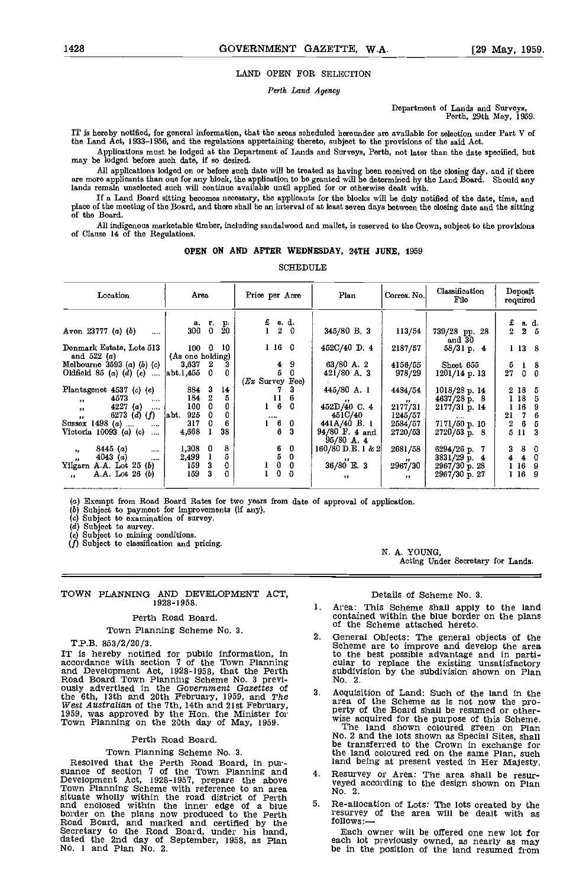## LAND OPEN FOR SELECTION

*Perth Land Agency*

Department of Lands and Surveys,
Perth, 29th May, 1959.

IT is hereby notified, for general information, that the areas scheduled hereunder are available for selection under Part V of the Land Act, 1933-1956, and the regulations appertaining thereto, subject to the provisions of the said Act.

Applications must be lodged at the Department of Lands and Surveys, Perth, not later than the date specified, but may be lodged before such date, if so desired.

All applications lodged on or before such date will be treated as having been received on the closing day, and if there are more applicants than one for any block, the application to be granted will be determined by the Land Board. Should any lands remain unselected such will continue available until applied for or otherwise dealt with.

If a Land Board sitting becomes necessary, the applicants for the blocks will be duly notified of the date, time, and place of the meeting of the Board, and there shall be an interval of at least seven days between the closing date and the sitting of the Board.

All indigenous marketable timber, including sandalwood and mallet, is reserved to the Crown, subject to the provisions of Clause 14 of the Regulations.

### OPEN ON AND AFTER WEDNESDAY, 24TH JUNE, 1959

SCHEDULE

| Location | Area | Price per Acre | Plan | Corres. No. | Classification File | Deposit required |
|---|---|---|---|---|---|---|
| | a. r. p. | £ s. d. | | | | £ s. d. |
| Avon 23777 (a) (b) .... | 300 0 20 | 1 2 0 | 345/80 B. 3 | 113/54 | 739/28 pp. 28 and 30 | 2 2 5 |
| Denmark Estate, Lots 513 and 522 (a) | 100 0 10 (As one holding) | 1 16 0 | 452C/40 D. 4 | 2187/57 | 58/31 p. 4 | 1 13 8 |
| Melbourne 3593 (a) (b) (c) | 3,637 2 3 | 4 9 | 63/80 A. 2 | 4156/55 | Sheet 655 | 5 1 8 |
| Oldfield 85 (a) (d) (e) .... | abt. 1,455 0 0 | 5 0 (*Ex* Survey Fee) | 421/80 A. 3 | 978/29 | 1201/14 p. 13 | 27 0 0 |
| Plantagenet 4537 (c) (e) | 884 3 14 | 7 3 | 445/80 A. 1 | 4484/54 | 1018/28 p. 14 | 2 18 5 |
| " 4573 .... | 184 2 5 | 11 6 | " | " | 4637/28 p. 8 | 1 18 5 |
| " 4227 (a) .... | 160 0 0 | 1 6 0 | 452D/40 C. 4 | 2177/31 | 2177/31 p. 14 | 1 16 9 |
| " 6273 (d) (f) | abt. 925 0 0 | .... | 451C/40 | 1245/57 | .... | 21 7 6 |
| Sussex 1498 (a) .... .... | 317 0 6 | 1 6 0 | 441A/40 B. 1 | 2584/57 | 7171/50 p. 10 | 2 6 5 |
| Victoria 10093 (a) (c) .... | 4,668 1 38 | 6 3 | 94/80 F. 4 and 95/80 A. 4 | 2720/53 | 2720/53 p. 8 | 5 11 3 |
| " 8445 (a) | 1,308 0 8 | 6 0 | 160/80 D.E. 1 & 2 | 2681/58 | 6294/26 p. 7 | 3 8 0 |
| " 4043 (a) .... | 2,499 1 5 | 5 0 | " | " | 3831/29 p. 4 | 4 4 0 |
| Yilgarn A.A. Lot 25 (b) | 159 3 0 | 1 0 0 | 36/80 E. 3 | 2967/30 | 2967/30 p. 28 | 1 16 9 |
| " A.A. Lot 26 (b) | 159 3 0 | 1 0 0 | " | " | 2967/30 p. 27 | 1 16 9 |

(a) Exempt from Road Board Rates for two years from date of approval of application.
(b) Subject to payment for improvements (if any).
(c) Subject to examination of survey.
(d) Subject to survey.
(e) Subject to mining conditions.
(f) Subject to classification and pricing.

N. A. YOUNG,
Acting Under Secretary for Lands.

---

## TOWN PLANNING AND DEVELOPMENT ACT, 1928-1958.

Perth Road Board.

Town Planning Scheme No. 3.

T.P.B. 853/2/20/3.

IT is hereby notified for public information, in accordance with section 7 of the Town Planning and Development Act, 1928-1958, that the Perth Road Board Town Planning Scheme No. 3 previously advertised in the *Government Gazettes* of the 6th, 13th and 20th February, 1959, and *The West Australian* of the 7th, 14th and 21st February, 1959, was approved by the Hon. the Minister for Town Planning on the 20th day of May, 1959.

Perth Road Board.

Town Planning Scheme No. 3.

Resolved that the Perth Road Board, in pursuance of section 7 of the Town Planning and Development Act, 1928-1957, prepare the above Town Planning Scheme with reference to an area situate wholly within the road district of Perth and enclosed within the inner edge of a blue border on the plans now produced to the Perth Road Board, and marked and certified by the Secretary to the Road Board, under his hand, dated the 2nd day of September, 1958, as Plan No. 1 and Plan No. 2.

Details of Scheme No. 3.

1. Area: This Scheme shall apply to the land contained within the blue border on the plans of the Scheme attached hereto.

2. General Objects: The general objects of the Scheme are to improve and develop the area to the best possible advantage and in particular to replace the existing unsatisfactory subdivision by the subdivision shown on Plan No. 2.

3. Acquisition of Land: Such of the land in the area of the Scheme as is not now the property of the Board shall be resumed or otherwise acquired for the purpose of this Scheme.
   The land shown coloured green on Plan No. 2 and the lots shown as Special Sites, shall be transferred to the Crown in exchange for the land coloured red on the same Plan, such land being at present vested in Her Majesty.

4. Resurvey of Area: The area shall be resurveyed according to the design shown on Plan No. 2.

5. Re-allocation of Lots: The lots created by the resurvey of the area will be dealt with as follows:—
   Each owner will be offered one new lot for each lot previously owned, as nearly as may be in the position of the land resumed from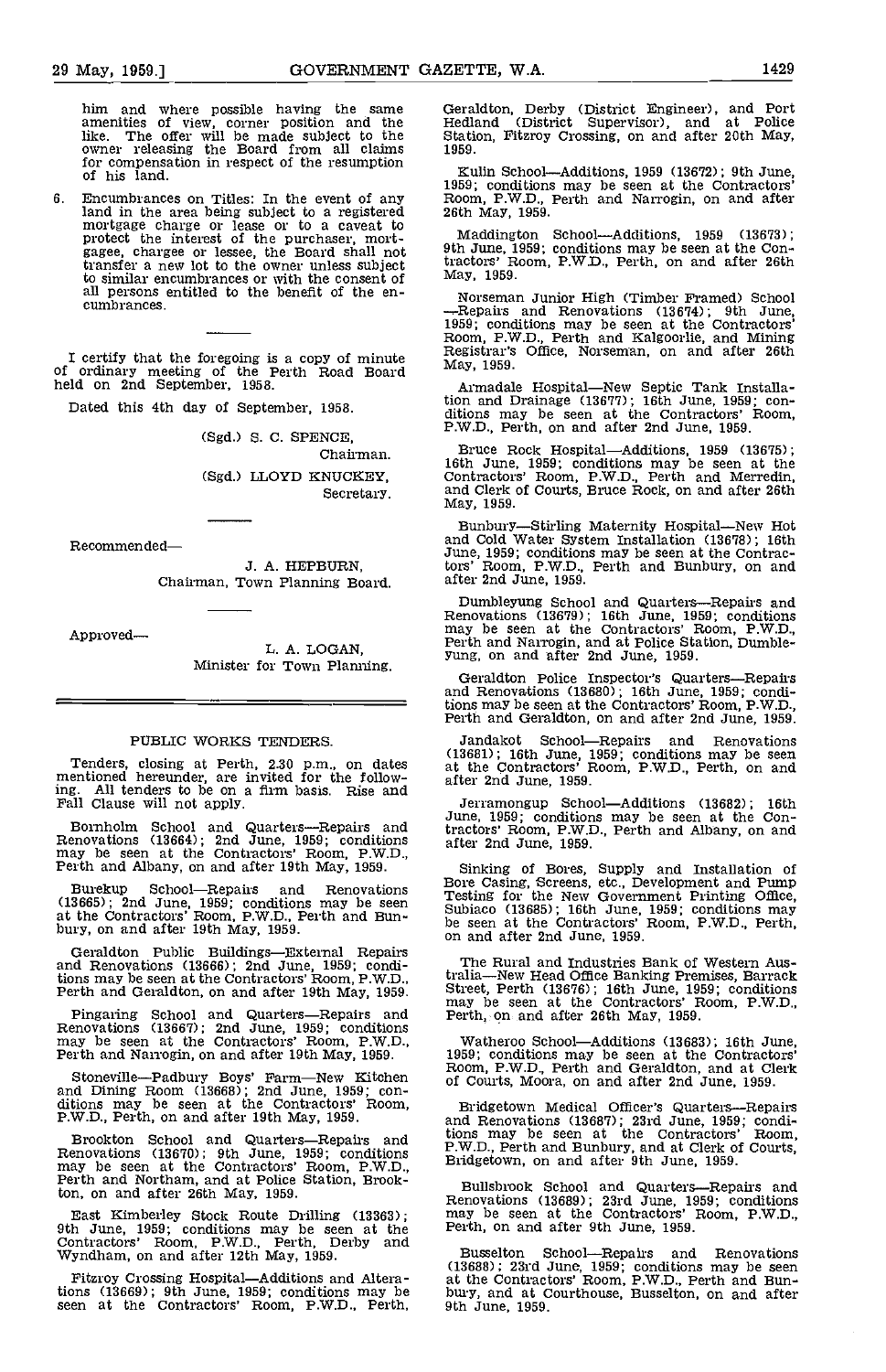him and where possible having the same amenities of view, corner position and the like. The offer will be made subject to the owner releasing the Board from all claims for compensation in respect of the resumption of his land.

6. Encumbrances on Titles: In the event of any land in the area being subject to a registered mortgage charge or lease or to a caveat to protect the interest of the purchaser, mortgagee, chargee or lessee, the Board shall not transfer a new lot to the owner unless subject to similar encumbrances or with the consent of all persons entitled to the benefit of the encumbrances.

---

I certify that the foregoing is a copy of minute of ordinary meeting of the Perth Road Board held on 2nd September, 1958.

Dated this 4th day of September, 1958.

(Sgd.) S. C. SPENCE,
Chairman.

(Sgd.) LLOYD KNUCKEY,
Secretary.

---

Recommended—

J. A. HEPBURN,
Chairman, Town Planning Board.

---

Approved—

L. A. LOGAN,
Minister for Town Planning.

---

## PUBLIC WORKS TENDERS.

Tenders, closing at Perth, 2.30 p.m., on dates mentioned hereunder, are invited for the following. All tenders to be on a firm basis. Rise and Fall Clause will not apply.

Bornholm School and Quarters—Repairs and Renovations (13664); 2nd June, 1959; conditions may be seen at the Contractors' Room, P.W.D., Perth and Albany, on and after 19th May, 1959.

Burekup School—Repairs and Renovations (13665); 2nd June, 1959; conditions may be seen at the Contractors' Room, P.W.D., Perth and Bunbury, on and after 19th May, 1959.

Geraldton Public Buildings—External Repairs and Renovations (13666); 2nd June, 1959; conditions may be seen at the Contractors' Room, P.W.D., Perth and Geraldton, on and after 19th May, 1959.

Pingaring School and Quarters—Repairs and Renovations (13667); 2nd June, 1959; conditions may be seen at the Contractors' Room, P.W.D., Perth and Narrogin, on and after 19th May, 1959.

Stoneville—Padbury Boys' Farm—New Kitchen and Dining Room (13668); 2nd June, 1959; conditions may be seen at the Contractors' Room, P.W.D., Perth, on and after 19th May, 1959.

Brookton School and Quarters—Repairs and Renovations (13670); 9th June, 1959; conditions may be seen at the Contractors' Room, P.W.D., Perth and Northam, and at Police Station, Brookton, on and after 26th May, 1959.

East Kimberley Stock Route Drilling (13363); 9th June, 1959; conditions may be seen at the Contractors' Room, P.W.D., Perth, Derby and Wyndham, on and after 12th May, 1959.

Fitzroy Crossing Hospital—Additions and Alterations (13669); 9th June, 1959; conditions may be seen at the Contractors' Room, P.W.D., Perth, Geraldton, Derby (District Engineer), and Port Hedland (District Supervisor), and at Police Station, Fitzroy Crossing, on and after 20th May, 1959.

Kulin School—Additions, 1959 (13672); 9th June, 1959; conditions may be seen at the Contractors' Room, P.W.D., Perth and Narrogin, on and after 26th May, 1959.

Maddington School—Additions, 1959 (13673); 9th June, 1959; conditions may be seen at the Contractors' Room, P.W.D., Perth, on and after 26th May, 1959.

Norseman Junior High (Timber Framed) School—Repairs and Renovations (13674); 9th June, 1959; conditions may be seen at the Contractors' Room, P.W.D., Perth and Kalgoorlie, and Mining Registrar's Office, Norseman, on and after 26th May, 1959.

Armadale Hospital—New Septic Tank Installation and Drainage (13677); 16th June, 1959; conditions may be seen at the Contractors' Room, P.W.D., Perth, on and after 2nd June, 1959.

Bruce Rock Hospital—Additions, 1959 (13675); 16th June, 1959; conditions may be seen at the Contractors' Room, P.W.D., Perth and Merredin, and Clerk of Courts, Bruce Rock, on and after 26th May, 1959.

Bunbury—Stirling Maternity Hospital—New Hot and Cold Water System Installation (13678); 16th June, 1959; conditions may be seen at the Contractors' Room, P.W.D., Perth and Bunbury, on and after 2nd June, 1959.

Dumbleyung School and Quarters—Repairs and Renovations (13679); 16th June, 1959; conditions may be seen at the Contractors' Room, P.W.D., Perth and Narrogin, and at Police Station, Dumbleyung, on and after 2nd June, 1959.

Geraldton Police Inspector's Quarters—Repairs and Renovations (13680); 16th June, 1959; conditions may be seen at the Contractors' Room, P.W.D., Perth and Geraldton, on and after 2nd June, 1959.

Jandakot School—Repairs and Renovations (13681); 16th June, 1959; conditions may be seen at the Contractors' Room, P.W.D., Perth, on and after 2nd June, 1959.

Jerramongup School—Additions (13682); 16th June, 1959; conditions may be seen at the Contractors' Room, P.W.D., Perth and Albany, on and after 2nd June, 1959.

Sinking of Bores, Supply and Installation of Bore Casing, Screens, etc., Development and Pump Testing for the New Government Printing Office, Subiaco (13685); 16th June, 1959; conditions may be seen at the Contractors' Room, P.W.D., Perth, on and after 2nd June, 1959.

The Rural and Industries Bank of Western Australia—New Head Office Banking Premises, Barrack Street, Perth (13676); 16th June, 1959; conditions may be seen at the Contractors' Room, P.W.D., Perth, on and after 26th May, 1959.

Watheroo School—Additions (13683); 16th June, 1959; conditions may be seen at the Contractors' Room, P.W.D., Perth and Geraldton, and at Clerk of Courts, Moora, on and after 2nd June, 1959.

Bridgetown Medical Officer's Quarters—Repairs and Renovations (13687); 23rd June, 1959; conditions may be seen at the Contractors' Room, P.W.D., Perth and Bunbury, and at Clerk of Courts, Bridgetown, on and after 9th June, 1959.

Bullsbrook School and Quarters—Repairs and Renovations (13689); 23rd June, 1959; conditions may be seen at the Contractors' Room, P.W.D., Perth, on and after 9th June, 1959.

Busselton School—Repairs and Renovations (13688); 23rd June, 1959; conditions may be seen at the Contractors' Room, P.W.D., Perth and Bunbury, and at Courthouse, Busselton, on and after 9th June, 1959.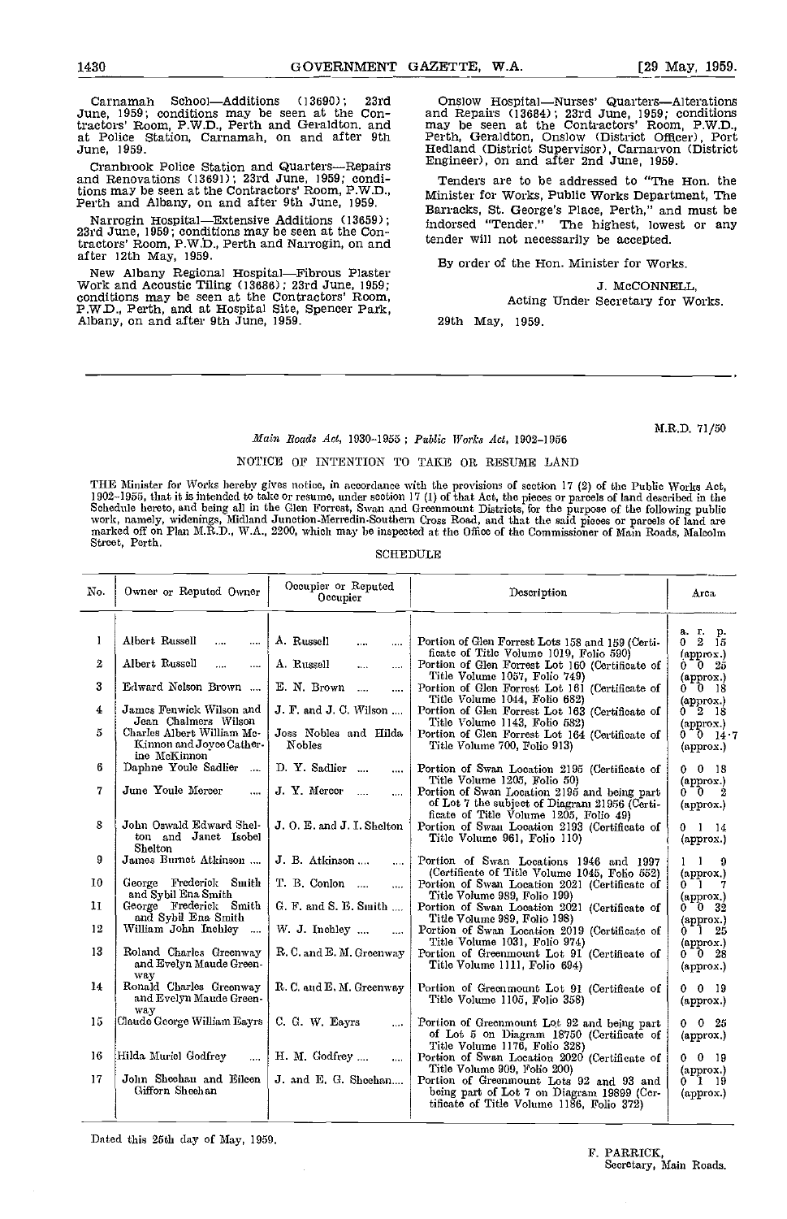Carnamah School—Additions (13690); 23rd June, 1959; conditions may be seen at the Contractors' Room, P.W.D., Perth and Geraldton, and at Police Station, Carnamah, on and after 9th June, 1959.

Cranbrook Police Station and Quarters—Repairs and Renovations (13691); 23rd June, 1959; conditions may be seen at the Contractors' Room, P.W.D., Perth and Albany, on and after 9th June, 1959.

Narrogin Hospital—Extensive Additions (13659); 23rd June, 1959; conditions may be seen at the Contractors' Room, P.W.D., Perth and Narrogin, on and after 12th May, 1959.

New Albany Regional Hospital—Fibrous Plaster Work and Acoustic Tiling (13686); 23rd June, 1959; conditions may be seen at the Contractors' Room, P.W.D., Perth, and at Hospital Site, Spencer Park, Albany, on and after 9th June, 1959.

Onslow Hospital—Nurses' Quarters—Alterations and Repairs (13684); 23rd June, 1959; conditions may be seen at the Contractors' Room, P.W.D., Perth, Geraldton, Onslow (District Officer), Port Hedland (District Supervisor), Carnarvon (District Engineer), on and after 2nd June, 1959.

Tenders are to be addressed to "The Hon. the Minister for Works, Public Works Department, The Barracks, St. George's Place, Perth," and must be indorsed "Tender." The highest, lowest or any tender will not necessarily be accepted.

By order of the Hon. Minister for Works.

J. McCONNELL,
Acting Under Secretary for Works.

29th May, 1959.

---

M.R.D. 71/50

*Main Roads Act*, 1930-1955 ; *Public Works Act*, 1902-1956

NOTICE OF INTENTION TO TAKE OR RESUME LAND

THE Minister for Works hereby gives notice, in accordance with the provisions of section 17 (2) of the Public Works Act, 1902-1955, that it is intended to take or resume, under section 17 (1) of that Act, the pieces or parcels of land described in the Schedule hereto, and being all in the Glen Forrest, Swan and Greenmount Districts, for the purpose of the following public work, namely, widenings, Midland Junction-Merredin-Southern Cross Road, and that the said pieces or parcels of land are marked off on Plan M.R.D., W.A., 2200, which may be inspected at the Office of the Commissioner of Main Roads, Malcolm Street, Perth.

SCHEDULE

| No. | Owner or Reputed Owner | Occupier or Reputed Occupier | Description | Area |
|---|---|---|---|---|
| | | | | a. r. p. |
| 1 | Albert Russell | A. Russell | Portion of Glen Forrest Lots 158 and 159 (Certificate of Title Volume 1019, Folio 590) | 0 2 15 (approx.) |
| 2 | Albert Russell | A. Russell | Portion of Glen Forrest Lot 160 (Certificate of Title Volume 1057, Folio 749) | 0 0 25 (approx.) |
| 3 | Edward Nelson Brown | E. N. Brown | Portion of Glen Forrest Lot 161 (Certificate of Title Volume 1044, Folio 682) | 0 0 18 (approx.) |
| 4 | James Fenwick Wilson and Jean Chalmers Wilson | J. F. and J. C. Wilson | Portion of Glen Forrest Lot 163 (Certificate of Title Volume 1143, Folio 582) | 0 2 18 (approx.) |
| 5 | Charles Albert William McKinnon and Joyce Catherine McKinnon | Joss Nobles and Hilda Nobles | Portion of Glen Forrest Lot 164 (Certificate of Title Volume 700, Folio 913) | 0 0 14·7 (approx.) |
| 6 | Daphne Youle Sadlier | D. Y. Sadlier | Portion of Swan Location 2195 (Certificate of Title Volume 1205, Folio 50) | 0 0 18 (approx.) |
| 7 | June Youle Mercer | J. Y. Mercer | Portion of Swan Location 2195 and being part of Lot 7 the subject of Diagram 21956 (Certificate of Title Volume 1205, Folio 49) | 0 0 2 (approx.) |
| 8 | John Oswald Edward Shelton and Janet Isobel Shelton | J. O. E. and J. I. Shelton | Portion of Swan Location 2193 (Certificate of Title Volume 961, Folio 110) | 0 1 14 (approx.) |
| 9 | James Burnet Atkinson | J. B. Atkinson | Portion of Swan Locations 1946 and 1997 (Certificate of Title Volume 1045, Folio 552) | 1 1 9 (approx.) |
| 10 | George Frederick Smith and Sybil Ena Smith | T. B. Conlon | Portion of Swan Location 2021 (Certificate of Title Volume 989, Folio 199) | 0 1 7 (approx.) |
| 11 | George Frederick Smith and Sybil Ena Smith | G. F. and S. E. Smith | Portion of Swan Location 2021 (Certificate of Title Volume 989, Folio 198) | 0 0 32 (approx.) |
| 12 | William John Inchley | W. J. Inchley | Portion of Swan Location 2019 (Certificate of Title Volume 1031, Folio 974) | 0 1 25 (approx.) |
| 13 | Roland Charles Greenway and Evelyn Maude Greenway | R. C. and E. M. Greenway | Portion of Greenmount Lot 91 (Certificate of Title Volume 1111, Folio 694) | 0 0 28 (approx.) |
| 14 | Ronald Charles Greenway and Evelyn Maude Greenway | R. C. and E. M. Greenway | Portion of Greenmount Lot 91 (Certificate of Title Volume 1105, Folio 358) | 0 0 19 (approx.) |
| 15 | Claude George William Eayrs | C. G. W. Eayrs | Portion of Greenmount Lot 92 and being part of Lot 5 on Diagram 18750 (Certificate of Title Volume 1176, Folio 328) | 0 0 25 (approx.) |
| 16 | Hilda Muriel Godfrey | H. M. Godfrey | Portion of Swan Location 2020 (Certificate of Title Volume 909, Folio 200) | 0 0 19 (approx.) |
| 17 | John Sheehan and Eileen Gifforn Sheehan | J. and E. G. Sheehan | Portion of Greenmount Lots 92 and 93 and being part of Lot 7 on Diagram 19899 (Certificate of Title Volume 1186, Folio 372) | 0 1 19 (approx.) |

Dated this 25th day of May, 1959.

F. PARRICK,
Secretary, Main Roads.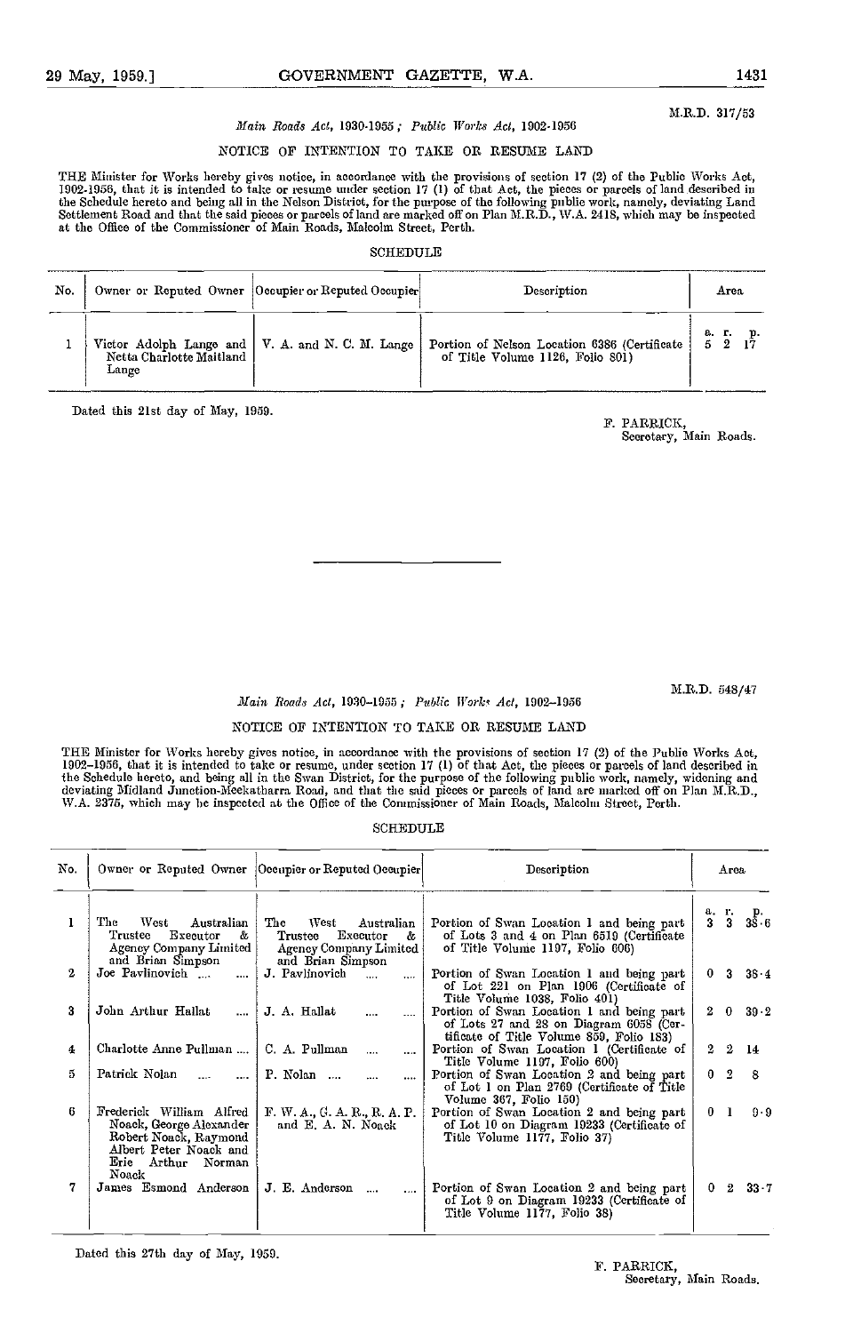M.R.D. 317/53

*Main Roads Act, 1930-1955; Public Works Act, 1902-1956*

## NOTICE OF INTENTION TO TAKE OR RESUME LAND

THE Minister for Works hereby gives notice, in accordance with the provisions of section 17 (2) of the Public Works Act, 1902-1956, that it is intended to take or resume under section 17 (1) of that Act, the pieces or parcels of land described in the Schedule hereto and being all in the Nelson District, for the purpose of the following public work, namely, deviating Land Settlement Road and that the said pieces or parcels of land are marked off on Plan M.R.D., W.A. 2418, which may be inspected at the Office of the Commissioner of Main Roads, Malcolm Street, Perth.

SCHEDULE

| No. | Owner or Reputed Owner | Occupier or Reputed Occupier | Description | Area a. r. p. |
|---|---|---|---|---|
| 1 | Victor Adolph Lange and Netta Charlotte Maitland Lange | V. A. and N. C. M. Lange | Portion of Nelson Location 6386 (Certificate of Title Volume 1126, Folio 801) | 5 2 17 |

Dated this 21st day of May, 1959.

F. PARRICK,
Secretary, Main Roads.

---

M.R.D. 548/47

*Main Roads Act, 1930–1955; Public Works Act, 1902–1956*

## NOTICE OF INTENTION TO TAKE OR RESUME LAND

THE Minister for Works hereby gives notice, in accordance with the provisions of section 17 (2) of the Public Works Act, 1902–1956, that it is intended to take or resume, under section 17 (1) of that Act, the pieces or parcels of land described in the Schedule hereto, and being all in the Swan District, for the purpose of the following public work, namely, widening and deviating Midland Junction-Meekatharra Road, and that the said pieces or parcels of land are marked off on Plan M.R.D., W.A. 2375, which may be inspected at the Office of the Commissioner of Main Roads, Malcolm Street, Perth.

SCHEDULE

| No. | Owner or Reputed Owner | Occupier or Reputed Occupier | Description | Area a. r. p. |
|---|---|---|---|---|
| 1 | The West Australian Trustee Executor & Agency Company Limited and Brian Simpson | The West Australian Trustee Executor & Agency Company Limited and Brian Simpson | Portion of Swan Location 1 and being part of Lots 3 and 4 on Plan 6519 (Certificate of Title Volume 1197, Folio 606) | 3 3 38·6 |
| 2 | Joe Pavlinovich | J. Pavlinovich | Portion of Swan Location 1 and being part of Lot 221 on Plan 1906 (Certificate of Title Volume 1038, Folio 401) | 0 3 38·4 |
| 3 | John Arthur Hallat | J. A. Hallat | Portion of Swan Location 1 and being part of Lots 27 and 28 on Diagram 6058 (Certificate of Title Volume 859, Folio 183) | 2 0 39·2 |
| 4 | Charlotte Anne Pullman | C. A. Pullman | Portion of Swan Location 1 (Certificate of Title Volume 1197, Folio 600) | 2 2 14 |
| 5 | Patrick Nolan | P. Nolan | Portion of Swan Location 2 and being part of Lot 1 on Plan 2769 (Certificate of Title Volume 367, Folio 150) | 0 2 8 |
| 6 | Frederick William Alfred Noack, George Alexander Robert Noack, Raymond Albert Peter Noack and Eric Arthur Norman Noack | F. W. A., G. A. R., R. A. P. and E. A. N. Noack | Portion of Swan Location 2 and being part of Lot 10 on Diagram 19233 (Certificate of Title Volume 1177, Folio 37) | 0 1 9·9 |
| 7 | James Esmond Anderson | J. E. Anderson | Portion of Swan Location 2 and being part of Lot 9 on Diagram 19233 (Certificate of Title Volume 1177, Folio 38) | 0 2 33·7 |

Dated this 27th day of May, 1959.

F. PARRICK,
Secretary, Main Roads.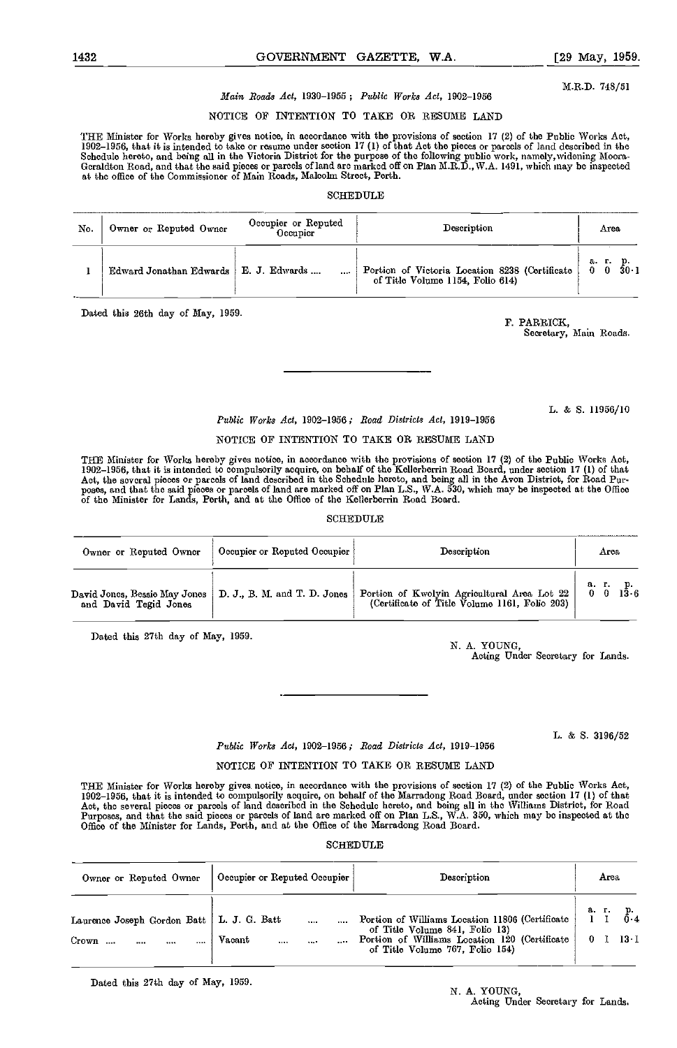M.R.D. 748/51

*Main Roads Act*, 1930–1955 ; *Public Works Act*, 1902–1956

NOTICE OF INTENTION TO TAKE OR RESUME LAND

THE Minister for Works hereby gives notice, in accordance with the provisions of section 17 (2) of the Public Works Act, 1902–1956, that it is intended to take or resume under section 17 (1) of that Act the pieces or parcels of land described in the Schedule hereto, and being all in the Victoria District for the purpose of the following public work, namely, widening Moora-Geraldton Road, and that the said pieces or parcels of land are marked off on Plan M.R.D., W.A. 1491, which may be inspected at the office of the Commissioner of Main Roads, Malcolm Street, Perth.

SCHEDULE

| No. | Owner or Reputed Owner | Occupier or Reputed Occupier | Description | Area |
|---|---|---|---|---|
| | | | | a. r. p. |
| 1 | Edward Jonathan Edwards | E. J. Edwards .... .... | Portion of Victoria Location 8238 (Certificate of Title Volume 1154, Folio 614) | 0 0 30·1 |

Dated this 26th day of May, 1959.

F. PARRICK,
Secretary, Main Roads.

---

L. & S. 11956/10

*Public Works Act*, 1902–1956 ; *Road Districts Act*, 1919–1956

NOTICE OF INTENTION TO TAKE OR RESUME LAND

THE Minister for Works hereby gives notice, in accordance with the provisions of section 17 (2) of the Public Works Act, 1902–1956, that it is intended to compulsorily acquire, on behalf of the Kellerberrin Road Board, under section 17 (1) of that Act, the several pieces or parcels of land described in the Schedule hereto, and being all in the Avon District, for Road Purposes, and that the said pieces or parcels of land are marked off on Plan L.S., W.A. 530, which may be inspected at the Office of the Minister for Lands, Perth, and at the Office of the Kellerberrin Road Board.

SCHEDULE

| Owner or Reputed Owner | Occupier or Reputed Occupier | Description | Area |
|---|---|---|---|
| | | | a. r. p. |
| David Jones, Bessie May Jones and David Tegid Jones | D. J., B. M. and T. D. Jones | Portion of Kwolyin Agricultural Area Lot 22 (Certificate of Title Volume 1161, Folio 203) | 0 0 13·6 |

Dated this 27th day of May, 1959.

N. A. YOUNG,
Acting Under Secretary for Lands.

---

L. & S. 3196/52

*Public Works Act*, 1902–1956 ; *Road Districts Act*, 1919–1956

NOTICE OF INTENTION TO TAKE OR RESUME LAND

THE Minister for Works hereby gives notice, in accordance with the provisions of section 17 (2) of the Public Works Act, 1902–1956, that it is intended to compulsorily acquire, on behalf of the Marradong Road Board, under section 17 (1) of that Act, the several pieces or parcels of land described in the Schedule hereto, and being all in the Williams District, for Road Purposes, and that the said pieces or parcels of land are marked off on Plan L.S., W.A. 350, which may be inspected at the Office of the Minister for Lands, Perth, and at the Office of the Marradong Road Board.

SCHEDULE

| Owner or Reputed Owner | Occupier or Reputed Occupier | Description | Area |
|---|---|---|---|
| | | | a. r. p. |
| Laurence Joseph Gordon Batt | L. J. G. Batt .... .... | Portion of Williams Location 11806 (Certificate of Title Volume 841, Folio 13) | 1 1 0·4 |
| Crown .... .... .... .... | Vacant .... .... .... | Portion of Williams Location 120 (Certificate of Title Volume 767, Folio 154) | 0 1 13·1 |

Dated this 27th day of May, 1959.

N. A. YOUNG,
Acting Under Secretary for Lands.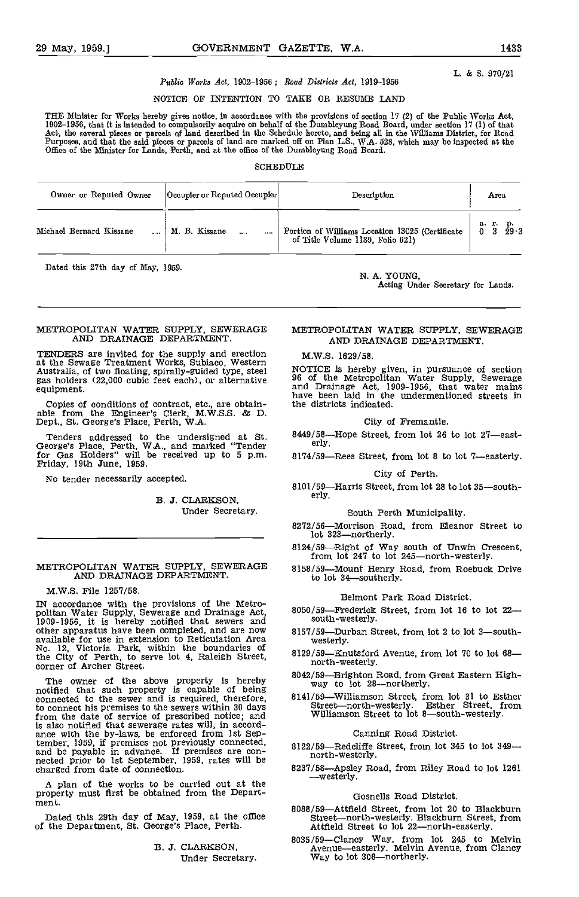L. & S. 970/21

*Public Works Act*, 1902-1956; *Road Districts Act*, 1919-1956

NOTICE OF INTENTION TO TAKE OR RESUME LAND

THE Minister for Works hereby gives notice, in accordance with the provisions of section 17 (2) of the Public Works Act, 1902-1956, that it is intended to compulsorily acquire on behalf of the Dumbleyung Road Board, under section 17 (1) of that Act, the several pieces or parcels of land described in the Schedule hereto, and being all in the Williams District, for Road Purposes, and that the said pieces or parcels of land are marked off on Plan L.S., W.A. 528, which may be inspected at the Office of the Minister for Lands, Perth, and at the office of the Dumbleyung Road Board.

SCHEDULE

| Owner or Reputed Owner | Occupier or Reputed Occupier | Description | Area |
|---|---|---|---|
| | | | a. r. p. |
| Michael Bernard Kissane .... | M. B. Kissane .... .... | Portion of Williams Location 13025 (Certificate of Title Volume 1189, Folio 621) | 0 3 29·3 |

Dated this 27th day of May, 1959.

N. A. YOUNG,
Acting Under Secretary for Lands.

---

METROPOLITAN WATER SUPPLY, SEWERAGE AND DRAINAGE DEPARTMENT.

TENDERS are invited for the supply and erection at the Sewage Treatment Works, Subiaco, Western Australia, of two floating, spirally-guided type, steel gas holders (22,000 cubic feet each), or alternative equipment.

Copies of conditions of contract, etc., are obtainable from the Engineer's Clerk, M.W.S.S. & D. Dept., St. George's Place, Perth, W.A.

Tenders addressed to the undersigned at St. George's Place, Perth, W.A., and marked "Tender for Gas Holders" will be received up to 5 p.m. Friday, 19th June, 1959.

No tender necessarily accepted.

B. J. CLARKSON,
Under Secretary.

---

METROPOLITAN WATER SUPPLY, SEWERAGE AND DRAINAGE DEPARTMENT.

M.W.S. File 1257/58.

IN accordance with the provisions of the Metropolitan Water Supply, Sewerage and Drainage Act, 1909-1956, it is hereby notified that sewers and other apparatus have been completed, and are now available for use in extension to Reticulation Area No. 12, Victoria Park, within the boundaries of the City of Perth, to serve lot 4, Raleigh Street, corner of Archer Street.

The owner of the above property is hereby notified that such property is capable of being connected to the sewer and is required, therefore, to connect his premises to the sewers within 30 days from the date of service of prescribed notice; and is also notified that sewerage rates will, in accordance with the by-laws, be enforced from 1st September, 1959, if premises not previously connected, and be payable in advance. If premises are connected prior to 1st September, 1959, rates will be charged from date of connection.

A plan of the works to be carried out at the property must first be obtained from the Department.

Dated this 29th day of May, 1959, at the office of the Department, St. George's Place, Perth.

B. J. CLARKSON,
Under Secretary.

---

METROPOLITAN WATER SUPPLY, SEWERAGE AND DRAINAGE DEPARTMENT.

M.W.S. 1629/58.

NOTICE is hereby given, in pursuance of section 96 of the Metropolitan Water Supply, Sewerage and Drainage Act, 1909-1956, that water mains have been laid in the undermentioned streets in the districts indicated.

City of Fremantle.

8449/58—Hope Street, from lot 26 to lot 27—easterly.

8174/59—Rees Street, from lot 8 to lot 7—easterly.

City of Perth.

8101/59—Harris Street, from lot 28 to lot 35—southerly.

South Perth Municipality.

8272/56—Morrison Road, from Eleanor Street to lot 323—northerly.

8124/59—Right of Way south of Unwin Crescent, from lot 247 to lot 245—north-westerly.

8158/59—Mount Henry Road, from Roebuck Drive to lot 34—southerly.

Belmont Park Road District.

8050/59—Frederick Street, from lot 16 to lot 22—south-westerly.

8157/59—Durban Street, from lot 2 to lot 3—south-westerly.

8129/59—Knutsford Avenue, from lot 70 to lot 68—north-westerly.

8042/59—Brighton Road, from Great Eastern Highway to lot 28—northerly.

8141/59—Williamson Street, from lot 31 to Esther Street—north-westerly. Esther Street, from Williamson Street to lot 8—south-westerly.

Canning Road District.

8122/59—Redcliffe Street, from lot 345 to lot 349—north-westerly.

8237/58—Apsley Road, from Riley Road to lot 1261—westerly.

Gosnells Road District.

8088/59—Attfield Street, from lot 20 to Blackburn Street—north-westerly. Blackburn Street, from Attfield Street to lot 22—north-easterly.

8035/59—Clancy Way, from lot 245 to Melvin Avenue—easterly. Melvin Avenue, from Clancy Way to lot 308—northerly.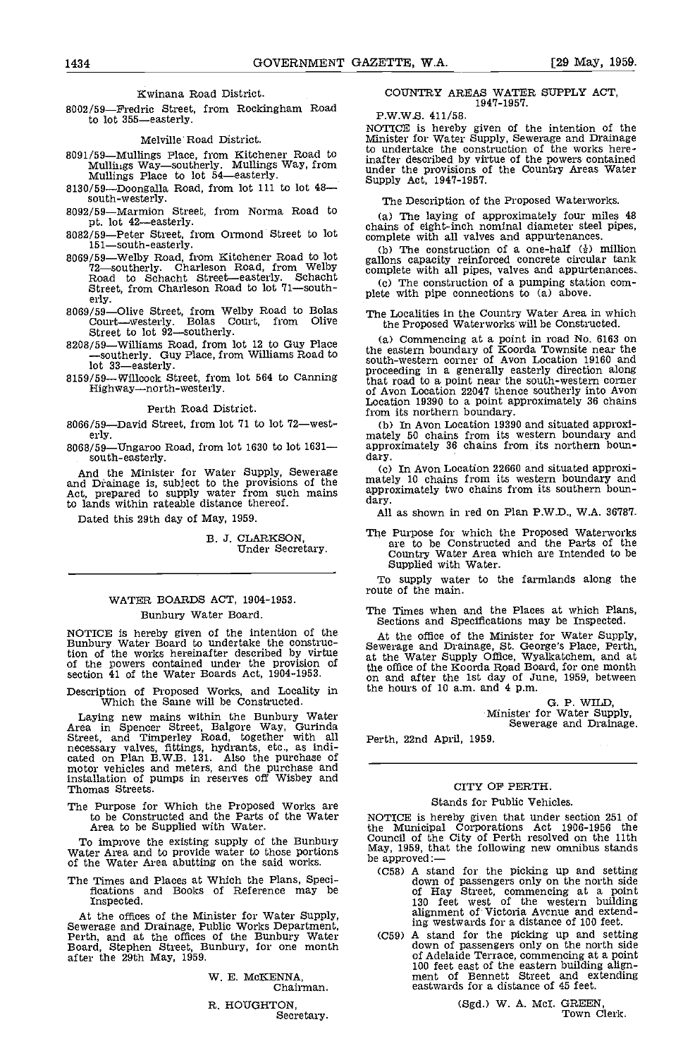Kwinana Road District.

8002/59—Fredric Street, from Rockingham Road to lot 355—easterly.

Melville Road District.

8091/59—Mullings Place, from Kitchener Road to Mullings Way—southerly. Mullings Way, from Mullings Place to lot 54—easterly.

8130/59—Doongalla Road, from lot 111 to lot 48—south-westerly.

8092/59—Marmion Street, from Norma Road to pt. lot 42—easterly.

8082/59—Peter Street, from Ormond Street to lot 151—south-easterly.

8069/59—Welby Road, from Kitchener Road to lot 72—southerly. Charleson Road, from Welby Road to Schacht Street—easterly. Schacht Street, from Charleson Road to lot 71—southerly.

8069/59—Olive Street, from Welby Road to Bolas Court—westerly. Bolas Court, from Olive Street to lot 92—southerly.

8208/59—Williams Road, from lot 12 to Guy Place—southerly. Guy Place, from Williams Road to lot 33—easterly.

8159/59—Willcock Street, from lot 564 to Canning Highway—north-westerly.

Perth Road District.

8066/59—David Street, from lot 71 to lot 72—westerly.

8068/59—Ungaroo Road, from lot 1630 to lot 1631—south-easterly.

And the Minister for Water Supply, Sewerage and Drainage is, subject to the provisions of the Act, prepared to supply water from such mains to lands within rateable distance thereof.

Dated this 29th day of May, 1959.

B. J. CLARKSON,
Under Secretary.

---

## WATER BOARDS ACT, 1904-1953.

Bunbury Water Board.

NOTICE is hereby given of the intention of the Bunbury Water Board to undertake the construction of the works hereinafter described by virtue of the powers contained under the provision of section 41 of the Water Boards Act, 1904-1953.

Description of Proposed Works, and Locality in Which the Same will be Constructed.

Laying new mains within the Bunbury Water Area in Spencer Street, Balgore Way, Gurinda Street, and Timperley Road, together with all necessary valves, fittings, hydrants, etc., as indicated on Plan B.W.B. 131. Also the purchase of motor vehicles and meters, and the purchase and installation of pumps in reserves off Wisbey and Thomas Streets.

The Purpose for Which the Proposed Works are to be Constructed and the Parts of the Water Area to be Supplied with Water.

To improve the existing supply of the Bunbury Water Area and to provide water to those portions of the Water Area abutting on the said works.

The Times and Places at Which the Plans, Specifications and Books of Reference may be Inspected.

At the offices of the Minister for Water Supply, Sewerage and Drainage, Public Works Department, Perth, and at the offices of the Bunbury Water Board, Stephen Street, Bunbury, for one month after the 29th May, 1959.

W. E. McKENNA,
Chairman.

R. HOUGHTON,
Secretary.

---

## COUNTRY AREAS WATER SUPPLY ACT, 1947-1957.

P.W.W.S. 411/58.

NOTICE is hereby given of the intention of the Minister for Water Supply, Sewerage and Drainage to undertake the construction of the works hereinafter described by virtue of the powers contained under the provisions of the Country Areas Water Supply Act, 1947-1957.

The Description of the Proposed Waterworks.

(a) The laying of approximately four miles 48 chains of eight-inch nominal diameter steel pipes, complete with all valves and appurtenances.

(b) The construction of a one-half (½) million gallons capacity reinforced concrete circular tank complete with all pipes, valves and appurtenances.

(c) The construction of a pumping station complete with pipe connections to (a) above.

The Localities in the Country Water Area in which the Proposed Waterworks will be Constructed.

(a) Commencing at a point in road No. 6163 on the eastern boundary of Koorda Townsite near the south-western corner of Avon Location 19160 and proceeding in a generally easterly direction along that road to a point near the south-western corner of Avon Location 22047 thence southerly into Avon Location 19390 to a point approximately 36 chains from its northern boundary.

(b) In Avon Location 19390 and situated approximately 50 chains from its western boundary and approximately 36 chains from its northern boundary.

(c) In Avon Location 22660 and situated approximately 10 chains from its western boundary and approximately two chains from its southern boundary.

All as shown in red on Plan P.W.D., W.A. 36787.

The Purpose for which the Proposed Waterworks are to be Constructed and the Parts of the Country Water Area which are Intended to be Supplied with Water.

To supply water to the farmlands along the route of the main.

The Times when and the Places at which Plans, Sections and Specifications may be Inspected.

At the office of the Minister for Water Supply, Sewerage and Drainage, St. George's Place, Perth, at the Water Supply Office, Wyalkatchem, and at the office of the Koorda Road Board, for one month on and after the 1st day of June, 1959, between the hours of 10 a.m. and 4 p.m.

G. P. WILD,
Minister for Water Supply,
Sewerage and Drainage.

Perth, 22nd April, 1959.

---

## CITY OF PERTH.

Stands for Public Vehicles.

NOTICE is hereby given that under section 251 of the Municipal Corporations Act 1906-1956 the Council of the City of Perth resolved on the 11th May, 1959, that the following new omnibus stands be approved:—

(C58) A stand for the picking up and setting down of passengers only on the north side of Hay Street, commencing at a point 130 feet west of the western building alignment of Victoria Avenue and extending westwards for a distance of 100 feet.

(C59) A stand for the picking up and setting down of passengers only on the north side of Adelaide Terrace, commencing at a point 100 feet east of the eastern building alignment of Bennett Street and extending eastwards for a distance of 45 feet.

(Sgd.) W. A. McI. GREEN,
Town Clerk.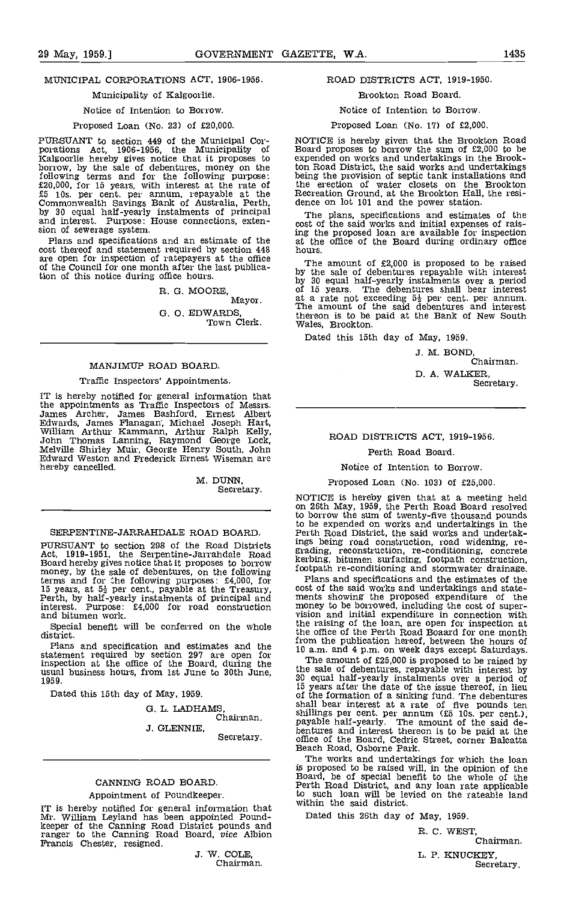## MUNICIPAL CORPORATIONS ACT, 1906-1956.

Municipality of Kalgoorlie.

Notice of Intention to Borrow.

Proposed Loan (No. 23) of £20,000.

PURSUANT to section 449 of the Municipal Corporations Act, 1906-1956, the Municipality of Kalgoorlie hereby gives notice that it proposes to borrow, by the sale of debentures, money on the following terms and for the following purpose: £20,000, for 15 years, with interest at the rate of £5 10s. per cent. per annum, repayable at the Commonwealth Savings Bank of Australia, Perth, by 30 equal half-yearly instalments of principal and interest. Purpose: House connections, extension of sewerage system.

Plans and specifications and an estimate of the cost thereof and statement required by section 448 are open for inspection of ratepayers at the office of the Council for one month after the last publication of this notice during office hours.

R. G. MOORE,
Mayor.

G. O. EDWARDS,
Town Clerk.

---

## MANJIMUP ROAD BOARD.

Traffic Inspectors' Appointments.

IT is hereby notified for general information that the appointments as Traffic Inspectors of Messrs. James Archer, James Bashford, Ernest Albert Edwards, James Flanagan, Michael Joseph Hart, William Arthur Kammann, Arthur Ralph Kelly, John Thomas Lanning, Raymond George Lock, Melville Shirley Muir, George Henry South, John Edward Weston and Frederick Ernest Wiseman are hereby cancelled.

M. DUNN,
Secretary.

---

## SERPENTINE-JARRAHDALE ROAD BOARD.

PURSUANT to section 298 of the Road Districts Act, 1919-1951, the Serpentine-Jarrahdale Road Board hereby gives notice that it proposes to borrow money, by the sale of debentures, on the following terms and for the following purposes: £4,000, for 15 years, at 5½ per cent., payable at the Treasury, Perth, by half-yearly instalments of principal and interest. Purpose: £4,000 for road construction and bitumen work.

Special benefit will be conferred on the whole district.

Plans and specification and estimates and the statement required by section 297 are open for inspection at the office of the Board, during the usual business hours, from 1st June to 30th June, 1959.

Dated this 15th day of May, 1959.

G. L. LADHAMS,
Chairman.

J. GLENNIE,
Secretary.

---

## CANNING ROAD BOARD.

Appointment of Poundkeeper.

IT is hereby notified for general information that Mr. William Leyland has been appointed Poundkeeper of the Canning Road District pounds and ranger to the Canning Road Board, *vice* Albion Francis Chester, resigned.

J. W. COLE,
Chairman.

---

## ROAD DISTRICTS ACT, 1919-1950.

Brookton Road Board.

Notice of Intention to Borrow.

Proposed Loan (No. 17) of £2,000.

NOTICE is hereby given that the Brookton Road Board proposes to borrow the sum of £2,000 to be expended on works and undertakings in the Brookton Road District, the said works and undertakings being the provision of septic tank installations and the erection of water closets on the Brookton Recreation Ground, at the Brookton Hall, the residence on lot 101 and the power station.

The plans, specifications and estimates of the cost of the said works and initial expenses of raising the proposed loan are available for inspection at the office of the Board during ordinary office hours.

The amount of £2,000 is proposed to be raised by the sale of debentures repayable with interest by 30 equal half-yearly instalments over a period of 15 years. The debentures shall bear interest at a rate not exceeding 5½ per cent. per annum. The amount of the said debentures and interest thereon is to be paid at the Bank of New South Wales, Brookton.

Dated this 15th day of May, 1959.

J. M. BOND,
Chairman.

D. A. WALKER,
Secretary.

---

## ROAD DISTRICTS ACT, 1919-1956.

Perth Road Board.

Notice of Intention to Borrow.

Proposed Loan (No. 103) of £25,000.

NOTICE is hereby given that at a meeting held on 26th May, 1959, the Perth Road Board resolved to borrow the sum of twenty-five thousand pounds to be expended on works and undertakings in the Perth Road District, the said works and undertakings being road construction, road widening, regrading, reconstruction, re-conditioning, concrete kerbing, bitumen surfacing, footpath construction, footpath re-conditioning and stormwater drainage.

Plans and specifications and the estimates of the cost of the said works and undertakings and statements showing the proposed expenditure of the money to be borrowed, including the cost of supervision and initial expenditure in connection with the raising of the loan, are open for inspection at the office of the Perth Road Boaard for one month from the publication hereof, between the hours of 10 a.m. and 4 p.m. on week days except Saturdays.

The amount of £25,000 is proposed to be raised by the sale of debentures, repayable with interest by 30 equal half-yearly instalments over a period of 15 years after the date of the issue thereof, in lieu of the formation of a sinking fund. The debentures shall bear interest at a rate of five pounds ten shillings per cent. per annum (£5 10s. per cent.), payable half-yearly. The amount of the said debentures and interest thereon is to be paid at the office of the Board, Cedric Street, corner Balcatta Beach Road, Osborne Park.

The works and undertakings for which the loan is proposed to be raised will, in the opinion of the Board, be of special benefit to the whole of the Perth Road District, and any loan rate applicable to such loan will be levied on the rateable land within the said district.

Dated this 26th day of May, 1959.

R. C. WEST,
Chairman.

L. P. KNUCKEY,
Secretary.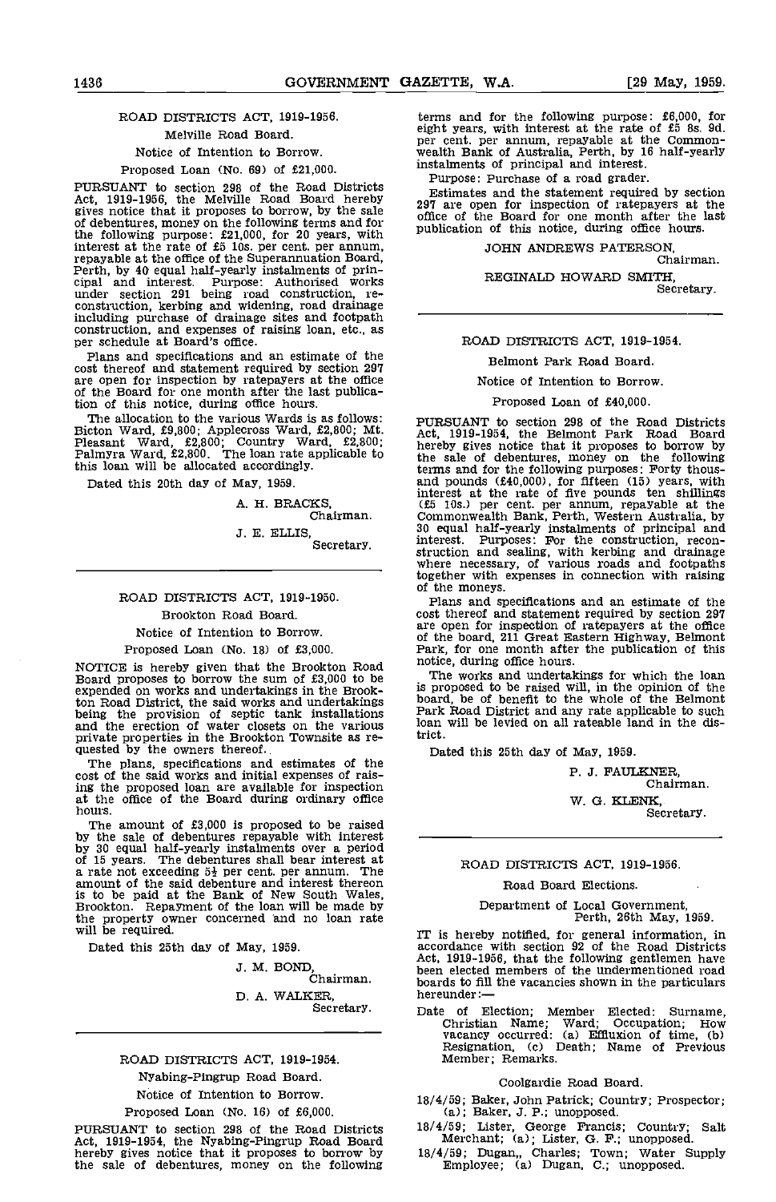## ROAD DISTRICTS ACT, 1919-1956.

Melville Road Board.

Notice of Intention to Borrow.

Proposed Loan (No. 69) of £21,000.

PURSUANT to section 298 of the Road Districts Act, 1919-1956, the Melville Road Board hereby gives notice that it proposes to borrow, by the sale of debentures, money on the following terms and for the following purpose: £21,000, for 20 years, with interest at the rate of £5 10s. per cent. per annum, repayable at the office of the Superannuation Board, Perth, by 40 equal half-yearly instalments of principal and interest. Purpose: Authorised works under section 291 being road construction, reconstruction, kerbing and widening, road drainage including purchase of drainage sites and footpath construction, and expenses of raising loan, etc., as per schedule at Board's office.

Plans and specifications and an estimate of the cost thereof and statement required by section 297 are open for inspection by ratepayers at the office of the Board for one month after the last publication of this notice, during office hours.

The allocation to the various Wards is as follows: Bicton Ward, £9,800; Applecross Ward, £2,800; Mt. Pleasant Ward, £2,800; Country Ward, £2,800; Palmyra Ward, £2,800. The loan rate applicable to this loan will be allocated accordingly.

Dated this 20th day of May, 1959.

A. H. BRACKS,
Chairman.

J. E. ELLIS,
Secretary.

---

## ROAD DISTRICTS ACT, 1919-1950.

Brookton Road Board.

Notice of Intention to Borrow.

Proposed Loan (No. 18) of £3,000.

NOTICE is hereby given that the Brookton Road Board proposes to borrow the sum of £3,000 to be expended on works and undertakings in the Brookton Road District, the said works and undertakings being the provision of septic tank installations and the erection of water closets on the various private properties in the Brookton Townsite as requested by the owners thereof.

The plans, specifications and estimates of the cost of the said works and initial expenses of raising the proposed loan are available for inspection at the office of the Board during ordinary office hours.

The amount of £3,000 is proposed to be raised by the sale of debentures repayable with interest by 30 equal half-yearly instalments over a period of 15 years. The debentures shall bear interest at a rate not exceeding 5½ per cent. per annum. The amount of the said debenture and interest thereon is to be paid at the Bank of New South Wales, Brookton. Repayment of the loan will be made by the property owner concerned and no loan rate will be required.

Dated this 25th day of May, 1959.

J. M. BOND,
Chairman.

D. A. WALKER,
Secretary.

---

## ROAD DISTRICTS ACT, 1919-1954.

Nyabing-Pingrup Road Board.

Notice of Intention to Borrow.

Proposed Loan (No. 16) of £6,000.

PURSUANT to section 298 of the Road Districts Act, 1919-1954, the Nyabing-Pingrup Road Board hereby gives notice that it proposes to borrow by the sale of debentures, money on the following terms and for the following purpose: £6,000, for eight years, with interest at the rate of £5 8s. 9d. per cent. per annum, repayable at the Commonwealth Bank of Australia, Perth, by 16 half-yearly instalments of principal and interest.

Purpose: Purchase of a road grader.

Estimates and the statement required by section 297 are open for inspection of ratepayers at the office of the Board for one month after the last publication of this notice, during office hours.

JOHN ANDREWS PATERSON,
Chairman.

REGINALD HOWARD SMITH,
Secretary.

---

## ROAD DISTRICTS ACT, 1919-1954.

Belmont Park Road Board.

Notice of Intention to Borrow.

Proposed Loan of £40,000.

PURSUANT to section 298 of the Road Districts Act, 1919-1954, the Belmont Park Road Board hereby gives notice that it proposes to borrow by the sale of debentures, money on the following terms and for the following purposes: Forty thousand pounds (£40,000), for fifteen (15) years, with interest at the rate of five pounds ten shillings (£5 10s.) per cent. per annum, repayable at the Commonwealth Bank, Perth, Western Australia, by 30 equal half-yearly instalments of principal and interest. Purposes: For the construction, reconstruction and sealing, with kerbing and drainage where necessary, of various roads and footpaths together with expenses in connection with raising of the moneys.

Plans and specifications and an estimate of the cost thereof and statement required by section 297 are open for inspection of ratepayers at the office of the board, 211 Great Eastern Highway, Belmont Park, for one month after the publication of this notice, during office hours.

The works and undertakings for which the loan is proposed to be raised will, in the opinion of the board, be of benefit to the whole of the Belmont Park Road District and any rate applicable to such loan will be levied on all rateable land in the district.

Dated this 25th day of May, 1959.

P. J. FAULKNER,
Chairman.

W. G. KLENK,
Secretary.

---

## ROAD DISTRICTS ACT, 1919-1956.

Road Board Elections.

Department of Local Government,
Perth, 26th May, 1959.

IT is hereby notified, for general information, in accordance with section 92 of the Road Districts Act, 1919-1956, that the following gentlemen have been elected members of the undermentioned road boards to fill the vacancies shown in the particulars hereunder:—

Date of Election; Member Elected: Surname, Christian Name; Ward; Occupation; How vacancy occurred: (a) Effluxion of time, (b) Resignation, (c) Death; Name of Previous Member; Remarks.

Coolgardie Road Board.

18/4/59; Baker, John Patrick; Country; Prospector; (a); Baker, J. P.; unopposed.

18/4/59; Lister, George Francis; Country; Salt Merchant; (a); Lister, G. F.; unopposed.

18/4/59; Dugan,, Charles; Town; Water Supply Employee; (a) Dugan, C.; unopposed.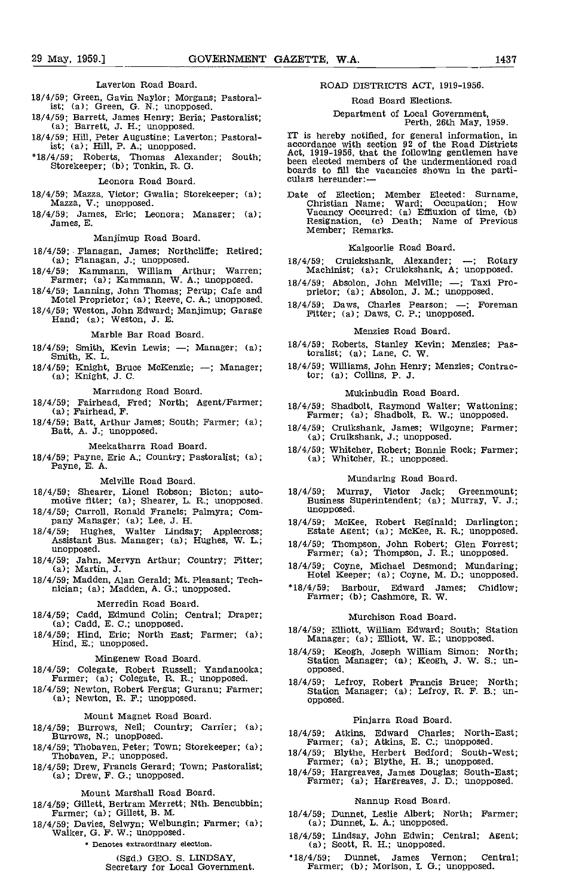Laverton Road Board.

18/4/59; Green, Gavin Naylor; Morgans; Pastoralist; (a); Green, G. N.; unopposed.

18/4/59; Barrett, James Henry; Beria; Pastoralist; (a); Barrett, J. H.; unopposed.

18/4/59; Hill, Peter Augustine; Laverton; Pastoralist; (a); Hill, P. A.; unopposed.

*18/4/59; Roberts, Thomas Alexander; South; Storekeeper; (b); Tonkin, R. G.

Leonora Road Board.

18/4/59; Mazza, Victor; Gwalia; Storekeeper; (a); Mazza, V.; unopposed.

18/4/59; James, Eric; Leonora; Manager; (a); James, E.

Manjimup Road Board.

18/4/59; Flanagan, James; Northcliffe; Retired; (a); Flanagan, J.; unopposed.

18/4/59; Kammann, William Arthur; Warren; Farmer; (a); Kammann, W. A.; unopposed.

18/4/59; Lanning, John Thomas; Perup; Cafe and Motel Proprietor; (a); Reeve, C. A.; unopposed.

18/4/59; Weston, John Edward; Manjimup; Garage Hand; (a); Weston, J. E.

Marble Bar Road Board.

18/4/59; Smith, Kevin Lewis; —; Manager; (a); Smith, K. L.

18/4/59; Knight, Bruce McKenzie; —; Manager; (a); Knight, J. C.

Marradong Road Board.

18/4/59; Fairhead, Fred; North; Agent/Farmer; (a); Fairhead, F.

18/4/59; Batt, Arthur James; South; Farmer; (a); Batt, A. J.; unopposed.

Meekatharra Road Board.

18/4/59; Payne, Eric A.; Country; Pastoralist; (a); Payne, E. A.

Melville Road Board.

18/4/59; Shearer, Lionel Robson; Bicton; automotive fitter; (a); Shearer, L. R.; unopposed.

18/4/59; Carroll, Ronald Francis; Palmyra; Company Manager; (a); Lee, J. H.

18/4/59; Hughes, Walter Lindsay; Applecross; Assistant Bus. Manager; (a); Hughes, W. L.; unopposed.

18/4/59; Jahn, Mervyn Arthur; Country; Fitter; (a); Martin, J.

18/4/59; Madden, Alan Gerald; Mt. Pleasant; Technician; (a); Madden, A. G.; unopposed.

Merredin Road Board.

18/4/59; Cadd, Edmund Colin; Central; Draper; (a); Cadd, E. C.; unopposed.

18/4/59; Hind, Eric; North East; Farmer; (a); Hind, E.; unopposed.

Mingenew Road Board.

18/4/59; Colegate, Robert Russell; Yandanooka; Farmer; (a); Colegate, R. R.; unopposed.

18/4/59; Newton, Robert Fergus; Guranu; Farmer; (a); Newton, R. F.; unopposed.

Mount Magnet Road Board.

18/4/59; Burrows, Neil; Country; Carrier; (a); Burrows, N.; unopposed.

18/4/59; Thobaven, Peter; Town; Storekeeper; (a); Thobaven, P.; unopposed.

18/4/59; Drew, Francis Gerard; Town; Pastoralist; (a); Drew, F. G.; unopposed.

Mount Marshall Road Board.

18/4/59; Gillett, Bertram Merrett; Nth. Bencubbin; Farmer; (a); Gillett, B. M.

18/4/59; Davies, Selwyn; Welbungin; Farmer; (a); Walker, G. F. W.; unopposed.

\* Denotes extraordinary election.

(Sgd.) GEO. S. LINDSAY,
Secretary for Local Government.

## ROAD DISTRICTS ACT, 1919-1956.

Road Board Elections.

Department of Local Government,
Perth, 26th May, 1959.

IT is hereby notified, for general information, in accordance with section 92 of the Road Districts Act, 1919-1956, that the following gentlemen have been elected members of the undermentioned road boards to fill the vacancies shown in the particulars hereunder:—

Date of Election; Member Elected: Surname, Christian Name; Ward; Occupation; How Vacancy Occurred: (a) Effluxion of time, (b) Resignation, (c) Death; Name of Previous Member; Remarks.

Kalgoorlie Road Board.

18/4/59; Cruickshank, Alexander; —; Rotary Machinist; (a); Cruickshank, A; unopposed.

18/4/59; Absolon, John Melville; —; Taxi Proprietor; (a); Absolon, J. M.; unopposed.

18/4/59; Daws, Charles Pearson; —; Foreman Fitter; (a); Daws, C. P.; unopposed.

Menzies Road Board.

18/4/59; Roberts, Stanley Kevin; Menzies; Pastoralist; (a); Lane, C. W.

18/4/59; Williams, John Henry; Menzies; Contractor; (a); Collins, P. J.

Mukinbudin Road Board.

18/4/59; Shadbolt, Raymond Walter; Wattoning; Farmer; (a); Shadbolt, R. W.; unopposed.

18/4/59; Cruikshank, James; Wilgoyne; Farmer; (a); Cruikshank, J.; unopposed.

18/4/59; Whitcher, Robert; Bonnie Rock; Farmer; (a); Whitcher, R.; unopposed.

Mundaring Road Board.

18/4/59; Murray, Victor Jack; Greenmount; Business Superintendent; (a); Murray, V. J.; unopposed.

18/4/59; McKee, Robert Reginald; Darlington; Estate Agent; (a); McKee, R. R.; unopposed.

18/4/59; Thompson, John Robert; Glen Forrest; Farmer; (a); Thompson, J. R.; unopposed.

18/4/59; Coyne, Michael Desmond; Mundaring; Hotel Keeper; (a); Coyne, M. D.; unopposed.

*18/4/59; Barbour, Edward James; Chidlow; Farmer; (b); Cashmore, R. W.

Murchison Road Board.

18/4/59; Elliott, William Edward; South; Station Manager; (a); Elliott, W. E.; unopposed.

18/4/59; Keogh, Joseph William Simon; North; Station Manager; (a); Keogh, J. W. S.; unopposed.

18/4/59; Lefroy, Robert Francis Bruce; North; Station Manager; (a); Lefroy, R. F. B.; unopposed.

Pinjarra Road Board.

18/4/59; Atkins, Edward Charles; North-East; Farmer; (a); Atkins, E. C.; unopposed.

18/4/59; Blythe, Herbert Bedford; South-West; Farmer; (a); Blythe, H. B.; unopposed.

18/4/59; Hargreaves, James Douglas; South-East; Farmer; (a); Hargreaves, J. D.; unopposed.

Nannup Road Board.

18/4/59; Dunnet, Leslie Albert; North; Farmer; (a); Dunnet, L. A.; unopposed.

18/4/59; Lindsay, John Edwin; Central; Agent; (a); Scott, R. H.; unopposed.

*18/4/59; Dunnet, James Vernon; Central; Farmer; (b); Morison, I. G.; unopposed.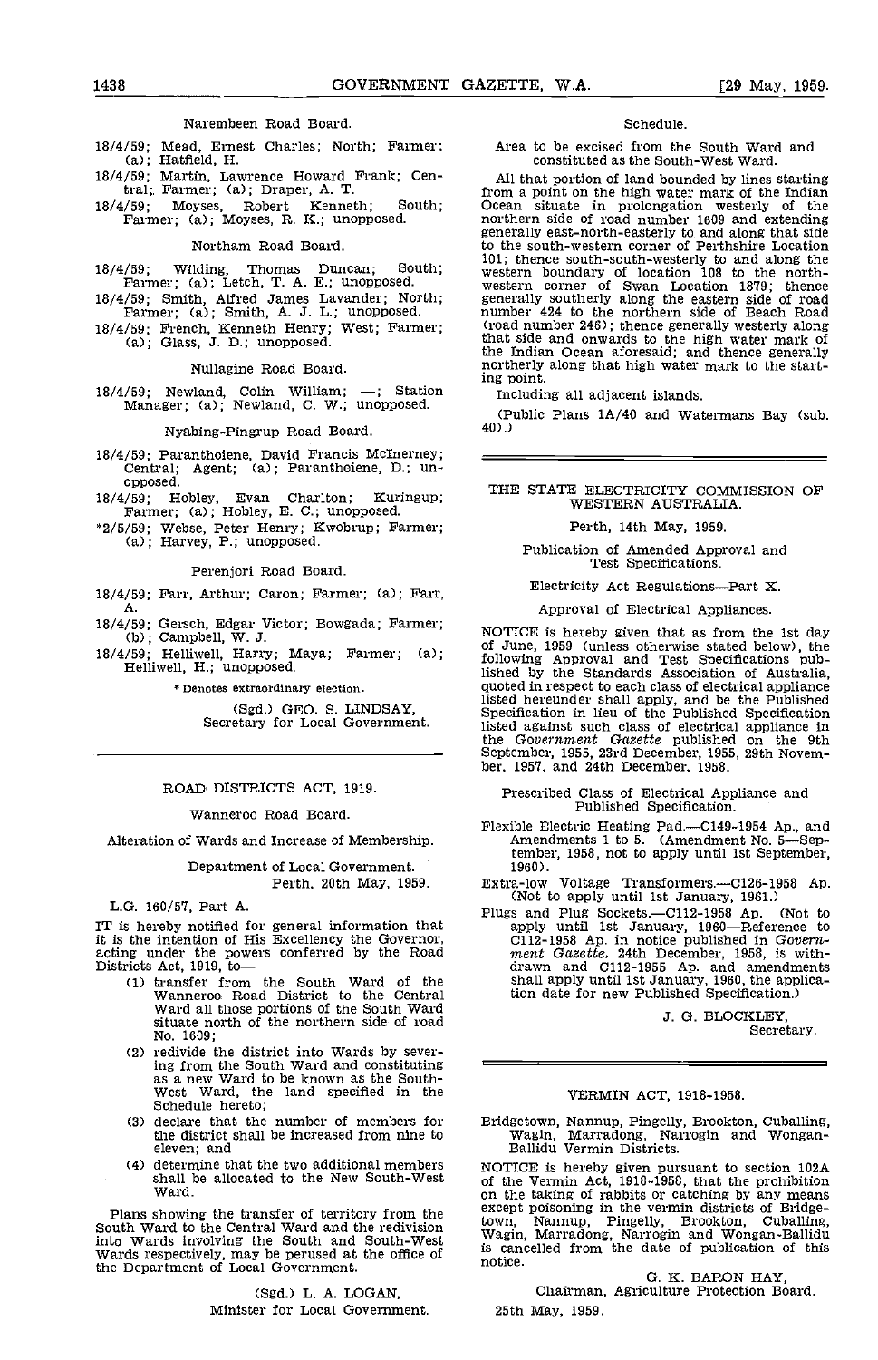Narembeen Road Board.

18/4/59; Mead, Ernest Charles; North; Farmer; (a); Hatfield, H.

18/4/59; Martin, Lawrence Howard Frank; Central; Farmer; (a); Draper, A. T.

18/4/59; Moyses, Robert Kenneth; South; Farmer; (a); Moyses, R. K.; unopposed.

Northam Road Board.

18/4/59; Wilding, Thomas Duncan; South; Farmer; (a); Letch, T. A. E.; unopposed.

18/4/59; Smith, Alfred James Lavander; North; Farmer; (a); Smith, A. J. L.; unopposed.

18/4/59; French, Kenneth Henry; West; Farmer; (a); Glass, J. D.; unopposed.

Nullagine Road Board.

18/4/59; Newland, Colin William; —; Station Manager; (a); Newland, C. W.; unopposed.

Nyabing-Pingrup Road Board.

18/4/59; Paranthoiene, David Francis McInerney; Central; Agent; (a); Paranthoiene, D.; unopposed.

18/4/59; Hobley, Evan Charlton; Kuringup; Farmer; (a); Hobley, E. C.; unopposed.

*2/5/59; Webse, Peter Henry; Kwobrup; Farmer; (a); Harvey, P.; unopposed.

Perenjori Road Board.

18/4/59; Farr, Arthur; Caron; Farmer; (a); Farr, A.

18/4/59; Gersch, Edgar Victor; Bowgada; Farmer; (b); Campbell, W. J.

18/4/59; Helliwell, Harry; Maya; Farmer; (a); Helliwell, H.; unopposed.

* Denotes extraordinary election.

(Sgd.) GEO. S. LINDSAY,
Secretary for Local Government.

---

## ROAD DISTRICTS ACT, 1919.

Wanneroo Road Board.

Alteration of Wards and Increase of Membership.

Department of Local Government.
Perth, 20th May, 1959.

L.G. 160/57, Part A.

IT is hereby notified for general information that it is the intention of His Excellency the Governor, acting under the powers conferred by the Road Districts Act, 1919, to—

(1) transfer from the South Ward of the Wanneroo Road District to the Central Ward all those portions of the South Ward situate north of the northern side of road No. 1609;

(2) redivide the district into Wards by severing from the South Ward and constituting as a new Ward to be known as the South-West Ward, the land specified in the Schedule hereto;

(3) declare that the number of members for the district shall be increased from nine to eleven; and

(4) determine that the two additional members shall be allocated to the New South-West Ward.

Plans showing the transfer of territory from the South Ward to the Central Ward and the redivision into Wards involving the South and South-West Wards respectively, may be perused at the office of the Department of Local Government.

(Sgd.) L. A. LOGAN,
Minister for Local Government.

Schedule.

Area to be excised from the South Ward and constituted as the South-West Ward.

All that portion of land bounded by lines starting from a point on the high water mark of the Indian Ocean situate in prolongation westerly of the northern side of road number 1609 and extending generally east-north-easterly to and along that side to the south-western corner of Perthshire Location 101; thence south-south-westerly to and along the western boundary of location 108 to the north-western corner of Swan Location 1879; thence generally southerly along the eastern side of road number 424 to the northern side of Beach Road (road number 246); thence generally westerly along that side and onwards to the high water mark of the Indian Ocean aforesaid; and thence generally northerly along that high water mark to the starting point.

Including all adjacent islands.

(Public Plans 1A/40 and Watermans Bay (sub. 40).)

---

## THE STATE ELECTRICITY COMMISSION OF WESTERN AUSTRALIA.

Perth, 14th May, 1959.

Publication of Amended Approval and Test Specifications.

Electricity Act Regulations—Part X.

Approval of Electrical Appliances.

NOTICE is hereby given that as from the 1st day of June, 1959 (unless otherwise stated below), the following Approval and Test Specifications published by the Standards Association of Australia, quoted in respect to each class of electrical appliance listed hereunder shall apply, and be the Published Specification in lieu of the Published Specification listed against such class of electrical appliance in the *Government Gazette* published on the 9th September, 1955, 23rd December, 1955, 29th November, 1957, and 24th December, 1958.

Prescribed Class of Electrical Appliance and Published Specification.

Flexible Electric Heating Pad.—C149-1954 Ap., and Amendments 1 to 5. (Amendment No. 5—September, 1958, not to apply until 1st September, 1960).

Extra-low Voltage Transformers.—C126-1958 Ap. (Not to apply until 1st January, 1961.)

Plugs and Plug Sockets.—C112-1958 Ap. (Not to apply until 1st January, 1960—Reference to C112-1958 Ap. in notice published in *Government Gazette*, 24th December, 1958, is withdrawn and C112-1955 Ap. and amendments shall apply until 1st January, 1960, the application date for new Published Specification.)

J. G. BLOCKLEY,
Secretary.

---

## VERMIN ACT, 1918-1958.

Bridgetown, Nannup, Pingelly, Brookton, Cuballing, Wagin, Marradong, Narrogin and Wongan-Ballidu Vermin Districts.

NOTICE is hereby given pursuant to section 102A of the Vermin Act, 1918-1958, that the prohibition on the taking of rabbits or catching by any means except poisoning in the vermin districts of Bridgetown, Nannup, Pingelly, Brookton, Cuballing, Wagin, Marradong, Narrogin and Wongan-Ballidu is cancelled from the date of publication of this notice.

G. K. BARON HAY,
Chairman, Agriculture Protection Board.

25th May, 1959.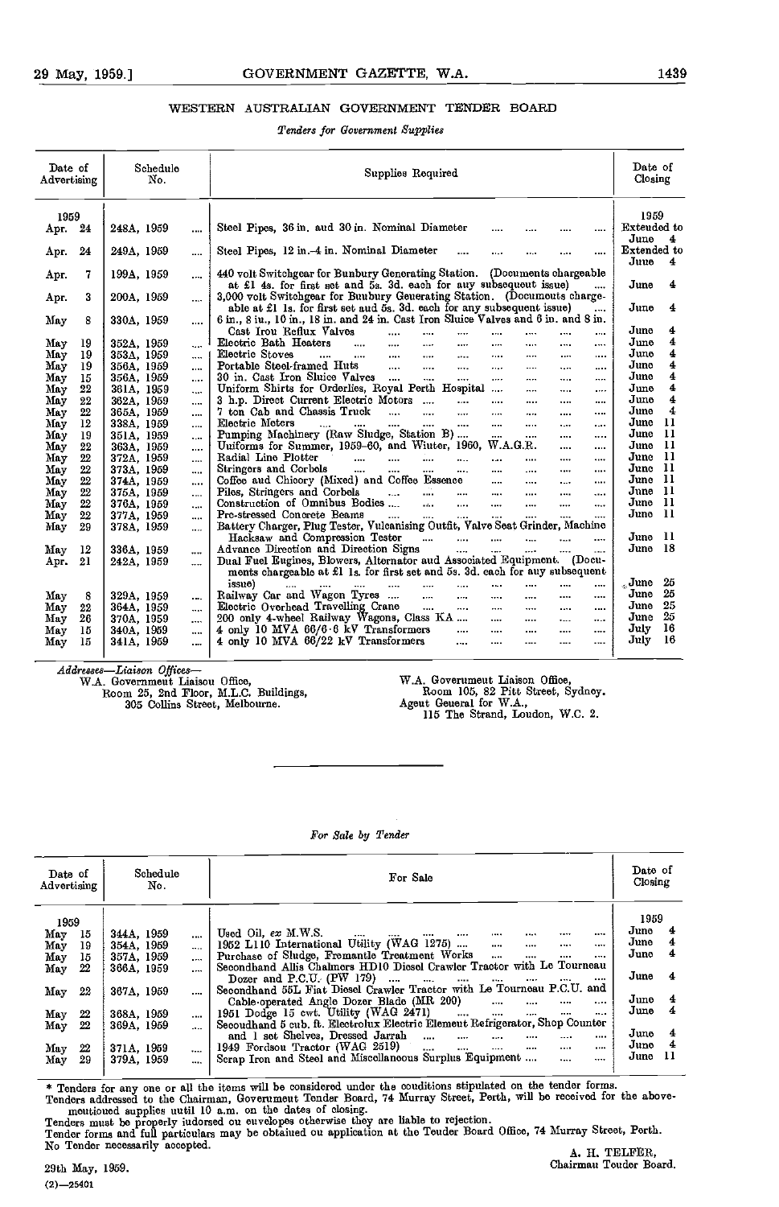## WESTERN AUSTRALIAN GOVERNMENT TENDER BOARD

*Tenders for Government Supplies*

| Date of Advertising | Schedule No. | Supplies Required | Date of Closing |
|---|---|---|---|
| 1959 | | | 1959 |
| Apr. 24 | 248A, 1959 | Steel Pipes, 36 in. and 30 in. Nominal Diameter | Extended to June 4 |
| Apr. 24 | 249A, 1959 | Steel Pipes, 12 in.-4 in. Nominal Diameter | Extended to June 4 |
| Apr. 7 | 199A, 1959 | 440 volt Switchgear for Bunbury Generating Station. (Documents chargeable at £1 4s. for first set and 5s. 3d. each for any subsequent issue) | June 4 |
| Apr. 3 | 200A, 1959 | 3,000 volt Switchgear for Bunbury Generating Station. (Documents chargeable at £1 1s. for first set and 5s. 3d. each for any subsequent issue) | June 4 |
| May 8 | 330A, 1959 | 6 in., 8 in., 10 in., 18 in. and 24 in. Cast Iron Sluice Valves and 6 in. and 8 in. Cast Iron Reflux Valves | June 4 |
| May 19 | 352A, 1959 | Electric Bath Heaters | June 4 |
| May 19 | 353A, 1959 | Electric Stoves | June 4 |
| May 19 | 356A, 1959 | Portable Steel-framed Huts | June 4 |
| May 15 | 356A, 1959 | 30 in. Cast Iron Sluice Valves | June 4 |
| May 22 | 361A, 1959 | Uniform Shirts for Orderlies, Royal Perth Hospital | June 4 |
| May 22 | 362A, 1959 | 3 h.p. Direct Current Electric Motors | June 4 |
| May 22 | 365A, 1959 | 7 ton Cab and Chassis Truck | June 4 |
| May 12 | 338A, 1959 | Electric Meters | June 11 |
| May 19 | 351A, 1959 | Pumping Machinery (Raw Sludge, Station B) | June 11 |
| May 22 | 363A, 1959 | Uniforms for Summer, 1959-60, and Winter, 1960, W.A.G.R. | June 11 |
| May 22 | 372A, 1959 | Radial Line Plotter | June 11 |
| May 22 | 373A, 1959 | Stringers and Corbels | June 11 |
| May 22 | 374A, 1959 | Coffee and Chicory (Mixed) and Coffee Essence | June 11 |
| May 22 | 375A, 1959 | Piles, Stringers and Corbels | June 11 |
| May 22 | 376A, 1959 | Construction of Omnibus Bodies | June 11 |
| May 22 | 377A, 1959 | Pre-stressed Concrete Beams | June 11 |
| May 29 | 378A, 1959 | Battery Charger, Plug Tester, Vulcanising Outfit, Valve Seat Grinder, Machine Hacksaw and Compression Tester | June 11 |
| May 12 | 336A, 1959 | Advance Direction and Direction Signs | June 18 |
| Apr. 21 | 242A, 1959 | Dual Fuel Engines, Blowers, Alternator and Associated Equipment. (Documents chargeable at £1 1s. for first set and 5s. 3d. each for any subsequent issue) | June 25 |
| May 8 | 329A, 1959 | Railway Car and Wagon Tyres | June 25 |
| May 22 | 364A, 1959 | Electric Overhead Travelling Crane | June 25 |
| May 26 | 370A, 1959 | 200 only 4-wheel Railway Wagons, Class KA | June 25 |
| May 15 | 340A, 1959 | 4 only 10 MVA 66/6·6 kV Transformers | July 16 |
| May 15 | 341A, 1959 | 4 only 10 MVA 66/22 kV Transformers | July 16 |

*Addresses—Liaison Offices—*

W.A. Government Liaison Office,
Room 25, 2nd Floor, M.L.C. Buildings,
305 Collins Street, Melbourne.

W.A. Government Liaison Office,
Room 105, 82 Pitt Street, Sydney.
Agent General for W.A.,
115 The Strand, London, W.C. 2.

---

*For Sale by Tender*

| Date of Advertising | Schedule No. | For Sale | Date of Closing |
|---|---|---|---|
| 1959 | | | 1959 |
| May 15 | 344A, 1959 | Used Oil, ex M.W.S. | June 4 |
| May 19 | 354A, 1959 | 1952 L110 International Utility (WAG 1275) | June 4 |
| May 15 | 357A, 1959 | Purchase of Sludge, Fremantle Treatment Works | June 4 |
| May 22 | 366A, 1959 | Secondhand Allis Chalmers HD10 Diesel Crawler Tractor with Le Tourneau Dozer and P.C.U. (PW 179) | June 4 |
| May 22 | 367A, 1959 | Secondhand 55L Fiat Diesel Crawler Tractor with Le Tourneau P.C.U. and Cable-operated Angle Dozer Blade (MR 200) | June 4 |
| May 22 | 368A, 1959 | 1951 Dodge 15 cwt. Utility (WAG 2471) | June 4 |
| May 22 | 369A, 1959 | Secondhand 5 cub. ft. Electrolux Electric Element Refrigerator, Shop Counter and 1 set Shelves, Dressed Jarrah | June 4 |
| May 22 | 371A, 1959 | 1949 Fordson Tractor (WAG 2519) | June 4 |
| May 29 | 379A, 1959 | Scrap Iron and Steel and Miscellaneous Surplus Equipment | June 11 |

\* Tenders for any one or all the items will be considered under the conditions stipulated on the tender forms.

Tenders addressed to the Chairman, Government Tender Board, 74 Murray Street, Perth, will be received for the above-mentioned supplies until 10 a.m. on the dates of closing.

Tenders must be properly indorsed on envelopes otherwise they are liable to rejection.

Tender forms and full particulars may be obtained on application at the Tender Board Office, 74 Murray Street, Perth.

No Tender necessarily accepted.

A. H. TELFER,
Chairman Tender Board.

29th May, 1959.

(2)—25401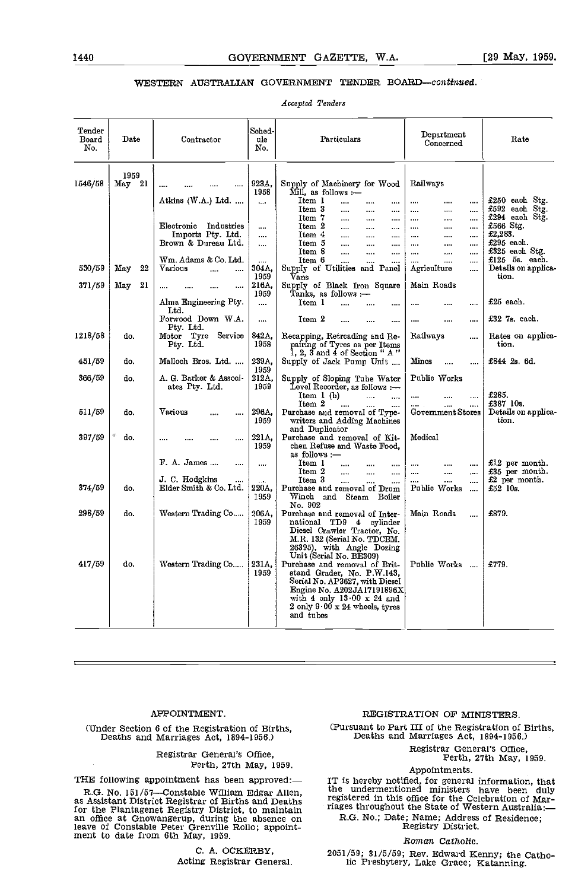## WESTERN AUSTRALIAN GOVERNMENT TENDER BOARD—*continued.*

*Accepted Tenders*

| Tender Board No. | Date | Contractor | Schedule No. | Particulars | Department Concerned | Rate |
|---|---|---|---|---|---|---|
| | 1959 | | | | | |
| 1546/58 | May 21 | .... .... .... .... | 923A, 1958 | Supply of Machinery for Wood Mill, as follows :— | Railways | |
| | | Atkins (W.A.) Ltd. .... | .... | Item 1 .... .... .... | .... .... .... | £250 each Stg. |
| | | | | Item 3 .... .... .... | .... .... .... | £592 each Stg. |
| | | | | Item 7 .... .... .... | .... .... .... | £294 each Stg. |
| | | Electronic Industries Imports Pty. Ltd. | .... | Item 2 .... .... .... | .... .... .... | £566 Stg. |
| | | | .... | Item 4 .... .... .... | .... .... .... | £2,283. |
| | | Brown & Dureau Ltd. | .... | Item 5 .... .... .... | .... .... .... | £295 each. |
| | | | | Item 8 .... .... .... | .... .... .... | £325 each Stg. |
| | | Wm. Adams & Co. Ltd. | .... | Item 6 .... .... .... | .... .... .... | £125 5s. each. |
| 530/59 | May 22 | Various .... .... | 304A, 1959 | Supply of Utilities and Panel Vans | Agriculture .... | Details on application. |
| 371/59 | May 21 | .... .... .... .... | 216A, 1959 | Supply of Black Iron Square Tanks, as follows :— | Main Roads | |
| | | Alma Engineering Pty. Ltd. | .... | Item 1 .... .... .... | .... .... .... | £25 each. |
| | | Forwood Down W.A. Pty. Ltd. | .... | Item 2 .... .... .... | .... .... .... | £32 7s. each. |
| 1218/58 | do. | Motor Tyre Service Pty. Ltd. | 842A, 1958 | Recapping, Retreading and Repairing of Tyres as per Items 1, 2, 3 and 4 of Section "A" | Railways .... | Rates on application. |
| 451/59 | do. | Malloch Bros. Ltd. .... | 239A, 1959 | Supply of Jack Pump Unit .... | Mines .... .... | £844 2s. 6d. |
| 366/59 | do. | A. G. Barker & Associates Pty. Ltd. | 212A, 1959 | Supply of Sloping Tube Water Level Recorder, as follows :— | Public Works | |
| | | | | Item 1 (b) .... .... | .... .... .... | £285. |
| | | | | Item 2 .... .... .... | .... .... .... | £387 10s. |
| 511/59 | do. | Various .... .... | 296A, 1959 | Purchase and removal of Typewriters and Adding Machines and Duplicator | Government Stores | Details on application. |
| 397/59 | do. | .... .... .... .... | 221A, 1959 | Purchase and removal of Kitchen Refuse and Waste Food, as follows :— | Medical | |
| | | F. A. James .... .... | .... | Item 1 .... .... .... | .... .... .... | £12 per month. |
| | | | | Item 2 .... .... .... | .... .... .... | £35 per month. |
| | | J. C. Hodgkins .... | .... | Item 3 .... .... .... | .... .... .... | £2 per month. |
| 374/59 | do. | Elder Smith & Co. Ltd. | 220A, 1959 | Purchase and removal of Drum Winch and Steam Boiler No. 902 | Public Works .... | £52 10s. |
| 298/59 | do. | Western Trading Co..... | 206A, 1959 | Purchase and removal of International TD9 4 cylinder Diesel Crawler Tractor, No. M.R. 132 (Serial No. TDCBM. 26395), with Angle Dozing Unit (Serial No. BE309) | Main Roads .... | £879. |
| 417/59 | do. | Western Trading Co..... | 231A, 1959 | Purchase and removal of Britstand Grader, No. P.W.143, Serial No. AP3627, with Diesel Engine No. A202JA17191896X with 4 only 13·00 x 24 and 2 only 9·00 x 24 wheels, tyres and tubes | Public Works .... | £779. |

## APPOINTMENT.

(Under Section 6 of the Registration of Births, Deaths and Marriages Act, 1894-1956.)

Registrar General's Office,
Perth, 27th May, 1959.

THE following appointment has been approved:—

R.G. No. 151/57—Constable William Edgar Allen, as Assistant District Registrar of Births and Deaths for the Plantagenet Registry District, to maintain an office at Gnowangerup, during the absence on leave of Constable Peter Grenville Rollo; appointment to date from 6th May, 1959.

C. A. OCKERBY,
Acting Registrar General.

## REGISTRATION OF MINISTERS.

(Pursuant to Part III of the Registration of Births, Deaths and Marriages Act, 1894-1956.)

Registrar General's Office,
Perth, 27th May, 1959.

Appointments.

IT is hereby notified, for general information, that the undermentioned ministers have been duly registered in this office for the Celebration of Marriages throughout the State of Western Australia:—

R.G. No.; Date; Name; Address of Residence; Registry District.

*Roman Catholic.*

2051/59; 31/5/59; Rev. Edward Kenny; the Catholic Presbytery, Lake Grace; Katanning.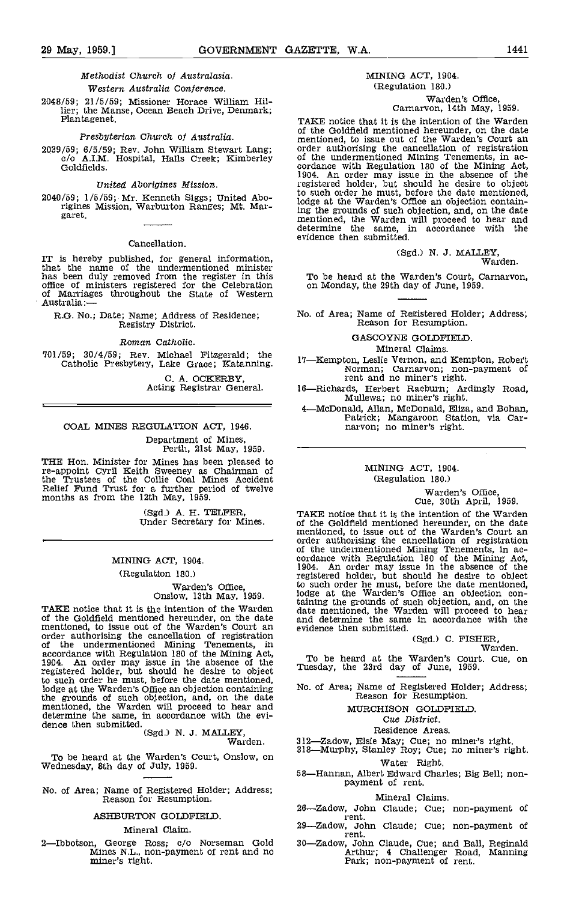*Methodist Church of Australasia.*

*Western Australia Conference.*

2048/59; 21/5/59; Missioner Horace William Hillier; the Manse, Ocean Beach Drive, Denmark; Plantagenet.

*Presbyterian Church of Australia.*

2039/59; 6/5/59; Rev. John William Stewart Lang; c/o A.I.M. Hospital, Halls Creek; Kimberley Goldfields.

*United Aborigines Mission.*

2040/59; 1/5/59; Mr. Kenneth Siggs; United Aborigines Mission, Warburton Ranges; Mt. Margaret.

---

Cancellation.

IT is hereby published, for general information, that the name of the undermentioned minister has been duly removed from the register in this office of ministers registered for the Celebration of Marriages throughout the State of Western Australia:—

R.G. No.; Date; Name; Address of Residence; Registry District.

*Roman Catholic.*

701/59; 30/4/59; Rev. Michael Fitzgerald; the Catholic Presbytery, Lake Grace; Katanning.

C. A. OCKERBY,
Acting Registrar General.

---

## COAL MINES REGULATION ACT, 1946.

Department of Mines,
Perth, 21st May, 1959.

THE Hon. Minister for Mines has been pleased to re-appoint Cyril Keith Sweeney as Chairman of the Trustees of the Collie Coal Mines Accident Relief Fund Trust for a further period of twelve months as from the 12th May, 1959.

(Sgd.) A. H. TELFER,
Under Secretary for Mines.

---

## MINING ACT, 1904.

(Regulation 180.)

Warden's Office,
Onslow, 13th May, 1959.

TAKE notice that it is the intention of the Warden of the Goldfield mentioned hereunder, on the date mentioned, to issue out of the Warden's Court an order authorising the cancellation of registration of the undermentioned Mining Tenements, in accordance with Regulation 180 of the Mining Act, 1904. An order may issue in the absence of the registered holder, but should he desire to object to such order he must, before the date mentioned, lodge at the Warden's Office an objection containing the grounds of such objection, and, on the date mentioned, the Warden will proceed to hear and determine the same, in accordance with the evidence then submitted.

(Sgd.) N. J. MALLEY,
Warden.

To be heard at the Warden's Court, Onslow, on Wednesday, 8th day of July, 1959.

---

No. of Area; Name of Registered Holder; Address; Reason for Resumption.

ASHBURTON GOLDFIELD.

Mineral Claim.

2—Ibbotson, George Ross; c/o Norseman Gold Mines N.L., non-payment of rent and no miner's right.

---

## MINING ACT, 1904.

(Regulation 180.)

Warden's Office,
Carnarvon, 14th May, 1959.

TAKE notice that it is the intention of the Warden of the Goldfield mentioned hereunder, on the date mentioned, to issue out of the Warden's Court an order authorising the cancellation of registration of the undermentioned Mining Tenements, in accordance with Regulation 180 of the Mining Act, 1904. An order may issue in the absence of the registered holder, but should he desire to object to such order he must, before the date mentioned, lodge at the Warden's Office an objection containing the grounds of such objection, and, on the date mentioned, the Warden will proceed to hear and determine the same, in accordance with the evidence then submitted.

(Sgd.) N. J. MALLEY,
Warden.

To be heard at the Warden's Court, Carnarvon, on Monday, the 29th day of June, 1959.

---

No. of Area; Name of Registered Holder; Address; Reason for Resumption.

GASCOYNE GOLDFIELD.

Mineral Claims.

17—Kempton, Leslie Vernon, and Kempton, Robert Norman; Carnarvon; non-payment of rent and no miner's right.

16—Richards, Herbert Raeburn; Ardingly Road, Mullewa; no miner's right.

4—McDonald, Allan, McDonald, Eliza, and Bohan, Patrick; Mangaroon Station, via Carnarvon; no miner's right.

---

## MINING ACT, 1904.

(Regulation 180.)

Warden's Office,
Cue, 30th April, 1959.

TAKE notice that it is the intention of the Warden of the Goldfield mentioned hereunder, on the date mentioned, to issue out of the Warden's Court an order authorising the cancellation of registration of the undermentioned Mining Tenements, in accordance with Regulation 180 of the Mining Act, 1904. An order may issue in the absence of the registered holder, but should he desire to object to such order he must, before the date mentioned, lodge at the Warden's Office an objection containing the grounds of such objection, and, on the date mentioned, the Warden will proceed to hear and determine the same in accordance with the evidence then submitted.

(Sgd.) C. FISHER,
Warden.

To be heard at the Warden's Court. Cue, on Tuesday, the 23rd day of June, 1959.

---

No. of Area; Name of Registered Holder; Address; Reason for Resumption.

MURCHISON GOLDFIELD.

*Cue District.*

Residence Areas.

312—Zadow, Elsie May; Cue; no miner's right.

318—Murphy, Stanley Roy; Cue; no miner's right.

Water Right.

58—Hannan, Albert Edward Charles; Big Bell; non-payment of rent.

Mineral Claims.

26—Zadow, John Claude; Cue; non-payment of rent.

29—Zadow, John Claude; Cue; non-payment of rent.

30—Zadow, John Claude, Cue; and Ball, Reginald Arthur; 4 Challenger Road, Manning Park; non-payment of rent.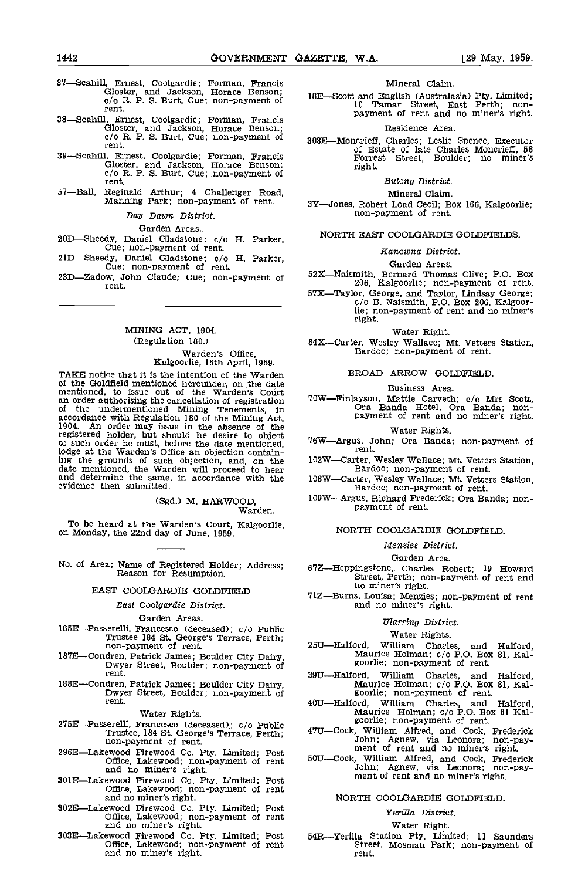37—Scahill, Ernest, Coolgardie; Forman, Francis Gloster, and Jackson, Horace Benson; c/o R. P. S. Burt, Cue; non-payment of rent.

38—Scahill, Ernest, Coolgardie; Forman, Francis Gloster, and Jackson, Horace Benson; c/o R. P. S. Burt, Cue; non-payment of rent.

39—Scahill, Ernest, Coolgardie; Forman, Francis Gloster, and Jackson, Horace Benson; c/o R. P. S. Burt, Cue; non-payment of rent.

57—Ball, Reginald Arthur; 4 Challenger Road, Manning Park; non-payment of rent.

*Day Dawn District.*

Garden Areas.

20D—Sheedy, Daniel Gladstone; c/o H. Parker, Cue; non-payment of rent.

21D—Sheedy, Daniel Gladstone; c/o H. Parker, Cue; non-payment of rent.

23D—Zadow, John Claude; Cue; non-payment of rent.

---

## MINING ACT, 1904.

(Regulation 180.)

Warden's Office,
Kalgoorlie, 15th April, 1959.

TAKE notice that it is the intention of the Warden of the Goldfield mentioned hereunder, on the date mentioned, to issue out of the Warden's Court an order authorising the cancellation of registration of the undermentioned Mining Tenements, in accordance with Regulation 180 of the Mining Act, 1904. An order may issue in the absence of the registered holder, but should he desire to object to such order he must, before the date mentioned, lodge at the Warden's Office an objection containing the grounds of such objection, and, on the date mentioned, the Warden will proceed to hear and determine the same, in accordance with the evidence then submitted.

(Sgd.) M. HARWOOD,
Warden.

To be heard at the Warden's Court, Kalgoorlie, on Monday, the 22nd day of June, 1959.

---

No. of Area; Name of Registered Holder; Address; Reason for Resumption.

### EAST COOLGARDIE GOLDFIELD

*East Coolgardie District.*

Garden Areas.

185E—Passerelli, Francesco (deceased); c/o Public Trustee 184 St. George's Terrace, Perth; non-payment of rent.

187E—Condren, Patrick James; Boulder City Dairy, Dwyer Street, Boulder; non-payment of rent.

188E—Condren, Patrick James; Boulder City Dairy, Dwyer Street, Boulder; non-payment of rent.

Water Rights.

275E—Passerelli, Francesco (deceased); c/o Public Trustee, 184 St. George's Terrace, Perth; non-payment of rent.

296E—Lakewood Firewood Co. Pty. Limited; Post Office, Lakewood; non-payment of rent and no miner's right.

301E—Lakewood Firewood Co. Pty. Limited; Post Office, Lakewood; non-payment of rent and no miner's right.

302E—Lakewood Firewood Co. Pty. Limited; Post Office, Lakewood; non-payment of rent and no miner's right.

303E—Lakewood Firewood Co. Pty. Limited; Post Office, Lakewood; non-payment of rent and no miner's right.

Mineral Claim.

18E—Scott and English (Australasia) Pty. Limited; 10 Tamar Street, East Perth; non-payment of rent and no miner's right.

Residence Area.

303E—Moncrieff, Charles; Leslie Spence, Executor of Estate of late Charles Moncrieff, 58 Forrest Street, Boulder; no miner's right.

*Bulong District.*

Mineral Claim.

3Y—Jones, Robert Load Cecil; Box 166, Kalgoorlie; non-payment of rent.

### NORTH EAST COOLGARDIE GOLDFIELDS.

*Kanowna District.*

Garden Areas.

52X—Naismith, Bernard Thomas Clive; P.O. Box 206, Kalgoorlie; non-payment of rent.

57X—Taylor, George, and Taylor, Lindsay George; c/o B. Naismith, P.O. Box 206, Kalgoorlie; non-payment of rent and no miner's right.

Water Right.

84X—Carter, Wesley Wallace; Mt. Vetters Station, Bardoc; non-payment of rent.

### BROAD ARROW GOLDFIELD.

Business Area.

70W—Finlayson, Mattie Carveth; c/o Mrs Scott, Ora Banda Hotel, Ora Banda; non-payment of rent and no miner's right.

Water Rights.

76W—Argus, John; Ora Banda; non-payment of rent.

102W—Carter, Wesley Wallace; Mt. Vetters Station, Bardoc; non-payment of rent.

108W—Carter, Wesley Wallace; Mt. Vetters Station, Bardoc; non-payment of rent.

109W—Argus, Richard Frederick; Ora Banda; non-payment of rent.

### NORTH COOLGARDIE GOLDFIELD.

*Menzies District.*

Garden Area.

67Z—Heppingstone, Charles Robert; 19 Howard Street, Perth; non-payment of rent and no miner's right.

71Z—Burns, Louisa; Menzies; non-payment of rent and no miner's right.

*Ularring District.*

Water Rights.

25U—Halford, William Charles, and Halford, Maurice Holman; c/o P.O. Box 81, Kalgoorlie; non-payment of rent.

39U—Halford, William Charles, and Halford, Maurice Holman; c/o P.O. Box 81, Kalgoorlie; non-payment of rent.

40U—Halford, William Charles, and Halford, Maurice Holman; c/o P.O. Box 81 Kalgoorlie; non-payment of rent.

47U—Cock, William Alfred, and Cock, Frederick John; Agnew, via Leonora; non-payment of rent and no miner's right.

50U—Cock, William Alfred, and Cock, Frederick John; Agnew, via Leonora; non-payment of rent and no miner's right.

### NORTH COOLGARDIE GOLDFIELD.

*Yerilla District.*

Water Right.

54R—Yerilla Station Pty. Limited; 11 Saunders Street, Mosman Park; non-payment of rent.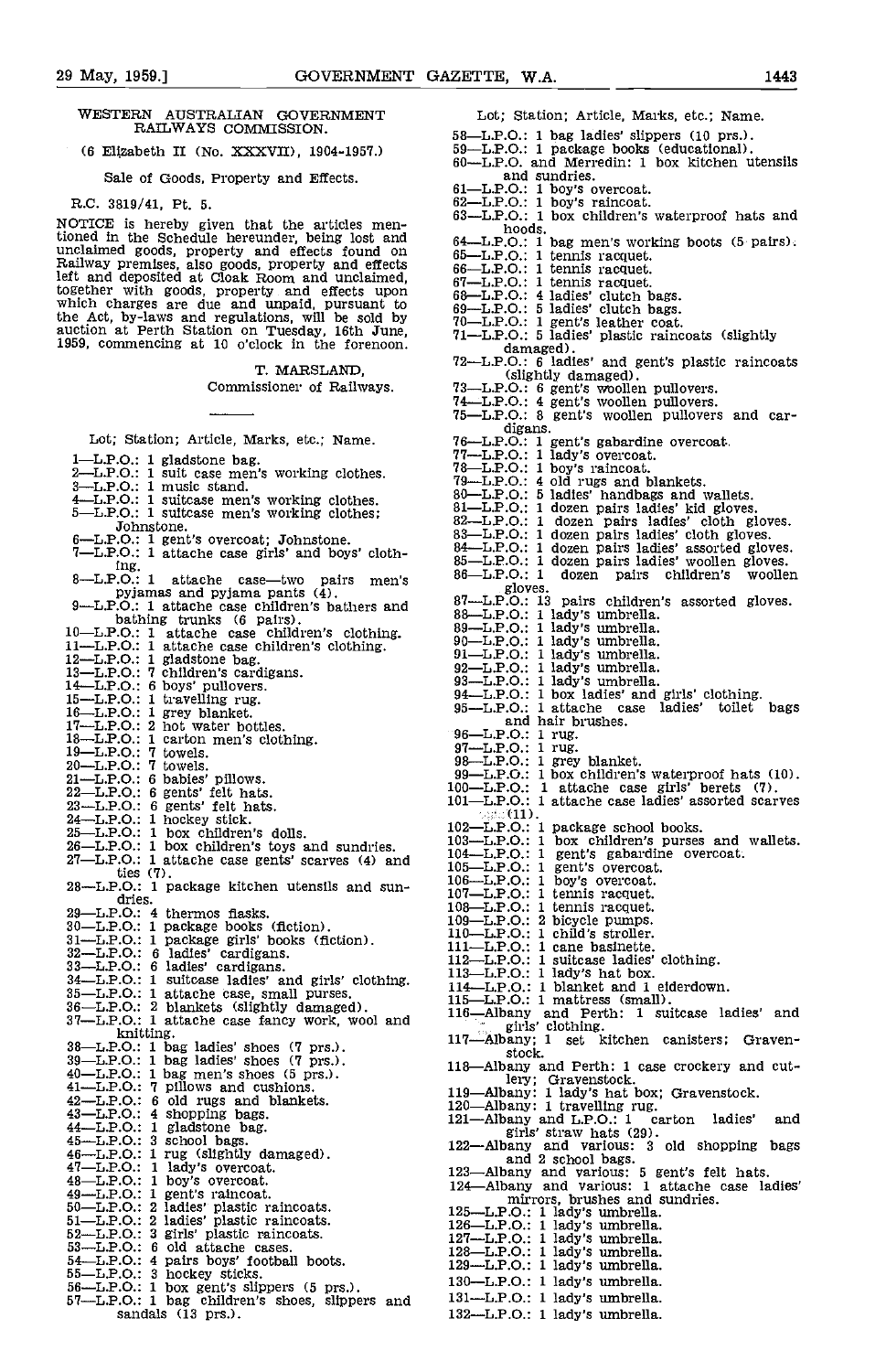WESTERN AUSTRALIAN GOVERNMENT RAILWAYS COMMISSION.

(6 Elizabeth II (No. XXXVII), 1904-1957.)

Sale of Goods, Property and Effects.

R.C. 3819/41, Pt. 5.

NOTICE is hereby given that the articles mentioned in the Schedule hereunder, being lost and unclaimed goods, property and effects found on Railway premises, also goods, property and effects left and deposited at Cloak Room and unclaimed, together with goods, property and effects upon which charges are due and unpaid, pursuant to the Act, by-laws and regulations, will be sold by auction at Perth Station on Tuesday, 16th June, 1959, commencing at 10 o'clock in the forenoon.

T. MARSLAND,
Commissioner of Railways.

---

Lot; Station; Article, Marks, etc.; Name.

1—L.P.O.: 1 gladstone bag.
2—L.P.O.: 1 suit case men's working clothes.
3—L.P.O.: 1 music stand.
4—L.P.O.: 1 suitcase men's working clothes.
5—L.P.O.: 1 suitcase men's working clothes; Johnstone.
6—L.P.O.: 1 gent's overcoat; Johnstone.
7—L.P.O.: 1 attache case girls' and boys' clothing.
8—L.P.O.: 1 attache case—two pairs men's pyjamas and pyjama pants (4).
9—L.P.O.: 1 attache case children's bathers and bathing trunks (6 pairs).
10—L.P.O.: 1 attache case children's clothing.
11—L.P.O.: 1 attache case children's clothing.
12—L.P.O.: 1 gladstone bag.
13—L.P.O.: 7 children's cardigans.
14—L.P.O.: 6 boys' pullovers.
15—L.P.O.: 1 travelling rug.
16—L.P.O.: 1 grey blanket.
17—L.P.O.: 2 hot water bottles.
18—L.P.O.: 1 carton men's clothing.
19—L.P.O.: 7 towels.
20—L.P.O.: 7 towels.
21—L.P.O.: 6 babies' pillows.
22—L.P.O.: 6 gents' felt hats.
23—L.P.O.: 6 gents' felt hats.
24—L.P.O.: 1 hockey stick.
25—L.P.O.: 1 box children's dolls.
26—L.P.O.: 1 box children's toys and sundries.
27—L.P.O.: 1 attache case gents' scarves (4) and ties (7).
28—L.P.O.: 1 package kitchen utensils and sundries.
29—L.P.O.: 4 thermos flasks.
30—L.P.O.: 1 package books (fiction).
31—L.P.O.: 1 package girls' books (fiction).
32—L.P.O.: 6 ladies' cardigans.
33—L.P.O.: 6 ladies' cardigans.
34—L.P.O.: 1 suitcase ladies' and girls' clothing.
35—L.P.O.: 1 attache case, small purses.
36—L.P.O.: 2 blankets (slightly damaged).
37—L.P.O.: 1 attache case fancy work, wool and knitting.
38—L.P.O.: 1 bag ladies' shoes (7 prs.).
39—L.P.O.: 1 bag ladies' shoes (7 prs.).
40—L.P.O.: 1 bag men's shoes (5 prs.).
41—L.P.O.: 7 pillows and cushions.
42—L.P.O.: 6 old rugs and blankets.
43—L.P.O.: 4 shopping bags.
44—L.P.O.: 1 gladstone bag.
45—L.P.O.: 3 school bags.
46—L.P.O.: 1 rug (slightly damaged).
47—L.P.O.: 1 lady's overcoat.
48—L.P.O.: 1 boy's overcoat.
49—L.P.O.: 1 gent's raincoat.
50—L.P.O.: 2 ladies' plastic raincoats.
51—L.P.O.: 2 ladies' plastic raincoats.
52—L.P.O.: 3 girls' plastic raincoats.
53—L.P.O.: 6 old attache cases.
54—L.P.O.: 4 pairs boys' football boots.
55—L.P.O.: 3 hockey sticks.
56—L.P.O.: 1 box gent's slippers (5 prs.).
57—L.P.O.: 1 bag children's shoes, slippers and sandals (13 prs.).
58—L.P.O.: 1 bag ladies' slippers (10 prs.).
59—L.P.O.: 1 package books (educational).
60—L.P.O. and Merredin: 1 box kitchen utensils and sundries.
61—L.P.O.: 1 boy's overcoat.
62—L.P.O.: 1 boy's raincoat.
63—L.P.O.: 1 box children's waterproof hats and hoods.
64—L.P.O.: 1 bag men's working boots (5 pairs).
65—L.P.O.: 1 tennis racquet.
66—L.P.O.: 1 tennis racquet.
67—L.P.O.: 1 tennis racquet.
68—L.P.O.: 4 ladies' clutch bags.
69—L.P.O.: 5 ladies' clutch bags.
70—L.P.O.: 1 gent's leather coat.
71—L.P.O.: 5 ladies' plastic raincoats (slightly damaged).
72—L.P.O.: 6 ladies' and gent's plastic raincoats (slightly damaged).
73—L.P.O.: 6 gent's woollen pullovers.
74—L.P.O.: 4 gent's woollen pullovers.
75—L.P.O.: 8 gent's woollen pullovers and cardigans.
76—L.P.O.: 1 gent's gabardine overcoat.
77—L.P.O.: 1 lady's overcoat.
78—L.P.O.: 1 boy's raincoat.
79—L.P.O.: 4 old rugs and blankets.
80—L.P.O.: 5 ladies' handbags and wallets.
81—L.P.O.: 1 dozen pairs ladies' kid gloves.
82—L.P.O.: 1 dozen pairs ladies' cloth gloves.
83—L.P.O.: 1 dozen pairs ladies' cloth gloves.
84—L.P.O.: 1 dozen pairs ladies' assorted gloves.
85—L.P.O.: 1 dozen pairs ladies' woollen gloves.
86—L.P.O.: 1 dozen pairs children's woollen gloves.
87—L.P.O.: 13 pairs children's assorted gloves.
88—L.P.O.: 1 lady's umbrella.
89—L.P.O.: 1 lady's umbrella.
90—L.P.O.: 1 lady's umbrella.
91—L.P.O.: 1 lady's umbrella.
92—L.P.O.: 1 lady's umbrella.
93—L.P.O.: 1 lady's umbrella.
94—L.P.O.: 1 box ladies' and girls' clothing.
95—L.P.O.: 1 attache case ladies' toilet bags and hair brushes.
96—L.P.O.: 1 rug.
97—L.P.O.: 1 rug.
98—L.P.O.: 1 grey blanket.
99—L.P.O.: 1 box children's waterproof hats (10).
100—L.P.O.: 1 attache case girls' berets (7).
101—L.P.O.: 1 attache case ladies' assorted scarves (11).
102—L.P.O.: 1 package school books.
103—L.P.O.: 1 box children's purses and wallets.
104—L.P.O.: 1 gent's gabardine overcoat.
105—L.P.O.: 1 gent's overcoat.
106—L.P.O.: 1 boy's overcoat.
107—L.P.O.: 1 tennis racquet.
108—L.P.O.: 1 tennis racquet.
109—L.P.O.: 2 bicycle pumps.
110—L.P.O.: 1 child's stroller.
111—L.P.O.: 1 cane basinette.
112—L.P.O.: 1 suitcase ladies' clothing.
113—L.P.O.: 1 lady's hat box.
114—L.P.O.: 1 blanket and 1 eiderdown.
115—L.P.O.: 1 mattress (small).
116—Albany and Perth: 1 suitcase ladies' and girls' clothing.
117—Albany: 1 set kitchen canisters; Gravenstock.
118—Albany and Perth: 1 case crockery and cutlery; Gravenstock.
119—Albany: 1 lady's hat box; Gravenstock.
120—Albany: 1 travelling rug.
121—Albany and L.P.O.: 1 carton ladies' and girls' straw hats (29).
122—Albany and various: 3 old shopping bags and 2 school bags.
123—Albany and various: 5 gent's felt hats.
124—Albany and various: 1 attache case ladies' mirrors, brushes and sundries.
125—L.P.O.: 1 lady's umbrella.
126—L.P.O.: 1 lady's umbrella.
127—L.P.O.: 1 lady's umbrella.
128—L.P.O.: 1 lady's umbrella.
129—L.P.O.: 1 lady's umbrella.
130—L.P.O.: 1 lady's umbrella.
131—L.P.O.: 1 lady's umbrella.
132—L.P.O.: 1 lady's umbrella.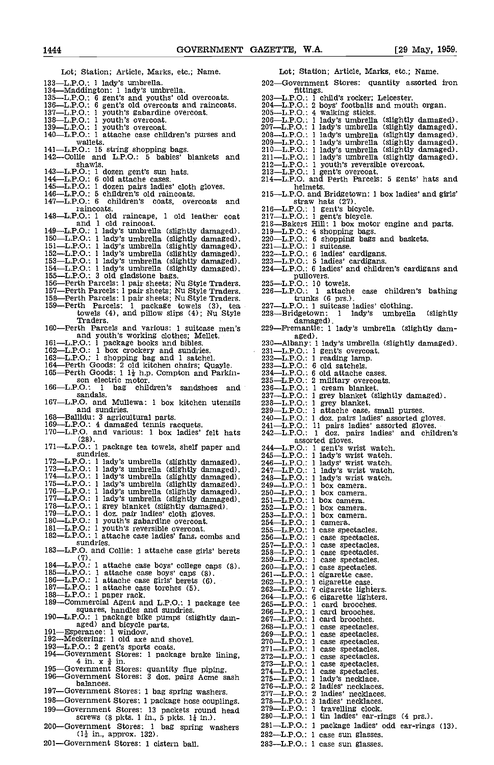Lot; Station; Article, Marks, etc.; Name.

133—L.P.O.: 1 lady's umbrella.
134—Maddington: 1 lady's umbrella.
135—L.P.O.: 6 gent's and youths' old overcoats.
136—L.P.O.: 6 gent's old overcoats and raincoats.
137—L.P.O.: 1 youth's gabardine overcoat.
138—L.P.O.: 1 youth's overcoat.
139—L.P.O.: 1 youth's overcoat.
140—L.P.O.: 1 attache case children's purses and wallets.
141—L.P.O.: 15 string shopping bags.
142—Collie and L.P.O.: 5 babies' blankets and shawls.
143—L.P.O.: 1 dozen gent's sun hats.
144—L.P.O.: 6 old attache cases.
145—L.P.O.: 1 dozen pairs ladies' cloth gloves.
146—L.P.O.: 5 children's old raincoats.
147—L.P.O.: 6 children's coats, overcoats and raincoats.
148—L.P.O.: 1 old raincape, 1 old leather coat and 1 old raincoat.
149—L.P.O.: 1 lady's umbrella (slightly damaged).
150—L.P.O.: 1 lady's umbrella (slightly damaged).
151—L.P.O.: 1 lady's umbrella (slightly damaged).
152—L.P.O.: 1 lady's umbrella (slightly damaged).
153—L.P.O.: 1 lady's umbrella (slightly damaged).
154—L.P.O.: 1 lady's umbrella (slightly damaged).
155—L.P.O.: 3 old gladstone bags.
156—Perth Parcels: 1 pair sheets; Nu Style Traders.
157—Perth Parcels: 1 pair sheets; Nu Style Traders.
158—Perth Parcels: 1 pair sheets; Nu Style Traders.
159—Perth Parcels: 1 package towels (3), tea towels (4), and pillow slips (4); Nu Style Traders.
160—Perth Parcels and various: 1 suitcase men's and youth's working clothes; Mellet.
161—L.P.O.: 1 package books and bibles.
162—L.P.O.: 1 box crockery and sundries.
163—L.P.O.: 1 shopping bag and 1 satchel.
164—Perth Goods: 2 old kitchen chairs; Quayle.
165—Perth Goods: 1 1½ h.p. Compton and Parkinson electric motor.
166—L.P.O.: 1 bag children's sandshoes and sandals.
167—L.P.O. and Mullewa: 1 box kitchen utensils and sundries.
168—Ballidu: 3 agricultural parts.
169—L.P.O.: 4 damaged tennis racquets.
170—L.P.O. and various: 1 box ladies' felt hats (28).
171—L.P.O.: 1 package tea towels, shelf paper and sundries.
172—L.P.O.: 1 lady's umbrella (slightly damaged).
173—L.P.O.: 1 lady's umbrella (slightly damaged).
174—L.P.O.: 1 lady's umbrella (slightly damaged).
175—L.P.O.: 1 lady's umbrella (slightly damaged).
176—L.P.O.: 1 lady's umbrella (slightly damaged).
177—L.P.O.: 1 lady's umbrella (slightly damaged).
178—L.P.O.: 1 grey blanket (slightly damaged).
179—L.P.O.: 1 doz. pair ladies' cloth gloves.
180—L.P.O.: 1 youth's gabardine overcoat.
181—L.P.O.: 1 youth's reversible overcoat.
182—L.P.O.: 1 attache case ladies' fans, combs and sundries.
183—L.P.O. and Collie: 1 attache case girls' berets (7).
184—L.P.O.: 1 attache case boys' college caps (8).
185—L.P.O.: 1 attache case boys' caps (8).
186—L.P.O.: 1 attache case girls' berets (6).
187—L.P.O.: 1 attache case torches (5).
188—L.P.O.: 1 paper rack.
189—Commercial Agent and L.P.O.: 1 package tee squares, handles and sundries.
190—L.P.O.: 1 package bike pumps (slightly damaged) and bicycle parts.
191—Esperance: 1 window.
192—Meckering: 1 old axe and shovel.
193—L.P.O.: 2 gent's sports coats.
194—Government Stores: 1 package brake lining, 4 in. x ⅜ in.
195—Government Stores: quantity flue piping.
196—Government Stores: 3 doz. pairs Acme sash balances.
197—Government Stores: 1 bag spring washers.
198—Government Stores: 1 package hose couplings.
199—Government Stores: 13 packets round head screws (8 pkts. 1 in., 5 pkts. 1¼ in.).
200—Government Stores: 1 bag spring washers (1½ in., approx. 132).
201—Government Stores: 1 cistern ball.
202—Government Stores: quantity assorted iron fittings.
203—L.P.O.: 1 child's rocker; Leicester.
204—L.P.O.: 2 boys' footballs and mouth organ.
205—L.P.O.: 4 walking sticks.
206—L.P.O.: 1 lady's umbrella (slightly damaged).
207—L.P.O.: 1 lady's umbrella (slightly damaged).
208—L.P.O.: 1 lady's umbrella (slightly damaged).
209—L.P.O.: 1 lady's umbrella (slightly damaged).
210—L.P.O.: 1 lady's umbrella (slightly damaged).
211—L.P.O.: 1 lady's umbrella (slightly damaged).
212—L.P.O.: 1 youth's reversible overcoat.
213—L.P.O.: 1 gent's overcoat.
214—L.P.O. and Perth Parcels: 5 gents' hats and helmets.
215—L.P.O. and Bridgetown: 1 box ladies' and girls' straw hats (27).
216—L.P.O.: 1 gent's bicycle.
217—L.P.O.: 1 gent's bicycle.
218—Bakers Hill: 1 box motor engine and parts.
219—L.P.O.: 4 shopping bags.
220—L.P.O.: 6 shopping bags and baskets.
221—L.P.O.: 1 suitcase.
222—L.P.O.: 6 ladies' cardigans.
223—L.P.O.: 5 ladies' cardigans.
224—L.P.O.: 6 ladies' and children's cardigans and pullovers.
225—L.P.O.: 10 towels.
226—L.P.O.: 1 attache case children's bathing trunks (6 prs.).
227—L.P.O.: 1 suitcase ladies' clothing.
228—Bridgetown: 1 lady's umbrella (slightly damaged).
229—Fremantle: 1 lady's umbrella (slightly damaged).
230—Albany: 1 lady's umbrella (slightly damaged).
231—L.P.O.: 1 gent's overcoat.
232—L.P.O.: 1 reading lamp.
233—L.P.O.: 6 old satchels.
234—L.P.O.: 6 old attache cases.
235—L.P.O.: 2 military overcoats.
236—L.P.O.: 1 cream blanket.
237—L.P.O.: 1 grey blanket (slightly damaged).
238—L.P.O.: 1 grey blanket.
239—L.P.O.: 1 attache case, small purses.
240—L.P.O.: 1 doz. pairs ladies' assorted gloves.
241—L.P.O.: 11 pairs ladies' assorted gloves.
242—L.P.O.: 1 doz. pairs ladies' and children's assorted gloves.
244—L.P.O.: 1 gent's wrist watch.
245—L.P.O.: 1 lady's wrist watch.
246—L.P.O.: 1 ladys' wrist watch.
247—L.P.O.: 1 lady's wrist watch.
248—L.P.O.: 1 lady's wrist watch.
249—L.P.O.: 1 box camera.
250—L.P.O.: 1 box camera.
251—L.P.O.: 1 box camera.
252—L.P.O.: 1 box camera.
253—L.P.O.: 1 box camera.
254—L.P.O.: 1 camera.
255—L.P.O.: 1 case spectacles.
256—L.P.O.: 1 case spectacles.
257—L.P.O.: 1 case spectacles.
258—L.P.O.: 1 case spectacles.
259—L.P.O.: 1 case spectacles.
260—L.P.O.: 1 case spectacles.
261—L.P.O.: 1 cigarette case.
262—L.P.O.: 1 cigarette case.
263—L.P.O.: 7 cigarette lighters.
264—L.P.O.: 6 cigarette lighters.
265—L.P.O.: 1 card brooches.
266—L.P.O.: 1 card brooches.
267—L.P.O.: 1 card brooches.
268—L.P.O.: 1 case spectacles.
269—L.P.O.: 1 case spectacles.
270—L.P.O.: 1 case spectacles.
271—L.P.O.: 1 case spectacles.
272—L.P.O.: 1 case spectacles.
273—L.P.O.: 1 case spectacles.
274—L.P.O.: 1 case spectacles.
275—L.P.O.: 1 lady's necklace.
276—L.P.O.: 2 ladies' necklaces.
277—L.P.O.: 2 ladies' necklaces.
278—L.P.O.: 3 ladies' necklaces.
279—L.P.O.: 1 travelling clock.
280—L.P.O.: 1 tin ladies' ear-rings (4 prs.).
281—L.P.O.: 1 package ladies' odd ear-rings (13).
282—L.P.O.: 1 case sun glasses.
283—L.P.O.: 1 case sun glasses.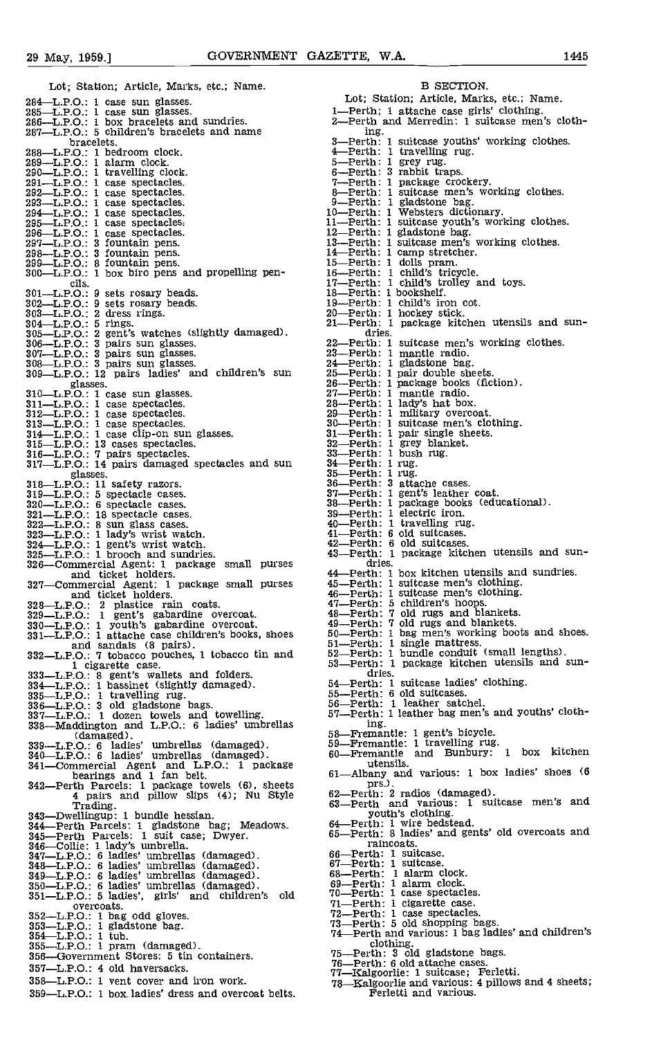Lot; Station; Article, Marks, etc.; Name.

284—L.P.O.: 1 case sun glasses.
285—L.P.O.: 1 case sun glasses.
286—L.P.O.: 1 box bracelets and sundries.
287—L.P.O.: 5 children's bracelets and name bracelets.
288—L.P.O.: 1 bedroom clock.
289—L.P.O.: 1 alarm clock.
290—L.P.O.: 1 travelling clock.
291—L.P.O.: 1 case spectacles.
292—L.P.O.: 1 case spectacles.
293—L.P.O.: 1 case spectacles.
294—L.P.O.: 1 case spectacles.
295—L.P.O.: 1 case spectacles.
296—L.P.O.: 1 case spectacles.
297—L.P.O.: 3 fountain pens.
298—L.P.O.: 3 fountain pens.
299—L.P.O.: 8 fountain pens.
300—L.P.O.: 1 box biro pens and propelling pencils.
301—L.P.O.: 9 sets rosary beads.
302—L.P.O.: 9 sets rosary beads.
303—L.P.O.: 2 dress rings.
304—L.P.O.: 5 rings.
305—L.P.O.: 2 gent's watches (slightly damaged).
306—L.P.O.: 3 pairs sun glasses.
307—L.P.O.: 3 pairs sun glasses.
308—L.P.O.: 3 pairs sun glasses.
309—L.P.O.: 12 pairs ladies' and children's sun glasses.
310—L.P.O.: 1 case sun glasses.
311—L.P.O.: 1 case spectacles.
312—L.P.O.: 1 case spectacles.
313—L.P.O.: 1 case spectacles.
314—L.P.O.: 1 case clip-on sun glasses.
315—L.P.O.: 13 cases spectacles.
316—L.P.O.: 7 pairs spectacles.
317—L.P.O.: 14 pairs damaged spectacles and sun glasses.
318—L.P.O.: 11 safety razors.
319—L.P.O.: 5 spectacle cases.
320—L.P.O.: 6 spectacle cases.
321—L.P.O.: 18 spectacle cases.
322—L.P.O.: 8 sun glass cases.
323—L.P.O.: 1 lady's wrist watch.
324—L.P.O.: 1 gent's wrist watch.
325—L.P.O.: 1 brooch and sundries.
326—Commercial Agent: 1 package small purses and ticket holders.
327—Commercial Agent: 1 package small purses and ticket holders.
328—L.P.O.: 2 plastice rain coats.
329—L.P.O.: 1 gent's gabardine overcoat.
330—L.P.O.: 1 youth's gabardine overcoat.
331—L.P.O.: 1 attache case children's books, shoes and sandals (8 pairs).
332—L.P.O.: 7 tobacco pouches, 1 tobacco tin and 1 cigarette case.
333—L.P.O.: 8 gent's wallets and folders.
334—L.P.O.: 1 bassinet (slightly damaged).
335—L.P.O.: 1 travelling rug.
336—L.P.O.: 3 old gladstone bags.
337—L.P.O.: 1 dozen towels and towelling.
338—Maddington and L.P.O.: 6 ladies' umbrellas (damaged).
339—L.P.O.: 6 ladies' umbrellas (damaged).
340—L.P.O.: 6 ladies' umbrellas (damaged).
341—Commercial Agent and L.P.O.: 1 package bearings and 1 fan belt.
342—Perth Parcels: 1 package towels (6), sheets 4 pairs and pillow slips (4); Nu Style Trading.
343—Dwellingup: 1 bundle hessian.
344—Perth Parcels: 1 gladstone bag; Meadows.
345—Perth Parcels: 1 suit case; Dwyer.
346—Collie: 1 lady's umbrella.
347—L.P.O.: 6 ladies' umbrellas (damaged).
348—L.P.O.: 6 ladies' umbrellas (damaged).
349—L.P.O.: 6 ladies' umbrellas (damaged).
350—L.P.O.: 6 ladies' umbrellas (damaged).
351—L.P.O.: 5 ladies', girls' and children's old overcoats.
352—L.P.O.: 1 bag odd gloves.
353—L.P.O.: 1 gladstone bag.
354—L.P.O.: 1 tub.
355—L.P.O.: 1 pram (damaged).
356—Government Stores: 5 tin containers.
357—L.P.O.: 4 old haversacks.
358—L.P.O.: 1 vent cover and iron work.
359—L.P.O.: 1 box ladies' dress and overcoat belts.

## B SECTION.

Lot; Station; Article, Marks, etc.; Name.

1—Perth; 1 attache case girls' clothing.
2—Perth and Merredin: 1 suitcase men's clothing.
3—Perth: 1 suitcase youths' working clothes.
4—Perth: 1 travelling rug.
5—Perth: 1 grey rug.
6—Perth: 3 rabbit traps.
7—Perth: 1 package crockery.
8—Perth: 1 suitcase men's working clothes.
9—Perth: 1 gladstone bag.
10—Perth: 1 Websters dictionary.
11—Perth: 1 suitcase youth's working clothes.
12—Perth: 1 gladstone bag.
13—Perth: 1 suitcase men's working clothes.
14—Perth: 1 camp stretcher.
15—Perth: 1 dolls pram.
16—Perth: 1 child's tricycle.
17—Perth: 1 child's trolley and toys.
18—Perth: 1 bookshelf.
19—Perth: 1 child's iron cot.
20—Perth: 1 hockey stick.
21—Perth: 1 package kitchen utensils and sundries.
22—Perth: 1 suitcase men's working clothes.
23—Perth: 1 mantle radio.
24—Perth: 1 gladstone bag.
25—Perth: 1 pair double sheets.
26—Perth: 1 package books (fiction).
27—Perth: 1 mantle radio.
28—Perth: 1 lady's hat box.
29—Perth: 1 military overcoat.
30—Perth: 1 suitcase men's clothing.
31—Perth: 1 pair single sheets.
32—Perth: 1 grey blanket.
33—Perth: 1 bush rug.
34—Perth: 1 rug.
35—Perth: 1 rug.
36—Perth: 3 attache cases.
37—Perth: 1 gent's leather coat.
38—Perth: 1 package books (educational).
39—Perth: 1 electric iron.
40—Perth: 1 travelling rug.
41—Perth: 6 old suitcases.
42—Perth: 6 old suitcases.
43—Perth: 1 package kitchen utensils and sundries.
44—Perth: 1 box kitchen utensils and sundries.
45—Perth: 1 suitcase men's clothing.
46—Perth: 1 suitcase men's clothing.
47—Perth: 5 children's hoops.
48—Perth: 7 old rugs and blankets.
49—Perth: 7 old rugs and blankets.
50—Perth: 1 bag men's working boots and shoes.
51—Perth: 1 single mattress.
52—Perth: 1 bundle conduit (small lengths).
53—Perth: 1 package kitchen utensils and sundries.
54—Perth: 1 suitcase ladies' clothing.
55—Perth: 6 old suitcases.
56—Perth: 1 leather satchel.
57—Perth: 1 leather bag men's and youths' clothing.
58—Fremantle: 1 gent's bicycle.
59—Fremantle: 1 travelling rug.
60—Fremantle and Bunbury: 1 box kitchen utensils.
61—Albany and various: 1 box ladies' shoes (6 prs.).
62—Perth: 2 radios (damaged).
63—Perth and various: 1 suitcase men's and youth's clothing.
64—Perth: 1 wire bedstead.
65—Perth: 8 ladies' and gents' old overcoats and raincoats.
66—Perth: 1 suitcase.
67—Perth: 1 suitcase.
68—Perth: 1 alarm clock.
69—Perth: 1 alarm clock.
70—Perth: 1 case spectacles.
71—Perth: 1 cigarette case.
72—Perth: 1 case spectacles.
73—Perth: 5 old shopping bags.
74—Perth and various: 1 bag ladies' and children's clothing.
75—Perth: 3 old gladstone bags.
76—Perth: 6 old attache cases.
77—Kalgoorlie: 1 suitcase; Ferletti.
78—Kalgoorlie and various: 4 pillows and 4 sheets; Ferletti and various.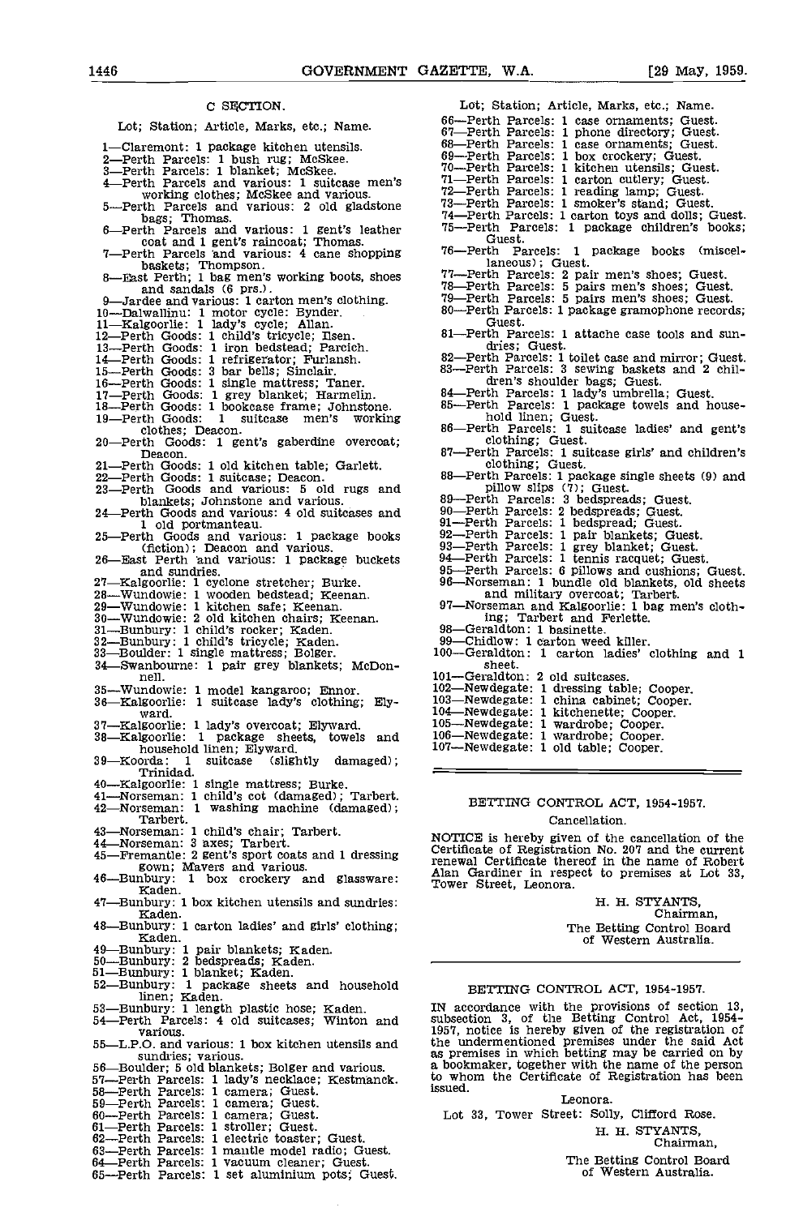## C SECTION.

Lot; Station; Article, Marks, etc.; Name.

1—Claremont: 1 package kitchen utensils.
2—Perth Parcels: 1 bush rug; McSkee.
3—Perth Parcels: 1 blanket; McSkee.
4—Perth Parcels and various: 1 suitcase men's working clothes; McSkee and various.
5—Perth Parcels and various: 2 old gladstone bags; Thomas.
6—Perth Parcels and various: 1 gent's leather coat and 1 gent's raincoat; Thomas.
7—Perth Parcels and various: 4 cane shopping baskets; Thompson.
8—East Perth; 1 bag men's working boots, shoes and sandals (6 prs.).
9—Jardee and various: 1 carton men's clothing.
10—Dalwallinu: 1 motor cycle: Bynder.
11—Kalgoorlie: 1 lady's cycle; Allan.
12—Perth Goods: 1 child's tricycle; Ilsen.
13—Perth Goods: 1 iron bedstead; Parcich.
14—Perth Goods: 1 refrigerator; Furlansh.
15—Perth Goods: 3 bar bells; Sinclair.
16—Perth Goods: 1 single mattress; Taner.
17—Perth Goods: 1 grey blanket; Harmelin.
18—Perth Goods: 1 bookcase frame; Johnstone.
19—Perth Goods: 1 suitcase men's working clothes; Deacon.
20—Perth Goods: 1 gent's gaberdine overcoat; Deacon.
21—Perth Goods: 1 old kitchen table; Garlett.
22—Perth Goods: 1 suitcase; Deacon.
23—Perth Goods and various: 5 old rugs and blankets; Johnstone and various.
24—Perth Goods and various: 4 old suitcases and 1 old portmanteau.
25—Perth Goods and various: 1 package books (fiction); Deacon and various.
26—East Perth and various: 1 package buckets and sundries.
27—Kalgoorlie: 1 cyclone stretcher; Burke.
28—Wundowie: 1 wooden bedstead; Keenan.
29—Wundowie: 1 kitchen safe; Keenan.
30—Wundowie: 2 old kitchen chairs; Keenan.
31—Bunbury: 1 child's rocker; Kaden.
32—Bunbury: 1 child's tricycle; Kaden.
33—Boulder: 1 single mattress; Bolger.
34—Swanbourne: 1 pair grey blankets; McDonnell.
35—Wundowie: 1 model kangaroo; Ennor.
36—Kalgoorlie: 1 suitcase lady's clothing; Elyward.
37—Kalgoorlie: 1 lady's overcoat; Elyward.
38—Kalgoorlie: 1 package sheets, towels and household linen; Elyward.
39—Koorda: 1 suitcase (slightly damaged); Trinidad.
40—Kalgoorlie: 1 single mattress; Burke.
41—Norseman: 1 child's cot (damaged); Tarbert.
42—Norseman: 1 washing machine (damaged); Tarbert.
43—Norseman: 1 child's chair; Tarbert.
44—Norseman: 3 axes; Tarbert.
45—Fremantle: 2 gent's sport coats and 1 dressing gown; Mavers and various.
46—Bunbury: 1 box crockery and glassware: Kaden.
47—Bunbury: 1 box kitchen utensils and sundries: Kaden.
48—Bunbury: 1 carton ladies' and girls' clothing; Kaden.
49—Bunbury: 1 pair blankets; Kaden.
50—Bunbury: 2 bedspreads; Kaden.
51—Bunbury: 1 blanket; Kaden.
52—Bunbury: 1 package sheets and household linen; Kaden.
53—Bunbury: 1 length plastic hose; Kaden.
54—Perth Parcels: 4 old suitcases; Winton and various.
55—L.P.O. and various: 1 box kitchen utensils and sundries; various.
56—Boulder; 5 old blankets; Bolger and various.
57—Perth Parcels: 1 lady's necklace; Kestmanck.
58—Perth Parcels: 1 camera; Guest.
59—Perth Parcels: 1 camera; Guest.
60—Perth Parcels: 1 camera; Guest.
61—Perth Parcels: 1 stroller; Guest.
62—Perth Parcels: 1 electric toaster; Guest.
63—Perth Parcels: 1 mantle model radio; Guest.
64—Perth Parcels: 1 vacuum cleaner; Guest.
65—Perth Parcels: 1 set aluminium pots; Guest.

Lot; Station; Article, Marks, etc.; Name.

66—Perth Parcels: 1 case ornaments; Guest.
67—Perth Parcels: 1 phone directory; Guest.
68—Perth Parcels: 1 case ornaments; Guest.
69—Perth Parcels: 1 box crockery; Guest.
70—Perth Parcels: 1 kitchen utensils; Guest.
71—Perth Parcels: 1 carton cutlery; Guest.
72—Perth Parcels: 1 reading lamp; Guest.
73—Perth Parcels: 1 smoker's stand; Guest.
74—Perth Parcels: 1 carton toys and dolls; Guest.
75—Perth Parcels: 1 package children's books; Guest.
76—Perth Parcels: 1 package books (miscellaneous); Guest.
77—Perth Parcels: 2 pair men's shoes; Guest.
78—Perth Parcels: 5 pairs men's shoes; Guest.
79—Perth Parcels: 5 pairs men's shoes; Guest.
80—Perth Parcels: 1 package gramophone records; Guest.
81—Perth Parcels: 1 attache case tools and sundries; Guest.
82—Perth Parcels: 1 toilet case and mirror; Guest.
83—Perth Parcels: 3 sewing baskets and 2 children's shoulder bags; Guest.
84—Perth Parcels: 1 lady's umbrella; Guest.
85—Perth Parcels: 1 package towels and household linen; Guest.
86—Perth Parcels: 1 suitcase ladies' and gent's clothing; Guest.
87—Perth Parcels: 1 suitcase girls' and children's clothing; Guest.
88—Perth Parcels: 1 package single sheets (9) and pillow slips (7); Guest.
89—Perth Parcels: 3 bedspreads; Guest.
90—Perth Parcels: 2 bedspreads; Guest.
91—Perth Parcels: 1 bedspread; Guest.
92—Perth Parcels: 1 pair blankets; Guest.
93—Perth Parcels: 1 grey blanket; Guest.
94—Perth Parcels: 1 tennis racquet; Guest.
95—Perth Parcels: 6 pillows and cushions; Guest.
96—Norseman: 1 bundle old blankets, old sheets and military overcoat; Tarbert.
97—Norseman and Kalgoorlie: 1 bag men's clothing; Tarbert and Ferlette.
98—Geraldton: 1 basinette.
99—Chidlow: 1 carton weed killer.
100—Geraldton: 1 carton ladies' clothing and 1 sheet.
101—Geraldton: 2 old suitcases.
102—Newdegate: 1 dressing table; Cooper.
103—Newdegate: 1 china cabinet; Cooper.
104—Newdegate: 1 kitchenette; Cooper.
105—Newdegate: 1 wardrobe; Cooper.
106—Newdegate: 1 wardrobe; Cooper.
107—Newdegate: 1 old table; Cooper.

---

## BETTING CONTROL ACT, 1954-1957.

Cancellation.

NOTICE is hereby given of the cancellation of the Certificate of Registration No. 207 and the current renewal Certificate thereof in the name of Robert Alan Gardiner in respect to premises at Lot 33, Tower Street, Leonora.

H. H. STYANTS,
Chairman,
The Betting Control Board
of Western Australia.

---

## BETTING CONTROL ACT, 1954-1957.

IN accordance with the provisions of section 13, subsection 3, of the Betting Control Act, 1954-1957, notice is hereby given of the registration of the undermentioned premises under the said Act as premises in which betting may be carried on by a bookmaker, together with the name of the person to whom the Certificate of Registration has been issued.

Leonora.

Lot 33, Tower Street: Solly, Clifford Rose.

H. H. STYANTS,
Chairman,
The Betting Control Board
of Western Australia.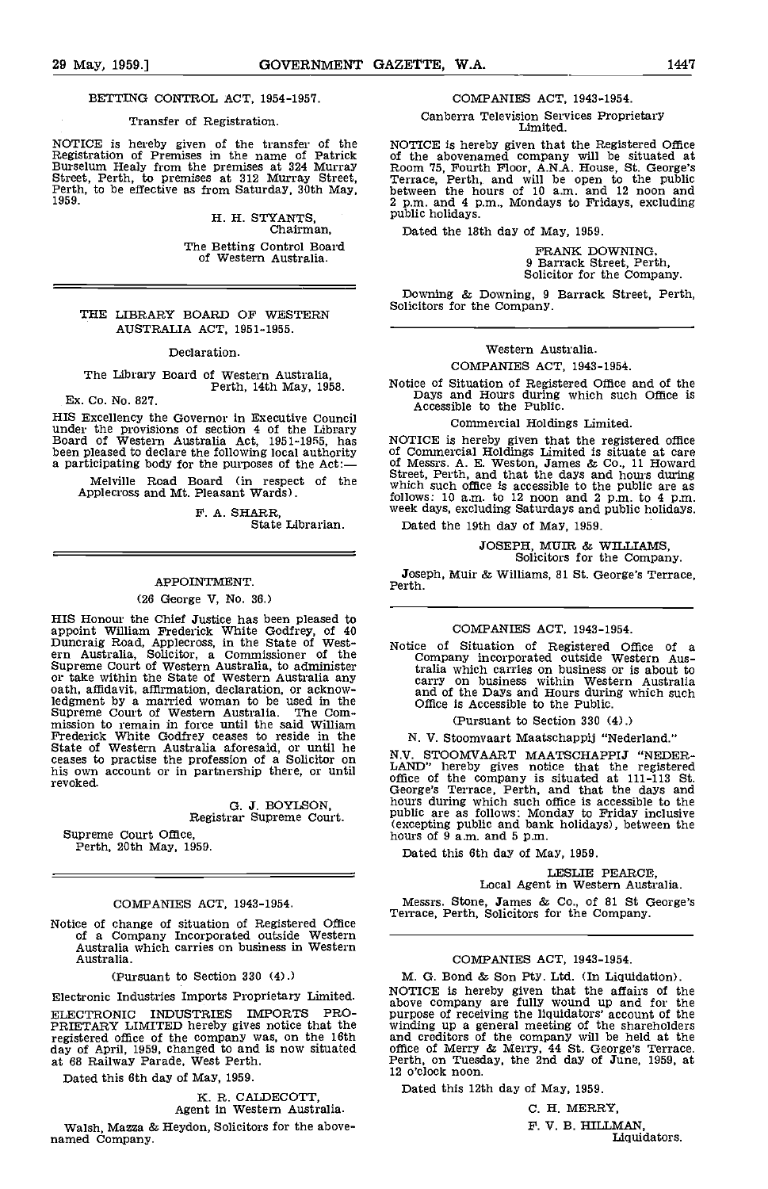BETTING CONTROL ACT, 1954-1957.

Transfer of Registration.

NOTICE is hereby given of the transfer of the Registration of Premises in the name of Patrick Burselum Healy from the premises at 324 Murray Street, Perth, to premises at 312 Murray Street, Perth, to be effective as from Saturday, 30th May, 1959.

H. H. STYANTS,
Chairman,
The Betting Control Board of Western Australia.

---

THE LIBRARY BOARD OF WESTERN AUSTRALIA ACT, 1951-1955.

Declaration.

The Library Board of Western Australia,
Perth, 14th May, 1958.

Ex. Co. No. 827.

HIS Excellency the Governor in Executive Council under the provisions of section 4 of the Library Board of Western Australia Act, 1951-1955, has been pleased to declare the following local authority a participating body for the purposes of the Act:—

Melville Road Board (in respect of the Applecross and Mt. Pleasant Wards).

F. A. SHARR,
State Librarian.

---

APPOINTMENT.

(26 George V, No. 36.)

HIS Honour the Chief Justice has been pleased to appoint William Frederick White Godfrey, of 40 Duncraig Road, Applecross, in the State of Western Australia, Solicitor, a Commissioner of the Supreme Court of Western Australia, to administer or take within the State of Western Australia any oath, affidavit, affirmation, declaration, or acknowledgment by a married woman to be used in the Supreme Court of Western Australia. The Commission to remain in force until the said William Frederick White Godfrey ceases to reside in the State of Western Australia aforesaid, or until he ceases to practise the profession of a Solicitor on his own account or in partnership there, or until revoked.

G. J. BOYLSON,
Registrar Supreme Court.

Supreme Court Office,
Perth, 20th May, 1959.

---

COMPANIES ACT, 1943-1954.

Notice of change of situation of Registered Office of a Company Incorporated outside Western Australia which carries on business in Western Australia.

(Pursuant to Section 330 (4).)

Electronic Industries Imports Proprietary Limited.

ELECTRONIC INDUSTRIES IMPORTS PROPRIETARY LIMITED hereby gives notice that the registered office of the company was, on the 16th day of April, 1959, changed to and is now situated at 68 Railway Parade, West Perth.

Dated this 6th day of May, 1959.

K. R. CALDECOTT,
Agent in Western Australia.

Walsh, Mazza & Heydon, Solicitors for the abovenamed Company.

---

COMPANIES ACT, 1943-1954.

Canberra Television Services Proprietary Limited.

NOTICE is hereby given that the Registered Office of the abovenamed company will be situated at Room 75, Fourth Floor, A.N.A. House, St. George's Terrace, Perth, and will be open to the public between the hours of 10 a.m. and 12 noon and 2 p.m. and 4 p.m., Mondays to Fridays, excluding public holidays.

Dated the 18th day of May, 1959.

FRANK DOWNING,
9 Barrack Street, Perth,
Solicitor for the Company.

Downing & Downing, 9 Barrack Street, Perth, Solicitors for the Company.

---

Western Australia.

COMPANIES ACT, 1943-1954.

Notice of Situation of Registered Office and of the Days and Hours during which such Office is Accessible to the Public.

Commercial Holdings Limited.

NOTICE is hereby given that the registered office of Commercial Holdings Limited is situate at care of Messrs. A. E. Weston, James & Co., 11 Howard Street, Perth, and that the days and hours during which such office is accessible to the public are as follows: 10 a.m. to 12 noon and 2 p.m. to 4 p.m. week days, excluding Saturdays and public holidays.

Dated the 19th day of May, 1959.

JOSEPH, MUIR & WILLIAMS,
Solicitors for the Company.

Joseph, Muir & Williams, 81 St. George's Terrace, Perth.

---

COMPANIES ACT, 1943-1954.

Notice of Situation of Registered Office of a Company incorporated outside Western Australia which carries on business or is about to carry on business within Western Australia and of the Days and Hours during which such Office is Accessible to the Public.

(Pursuant to Section 330 (4).)

N. V. Stoomvaart Maatschappij "Nederland."

N.V. STOOMVAART MAATSCHAPPIJ "NEDERLAND" hereby gives notice that the registered office of the company is situated at 111-113 St. George's Terrace, Perth, and that the days and hours during which such office is accessible to the public are as follows: Monday to Friday inclusive (excepting public and bank holidays), between the hours of 9 a.m. and 5 p.m.

Dated this 6th day of May, 1959.

LESLIE PEARCE,
Local Agent in Western Australia.

Messrs. Stone, James & Co., of 81 St George's Terrace, Perth, Solicitors for the Company.

---

COMPANIES ACT, 1943-1954.

M. G. Bond & Son Pty. Ltd. (In Liquidation).

NOTICE is hereby given that the affairs of the above company are fully wound up and for the purpose of receiving the liquidators' account of the winding up a general meeting of the shareholders and creditors of the company will be held at the office of Merry & Merry, 44 St. George's Terrace, Perth, on Tuesday, the 2nd day of June, 1959, at 12 o'clock noon.

Dated this 12th day of May, 1959.

C. H. MERRY,
F. V. B. HILLMAN,
Liquidators.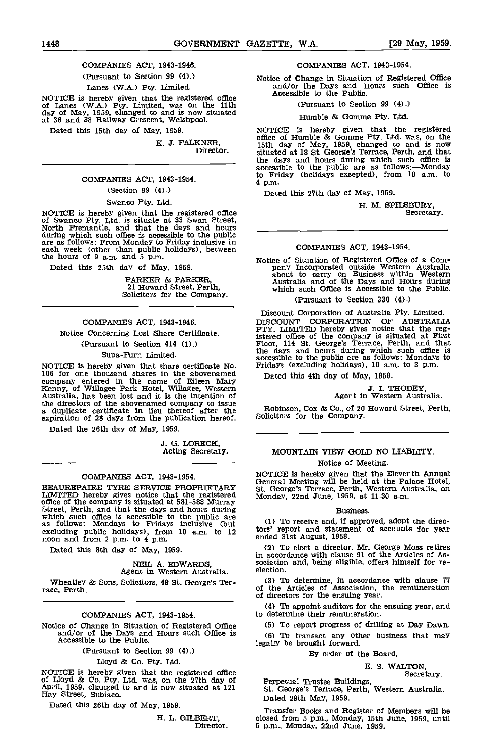COMPANIES ACT, 1943-1946.

(Pursuant to Section 99 (4).)

Lanes (W.A.) Pty. Limited.

NOTICE is hereby given that the registered office of Lanes (W.A.) Pty. Limited, was on the 11th day of May, 1959, changed to and is now situated at 36 and 38 Railway Crescent, Welshpool.

Dated this 15th day of May, 1959.

K. J. FALKNER,
Director.

---

COMPANIES ACT, 1943-1954.

(Section 99 (4).)

Swanco Pty. Ltd.

NOTICE is hereby given that the registered office of Swanco Pty. Ltd. is situate at 33 Swan Street, North Fremantle, and that the days and hours during which such office is accessible to the public are as follows: From Monday to Friday inclusive in each week (other than public holidays), between the hours of 9 a.m. and 5 p.m.

Dated this 25th day of May, 1959.

PARKER & PARKER,
21 Howard Street, Perth,
Solicitors for the Company.

---

COMPANIES ACT, 1943-1946.

Notice Concerning Lost Share Certificate.

(Pursuant to Section 414 (1).)

Supa-Furn Limited.

NOTICE is hereby given that share certificate No. 106 for one thousand shares in the abovenamed company entered in the name of Eileen Mary Kenny, of Willagee Park Hotel, Willagee, Western Australia, has been lost and it is the intention of the directors of the abovenamed company to issue a duplicate certificate in lieu thereof after the expiration of 28 days from the publication hereof.

Dated the 26th day of May, 1959.

J. G. LORECK,
Acting Secretary.

---

COMPANIES ACT, 1943-1954.

BEAUREPAIRE TYRE SERVICE PROPRIETARY LIMITED hereby gives notice that the registered office of the company is situated at 581-583 Murray Street, Perth, and that the days and hours during which such office is accessible to the public are as follows: Mondays to Fridays inclusive (but excluding public holidays), from 10 a.m. to 12 noon and from 2 p.m. to 4 p.m.

Dated this 8th day of May, 1959.

NEIL A. EDWARDS,
Agent in Western Australia.

Wheatley & Sons, Solicitors, 49 St. George's Terrace, Perth.

---

COMPANIES ACT, 1943-1954.

Notice of Change in Situation of Registered Office and/or of the Days and Hours such Office is Accessible to the Public.

(Pursuant to Section 99 (4).)

Lloyd & Co. Pty. Ltd.

NOTICE is hereby given that the registered office of Lloyd & Co. Pty. Ltd. was, on the 27th day of April, 1959, changed to and is now situated at 121 Hay Street, Subiaco.

Dated this 26th day of May, 1959.

H. L. GILBERT,
Director.

---

COMPANIES ACT, 1943-1954.

Notice of Change in Situation of Registered Office and/or the Days and Hours such Office is Accessible to the Public.

(Pursuant to Section 99 (4).)

Humble & Gomme Pty. Ltd.

NOTICE is hereby given that the registered office of Humble & Gomme Pty. Ltd. was, on the 15th day of May, 1959, changed to and is now situated at 18 St. George's Terrace, Perth, and that the days and hours during which such office is accessible to the public are as follows:—Monday to Friday (holidays excepted), from 10 a.m. to 4 p.m.

Dated this 27th day of May, 1959.

H. M. SPILSBURY,
Secretary.

---

COMPANIES ACT, 1943-1954.

Notice of Situation of Registered Office of a Company Incorporated outside Western Australia about to carry on Business within Western Australia and of the Days and Hours during which such Office is Accessible to the Public.

(Pursuant to Section 330 (4).)

Discount Corporation of Australia Pty. Limited.

DISCOUNT CORPORATION OF AUSTRALIA PTY. LIMITED hereby gives notice that the registered office of the company is situated at First Floor, 114 St. George's Terrace, Perth, and that the days and hours during which such office is accessible to the public are as follows: Mondays to Fridays (excluding holidays), 10 a.m. to 3 p.m.

Dated this 4th day of May, 1959.

J. I. THODEY,
Agent in Western Australia.

Robinson, Cox & Co., of 20 Howard Street, Perth, Solicitors for the Company.

---

MOUNTAIN VIEW GOLD NO LIABLITY.

Notice of Meeting.

NOTICE is hereby given that the Eleventh Annual General Meeting will be held at the Palace Hotel, St. George's Terrace, Perth, Western Australia, on Monday, 22nd June, 1959, at 11.30 a.m.

Business.

(1) To receive and, if approved, adopt the directors' report and statement of accounts for year ended 31st August, 1958.

(2) To elect a director. Mr. George Moss retires in accordance with clause 91 of the Articles of Association and, being eligible, offers himself for re-election.

(3) To determine, in accordance with clause 77 of the Articles of Association, the remuneration of directors for the ensuing year.

(4) To appoint auditors for the ensuing year, and to determine their remuneration.

(5) To report progress of drilling at Day Dawn.

(6) To transact any other business that may legally be brought forward.

By order of the Board,

E. S. WALTON,
Secretary.

Perpetual Trustee Buildings,
St. George's Terrace, Perth, Western Australia.
Dated 29th May, 1959.

Transfer Books and Register of Members will be closed from 5 p.m., Monday, 15th June, 1959, until 5 p.m., Monday, 22nd June, 1959.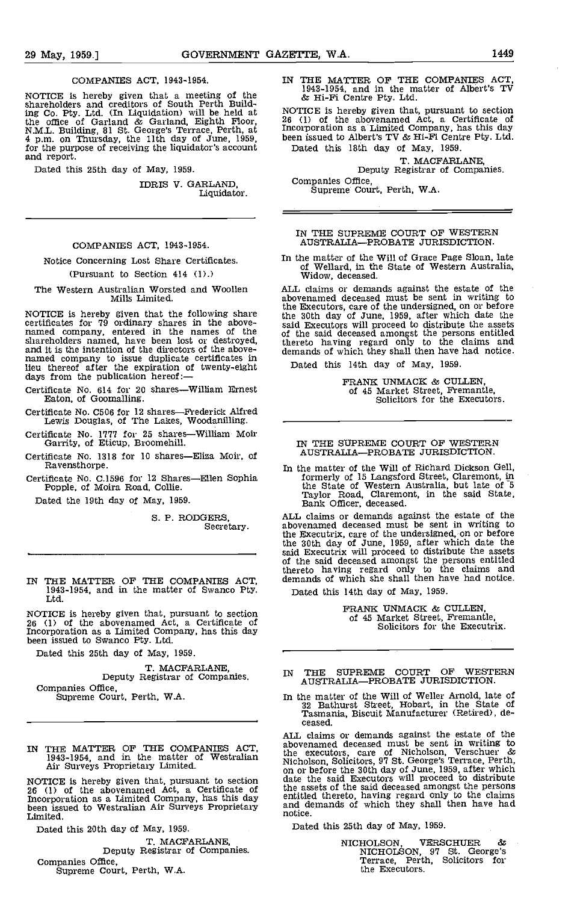COMPANIES ACT, 1943-1954.

NOTICE is hereby given that a meeting of the shareholders and creditors of South Perth Building Co. Pty. Ltd. (In Liquidation) will be held at the office of Garland & Garland, Eighth Floor, N.M.L. Building, 81 St. George's Terrace, Perth, at 4 p.m. on Thursday, the 11th day of June, 1959, for the purpose of receiving the liquidator's account and report.

Dated this 25th day of May, 1959.

IDRIS V. GARLAND,
Liquidator.

---

COMPANIES ACT, 1943-1954.

Notice Concerning Lost Share Certificates.

(Pursuant to Section 414 (1).)

The Western Australian Worsted and Woollen Mills Limited.

NOTICE is hereby given that the following share certificates for 79 ordinary shares in the abovenamed company, entered in the names of the shareholders named, have been lost or destroyed, and it is the intention of the directors of the abovenamed company to issue duplicate certificates in lieu thereof after the expiration of twenty-eight days from the publication hereof:—

Certificate No. 614 for 20 shares—William Ernest Eaton, of Goomalling.

Certificate No. C506 for 12 shares—Frederick Alfred Lewis Douglas, of The Lakes, Woodanilling.

Certificate No. 1777 for 25 shares—William Moir Garrity, of Eticup, Broomehill.

Certificate No. 1318 for 10 shares—Eliza Moir, of Ravensthorpe.

Certificate No. C.1596 for 12 Shares—Ellen Sophia Popple, of Moira Road, Collie.

Dated the 19th day of May, 1959.

S. P. RODGERS,
Secretary.

---

IN THE MATTER OF THE COMPANIES ACT, 1943-1954, and in the matter of Swanco Pty. Ltd.

NOTICE is hereby given that, pursuant to section 26 (1) of the abovenamed Act, a Certificate of Incorporation as a Limited Company, has this day been issued to Swanco Pty. Ltd.

Dated this 25th day of May, 1959.

T. MACFARLANE,
Deputy Registrar of Companies.

Companies Office,
Supreme Court, Perth, W.A.

---

IN THE MATTER OF THE COMPANIES ACT, 1943-1954, and in the matter of Westralian Air Surveys Proprietary Limited.

NOTICE is hereby given that, pursuant to section 26 (1) of the abovenamed Act, a Certificate of Incorporation as a Limited Company, has this day been issued to Westralian Air Surveys Proprietary Limited.

Dated this 20th day of May, 1959.

T. MACFARLANE,
Deputy Registrar of Companies.

Companies Office,
Supreme Court, Perth, W.A.

---

IN THE MATTER OF THE COMPANIES ACT, 1943-1954, and in the matter of Albert's TV & Hi-Fi Centre Pty. Ltd.

NOTICE is hereby given that, pursuant to section 26 (1) of the abovenamed Act, a Certificate of Incorporation as a Limited Company, has this day been issued to Albert's TV & Hi-Fi Centre Pty. Ltd.

Dated this 18th day of May, 1959.

T. MACFARLANE,
Deputy Registrar of Companies.

Companies Office,
Supreme Court, Perth, W.A.

---

IN THE SUPREME COURT OF WESTERN AUSTRALIA—PROBATE JURISDICTION.

In the matter of the Will of Grace Page Sloan, late of Wellard, in the State of Western Australia, Widow, deceased.

ALL claims or demands against the estate of the abovenamed deceased must be sent in writing to the Executors, care of the undersigned, on or before the 30th day of June, 1959, after which date the said Executors will proceed to distribute the assets of the said deceased amongst the persons entitled thereto having regard only to the claims and demands of which they shall then have had notice.

Dated this 14th day of May, 1959.

FRANK UNMACK & CULLEN,
of 45 Market Street, Fremantle,
Solicitors for the Executors.

---

IN THE SUPREME COURT OF WESTERN AUSTRALIA—PROBATE JURISDICTION.

In the matter of the Will of Richard Dickson Gell, formerly of 15 Langsford Street, Claremont, in the State of Western Australia, but late of 5 Taylor Road, Claremont, in the said State, Bank Officer, deceased.

ALL claims or demands against the estate of the abovenamed deceased must be sent in writing to the Executrix, care of the undersigned, on or before the 30th day of June, 1959, after which date the said Executrix will proceed to distribute the assets of the said deceased amongst the persons entitled thereto having regard only to the claims and demands of which she shall then have had notice.

Dated this 14th day of May, 1959.

FRANK UNMACK & CULLEN,
of 45 Market Street, Fremantle,
Solicitors for the Executrix.

---

IN THE SUPREME COURT OF WESTERN AUSTRALIA—PROBATE JURISDICTION.

In the matter of the Will of Weller Arnold, late of 32 Bathurst Street, Hobart, in the State of Tasmania, Biscuit Manufacturer (Retired), deceased.

ALL claims or demands against the estate of the abovenamed deceased must be sent in writing to the executors, care of Nicholson, Verschuer & Nicholson, Solicitors, 97 St. George's Terrace, Perth, on or before the 30th day of June, 1959, after which date the said Executors will proceed to distribute the assets of the said deceased amongst the persons entitled thereto, having regard only to the claims and demands of which they shall then have had notice.

Dated this 25th day of May, 1959.

NICHOLSON, VERSCHUER & NICHOLSON, 97 St. George's Terrace, Perth, Solicitors for the Executors.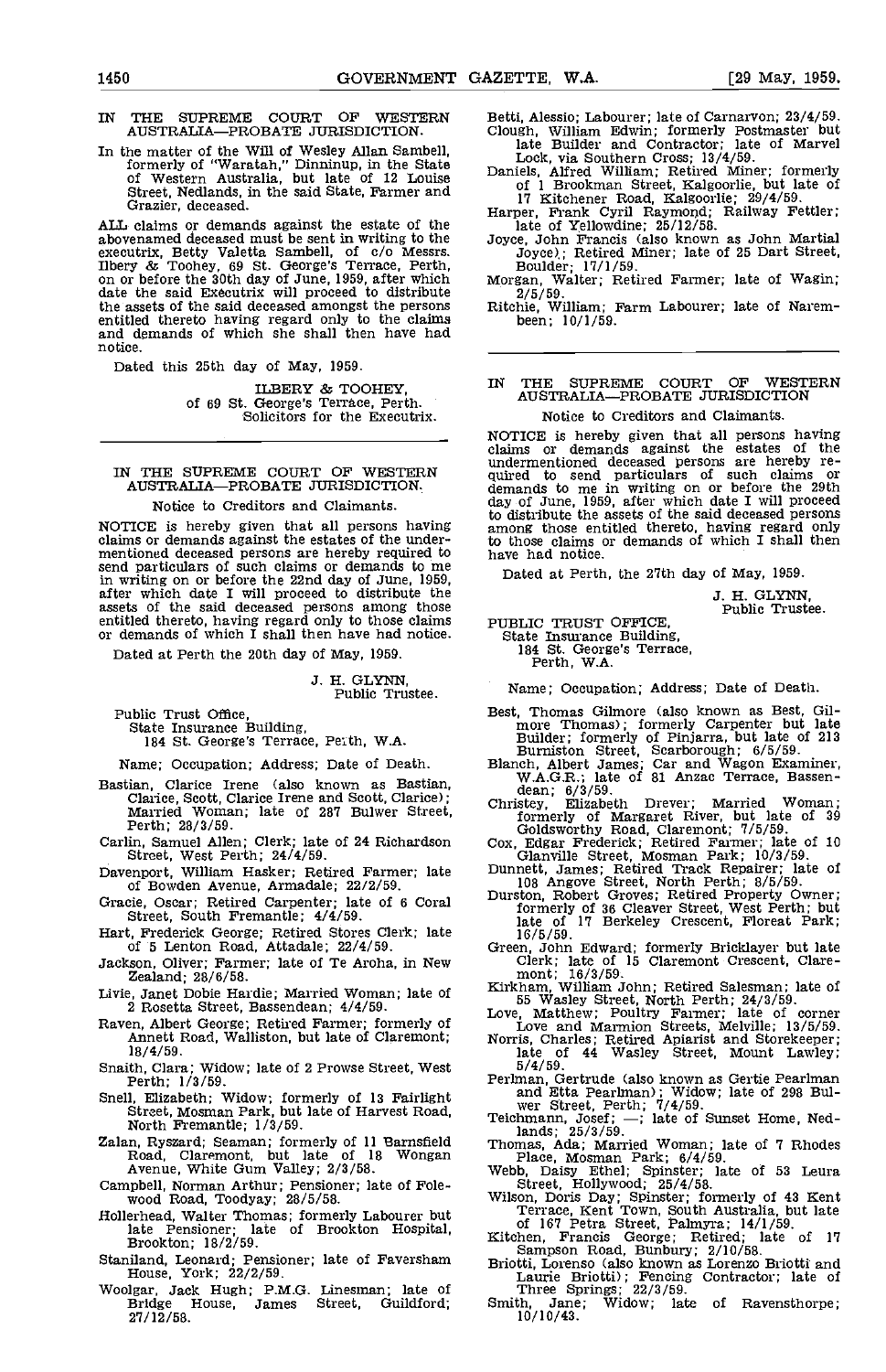IN THE SUPREME COURT OF WESTERN AUSTRALIA—PROBATE JURISDICTION.

In the matter of the Will of Wesley Allan Sambell, formerly of "Waratah," Dinninup, in the State of Western Australia, but late of 12 Louise Street, Nedlands, in the said State, Farmer and Grazier, deceased.

ALL claims or demands against the estate of the abovenamed deceased must be sent in writing to the executrix, Betty Valetta Sambell, of c/o Messrs. Ilbery & Toohey, 69 St. George's Terrace, Perth, on or before the 30th day of June, 1959, after which date the said Executrix will proceed to distribute the assets of the said deceased amongst the persons entitled thereto having regard only to the claims and demands of which she shall then have had notice.

Dated this 25th day of May, 1959.

ILBERY & TOOHEY,
of 69 St. George's Terrace, Perth.
Solicitors for the Executrix.

---

IN THE SUPREME COURT OF WESTERN AUSTRALIA—PROBATE JURISDICTION.

Notice to Creditors and Claimants.

NOTICE is hereby given that all persons having claims or demands against the estates of the undermentioned deceased persons are hereby required to send particulars of such claims or demands to me in writing on or before the 22nd day of June, 1959, after which date I will proceed to distribute the assets of the said deceased persons among those entitled thereto, having regard only to those claims or demands of which I shall then have had notice.

Dated at Perth the 20th day of May, 1959.

J. H. GLYNN,
Public Trustee.

Public Trust Office,
State Insurance Building,
184 St. George's Terrace, Perth, W.A.

Name; Occupation; Address; Date of Death.

Bastian, Clarice Irene (also known as Bastian, Clarice, Scott, Clarice Irene and Scott, Clarice); Married Woman; late of 287 Bulwer Street, Perth; 28/3/59.

Carlin, Samuel Allen; Clerk; late of 24 Richardson Street, West Perth; 24/4/59.

Davenport, William Hasker; Retired Farmer; late of Bowden Avenue, Armadale; 22/2/59.

Gracie, Oscar; Retired Carpenter; late of 6 Coral Street, South Fremantle; 4/4/59.

Hart, Frederick George; Retired Stores Clerk; late of 5 Lenton Road, Attadale; 22/4/59.

Jackson, Oliver; Farmer; late of Te Aroha, in New Zealand; 28/6/58.

Livie, Janet Dobie Hardie; Married Woman; late of 2 Rosetta Street, Bassendean; 4/4/59.

Raven, Albert George; Retired Farmer; formerly of Annett Road, Walliston, but late of Claremont; 18/4/59.

Snaith, Clara; Widow; late of 2 Prowse Street, West Perth; 1/3/59.

Snell, Elizabeth; Widow; formerly of 13 Fairlight Street, Mosman Park, but late of Harvest Road, North Fremantle; 1/3/59.

Zalan, Ryszard; Seaman; formerly of 11 Barnsfield Road, Claremont, but late of 18 Wongan Avenue, White Gum Valley; 2/3/58.

Campbell, Norman Arthur; Pensioner; late of Folewood Road, Toodyay; 28/5/58.

Hollerhead, Walter Thomas; formerly Labourer but late Pensioner; late of Brookton Hospital, Brookton; 18/2/59.

Staniland, Leonard; Pensioner; late of Faversham House, York; 22/2/59.

Woolgar, Jack Hugh; P.M.G. Linesman; late of Bridge House, James Street, Guildford; 27/12/58.

Betti, Alessio; Labourer; late of Carnarvon; 23/4/59.

Clough, William Edwin; formerly Postmaster but late Builder and Contractor; late of Marvel Lock, via Southern Cross; 13/4/59.

Daniels, Alfred William; Retired Miner; formerly of 1 Brookman Street, Kalgoorlie, but late of 17 Kitchener Road, Kalgoorlie; 29/4/59.

Harper, Frank Cyril Raymond; Railway Fettler; late of Yellowdine; 25/12/58.

Joyce, John Francis (also known as John Martial Joyce); Retired Miner; late of 25 Dart Street, Boulder; 17/1/59.

Morgan, Walter; Retired Farmer; late of Wagin; 2/5/59.

Ritchie, William; Farm Labourer; late of Narembeen; 10/1/59.

---

IN THE SUPREME COURT OF WESTERN AUSTRALIA—PROBATE JURISDICTION

Notice to Creditors and Claimants.

NOTICE is hereby given that all persons having claims or demands against the estates of the undermentioned deceased persons are hereby required to send particulars of such claims or demands to me in writing on or before the 29th day of June, 1959, after which date I will proceed to distribute the assets of the said deceased persons among those entitled thereto, having regard only to those claims or demands of which I shall then have had notice.

Dated at Perth, the 27th day of May, 1959.

J. H. GLYNN,
Public Trustee.

PUBLIC TRUST OFFICE,
State Insurance Building,
184 St. George's Terrace,
Perth, W.A.

Name; Occupation; Address; Date of Death.

Best, Thomas Gilmore (also known as Best, Gilmore Thomas); formerly Carpenter but late Builder; formerly of Pinjarra, but late of 213 Burniston Street, Scarborough; 6/5/59.

Blanch, Albert James; Car and Wagon Examiner, W.A.G.R.; late of 81 Anzac Terrace, Bassendean; 6/3/59.

Christey, Elizabeth Drever; Married Woman; formerly of Margaret River, but late of 39 Goldsworthy Road, Claremont; 7/5/59.

Cox, Edgar Frederick; Retired Farmer; late of 10 Glanville Street, Mosman Park; 10/3/59.

Dunnett, James; Retired Track Repairer; late of 108 Angove Street, North Perth; 8/5/59.

Durston, Robert Groves; Retired Property Owner; formerly of 36 Cleaver Street, West Perth; but late of 17 Berkeley Crescent, Floreat Park; 16/5/59.

Green, John Edward; formerly Bricklayer but late Clerk; late of 15 Claremont Crescent, Claremont; 16/3/59.

Kirkham, William John; Retired Salesman; late of 55 Wasley Street, North Perth; 24/3/59.

Love, Matthew; Poultry Farmer; late of corner Love and Marmion Streets, Melville; 13/5/59.

Norris, Charles; Retired Apiarist and Storekeeper; late of 44 Wasley Street, Mount Lawley; 5/4/59.

Perlman, Gertrude (also known as Gertie Pearlman and Etta Pearlman); Widow; late of 298 Bulwer Street, Perth; 7/4/59.

Teichmann, Josef; —; late of Sunset Home, Nedlands; 25/3/59.

Thomas, Ada; Married Woman; late of 7 Rhodes Place, Mosman Park; 6/4/59.

Webb, Daisy Ethel; Spinster; late of 53 Leura Street, Hollywood; 25/4/58.

Wilson, Doris Day; Spinster; formerly of 43 Kent Terrace, Kent Town, South Australia, but late of 167 Petra Street, Palmyra; 14/1/59.

Kitchen, Francis George; Retired; late of 17 Sampson Road, Bunbury; 2/10/58.

Briotti, Lorenso (also known as Lorenzo Briotti and Laurie Briotti); Fencing Contractor; late of Three Springs; 22/3/59.

Smith, Jane; Widow; late of Ravensthorpe; 10/10/43.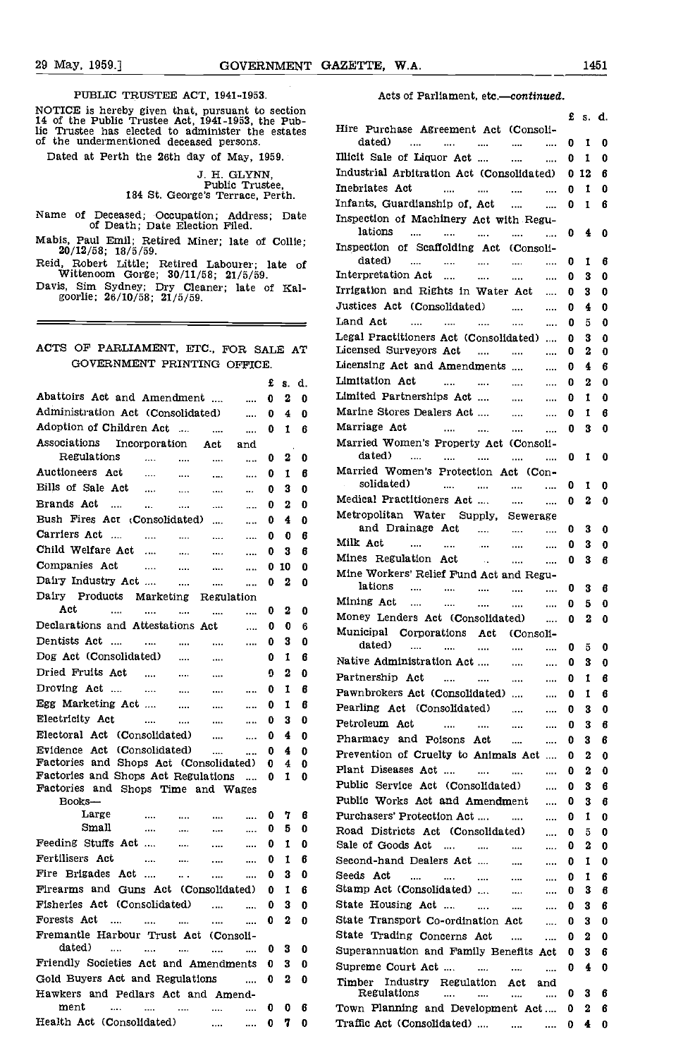PUBLIC TRUSTEE ACT, 1941-1953.

NOTICE is hereby given that, pursuant to section 14 of the Public Trustee Act, 1941-1953, the Public Trustee has elected to administer the estates of the undermentioned deceased persons.

Dated at Perth the 26th day of May, 1959.

J. H. GLYNN,
Public Trustee,
184 St. George's Terrace, Perth.

Name of Deceased; Occupation; Address; Date of Death; Date Election Filed.

Mabis, Paul Emil; Retired Miner; late of Collie; 20/12/58; 18/5/59.

Reid, Robert Little; Retired Labourer; late of Wittenoom Gorge; 30/11/58; 21/5/59.

Davis, Sim Sydney; Dry Cleaner; late of Kalgoorlie; 26/10/58; 21/5/59.

---

ACTS OF PARLIAMENT, ETC., FOR SALE AT GOVERNMENT PRINTING OFFICE.

| | £ | s. | d. |
|---|---|---|---|
| Abattoirs Act and Amendment | 0 | 2 | 0 |
| Administration Act (Consolidated) | 0 | 4 | 0 |
| Adoption of Children Act | 0 | 1 | 6 |
| Associations Incorporation Act and Regulations | 0 | 2 | 0 |
| Auctioneers Act | 0 | 1 | 6 |
| Bills of Sale Act | 0 | 3 | 0 |
| Brands Act | 0 | 2 | 0 |
| Bush Fires Act (Consolidated) | 0 | 4 | 0 |
| Carriers Act | 0 | 0 | 6 |
| Child Welfare Act | 0 | 3 | 6 |
| Companies Act | 0 | 10 | 0 |
| Dairy Industry Act | 0 | 2 | 0 |
| Dairy Products Marketing Regulation Act | 0 | 2 | 0 |
| Declarations and Attestations Act | 0 | 0 | 6 |
| Dentists Act | 0 | 3 | 0 |
| Dog Act (Consolidated) | 0 | 1 | 6 |
| Dried Fruits Act | 0 | 2 | 0 |
| Droving Act | 0 | 1 | 6 |
| Egg Marketing Act | 0 | 1 | 6 |
| Electricity Act | 0 | 3 | 0 |
| Electoral Act (Consolidated) | 0 | 4 | 0 |
| Evidence Act (Consolidated) | 0 | 4 | 0 |
| Factories and Shops Act (Consolidated) | 0 | 4 | 0 |
| Factories and Shops Act Regulations | 0 | 1 | 0 |
| Factories and Shops Time and Wages Books— | | | |
| Large | 0 | 7 | 6 |
| Small | 0 | 5 | 0 |
| Feeding Stuffs Act | 0 | 1 | 0 |
| Fertilisers Act | 0 | 1 | 6 |
| Fire Brigades Act | 0 | 3 | 0 |
| Firearms and Guns Act (Consolidated) | 0 | 1 | 6 |
| Fisheries Act (Consolidated) | 0 | 3 | 0 |
| Forests Act | 0 | 2 | 0 |
| Fremantle Harbour Trust Act (Consolidated) | 0 | 3 | 0 |
| Friendly Societies Act and Amendments | 0 | 3 | 0 |
| Gold Buyers Act and Regulations | 0 | 2 | 0 |
| Hawkers and Pedlars Act and Amendment | 0 | 0 | 6 |
| Health Act (Consolidated) | 0 | 7 | 0 |

Acts of Parliament, etc.—*continued.*

| | £ | s. | d. |
|---|---|---|---|
| Hire Purchase Agreement Act (Consolidated) | 0 | 1 | 0 |
| Illicit Sale of Liquor Act | 0 | 1 | 0 |
| Industrial Arbitration Act (Consolidated) | 0 | 12 | 6 |
| Inebriates Act | 0 | 1 | 0 |
| Infants, Guardianship of, Act | 0 | 1 | 6 |
| Inspection of Machinery Act with Regulations | 0 | 4 | 0 |
| Inspection of Scaffolding Act (Consolidated) | 0 | 1 | 6 |
| Interpretation Act | 0 | 3 | 0 |
| Irrigation and Rights in Water Act | 0 | 3 | 0 |
| Justices Act (Consolidated) | 0 | 4 | 0 |
| Land Act | 0 | 5 | 0 |
| Legal Practitioners Act (Consolidated) | 0 | 3 | 0 |
| Licensed Surveyors Act | 0 | 2 | 0 |
| Licensing Act and Amendments | 0 | 4 | 6 |
| Limitation Act | 0 | 2 | 0 |
| Limited Partnerships Act | 0 | 1 | 0 |
| Marine Stores Dealers Act | 0 | 1 | 6 |
| Marriage Act | 0 | 3 | 0 |
| Married Women's Property Act (Consolidated) | 0 | 1 | 0 |
| Married Women's Protection Act (Consolidated) | 0 | 1 | 0 |
| Medical Practitioners Act | 0 | 2 | 0 |
| Metropolitan Water Supply, Sewerage and Drainage Act | 0 | 3 | 0 |
| Milk Act | 0 | 3 | 0 |
| Mines Regulation Act | 0 | 3 | 6 |
| Mine Workers' Relief Fund Act and Regulations | 0 | 3 | 6 |
| Mining Act | 0 | 5 | 0 |
| Money Lenders Act (Consolidated) | 0 | 2 | 0 |
| Municipal Corporations Act (Consolidated) | 0 | 5 | 0 |
| Native Administration Act | 0 | 3 | 0 |
| Partnership Act | 0 | 1 | 6 |
| Pawnbrokers Act (Consolidated) | 0 | 1 | 6 |
| Pearling Act (Consolidated) | 0 | 3 | 0 |
| Petroleum Act | 0 | 3 | 6 |
| Pharmacy and Poisons Act | 0 | 3 | 6 |
| Prevention of Cruelty to Animals Act | 0 | 2 | 0 |
| Plant Diseases Act | 0 | 2 | 0 |
| Public Service Act (Consolidated) | 0 | 3 | 6 |
| Public Works Act and Amendment | 0 | 3 | 6 |
| Purchasers' Protection Act | 0 | 1 | 0 |
| Road Districts Act (Consolidated) | 0 | 5 | 0 |
| Sale of Goods Act | 0 | 2 | 0 |
| Second-hand Dealers Act | 0 | 1 | 0 |
| Seeds Act | 0 | 1 | 6 |
| Stamp Act (Consolidated) | 0 | 3 | 6 |
| State Housing Act | 0 | 3 | 6 |
| State Transport Co-ordination Act | 0 | 3 | 0 |
| State Trading Concerns Act | 0 | 2 | 0 |
| Superannuation and Family Benefits Act | 0 | 3 | 6 |
| Supreme Court Act | 0 | 4 | 0 |
| Timber Industry Regulation Act and Regulations | 0 | 3 | 6 |
| Town Planning and Development Act | 0 | 2 | 6 |
| Traffic Act (Consolidated) | 0 | 4 | 0 |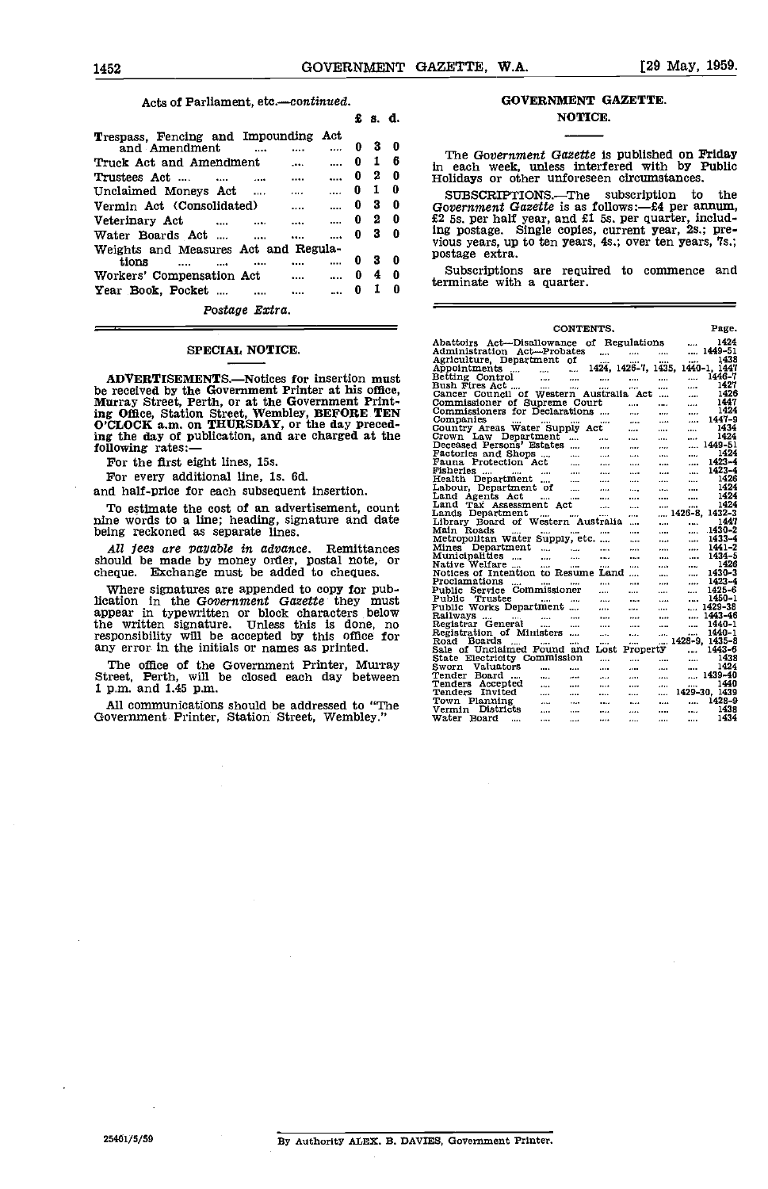Acts of Parliament, etc.—*continued.*

| | £ | s. | d. |
|---|---|---|---|
| Trespass, Fencing and Impounding Act and Amendment .... .... .... | 0 | 3 | 0 |
| Truck Act and Amendment .... .... | 0 | 1 | 6 |
| Trustees Act .... .... .... .... | 0 | 2 | 0 |
| Unclaimed Moneys Act .... .... .... | 0 | 1 | 0 |
| Vermin Act (Consolidated) .... .... | 0 | 3 | 0 |
| Veterinary Act .... .... .... .... | 0 | 2 | 0 |
| Water Boards Act .... .... .... .... | 0 | 3 | 0 |
| Weights and Measures Act and Regulations .... .... .... .... .... | 0 | 3 | 0 |
| Workers' Compensation Act .... .... | 0 | 4 | 0 |
| Year Book, Pocket .... .... .... .... | 0 | 1 | 0 |

*Postage Extra.*

## SPECIAL NOTICE.

**ADVERTISEMENTS.**—Notices for insertion must be received by the Government Printer at his office, Murray Street, Perth, or at the Government Printing Office, Station Street, Wembley, **BEFORE TEN O'CLOCK** a.m. on **THURSDAY**, or the day preceding the day of publication, and are charged at the following rates:—

For the first eight lines, 15s.

For every additional line, 1s. 6d.

and half-price for each subsequent insertion.

To estimate the cost of an advertisement, count nine words to a line; heading, signature and date being reckoned as separate lines.

*All fees are payable in advance.* Remittances should be made by money order, postal note, or cheque. Exchange must be added to cheques.

Where signatures are appended to copy for publication in the *Government Gazette* they must appear in typewritten or block characters below the written signature. Unless this is done, no responsibility will be accepted by this office for any error in the initials or names as printed.

The office of the Government Printer, Murray Street, Perth, will be closed each day between 1 p.m. and 1.45 p.m.

All communications should be addressed to "The Government Printer, Station Street, Wembley."

## GOVERNMENT GAZETTE.
### NOTICE.

The *Government Gazette* is published on Friday in each week, unless interfered with by Public Holidays or other unforeseen circumstances.

SUBSCRIPTIONS.—The subscription to the *Government Gazette* is as follows:—£4 per annum, £2 5s. per half year, and £1 5s. per quarter, including postage. Single copies, current year, 2s.; previous years, up to ten years, 4s.; over ten years, 7s.; postage extra.

Subscriptions are required to commence and terminate with a quarter.

### CONTENTS.

| | Page. |
|---|---|
| Abattoirs Act—Disallowance of Regulations .... | 1424 |
| Administration Act—Probates .... .... .... | 1449-51 |
| Agriculture, Department of .... .... .... | 1438 |
| Appointments .... .... .... | 1424, 1426-7, 1435, 1440-1, 1447 |
| Betting Control .... .... .... .... .... | 1446-7 |
| Bush Fires Act .... .... .... .... .... | 1427 |
| Cancer Council of Western Australia Act .... | 1426 |
| Commissioner of Supreme Court .... .... | 1447 |
| Commissioners for Declarations .... .... | 1424 |
| Companies .... .... .... .... .... | 1447-9 |
| Country Areas Water Supply Act .... .... | 1434 |
| Crown Law Department .... .... .... | 1424 |
| Deceased Persons' Estates .... .... .... | 1449-51 |
| Factories and Shops .... .... .... .... | 1424 |
| Fauna Protection Act .... .... .... | 1423-4 |
| Fisheries .... .... .... .... .... | 1423-4 |
| Health Department .... .... .... .... | 1426 |
| Labour, Department of .... .... .... | 1424 |
| Land Agents Act .... .... .... .... | 1424 |
| Land Tax Assessment Act .... .... .... | 1424 |
| Lands Department .... .... .... | 1426-8, 1432-3 |
| Library Board of Western Australia .... .... | 1447 |
| Main Roads .... .... .... .... .... | 1430-2 |
| Metropolitan Water Supply, etc. .... .... | 1433-4 |
| Mines Department .... .... .... .... | 1441-2 |
| Municipalities .... .... .... .... | 1434-5 |
| Native Welfare .... .... .... .... | 1426 |
| Notices of Intention to Resume Land .... | 1430-3 |
| Proclamations .... .... .... .... | 1423-4 |
| Public Service Commissioner .... .... | 1425-6 |
| Public Trustee .... .... .... .... | 1450-1 |
| Public Works Department .... .... .... | 1429-38 |
| Railways .... .... .... .... .... | 1443-46 |
| Registrar General .... .... .... .... | 1440-1 |
| Registration of Ministers .... .... .... | 1440-1 |
| Road Boards .... .... .... .... | 1428-9, 1435-8 |
| Sale of Unclaimed Found and Lost Property .... | 1443-6 |
| State Electricity Commission .... .... | 1438 |
| Sworn Valuators .... .... .... .... | 1424 |
| Tender Board .... .... .... .... | 1439-40 |
| Tenders Accepted .... .... .... .... | 1440 |
| Tenders Invited .... .... .... | 1429-30, 1439 |
| Town Planning .... .... .... .... | 1428-9 |
| Vermin Districts .... .... .... .... | 1438 |
| Water Board .... .... .... .... | 1434 |

25401/5/59

By Authority ALEX. B. DAVIES, Government Printer.